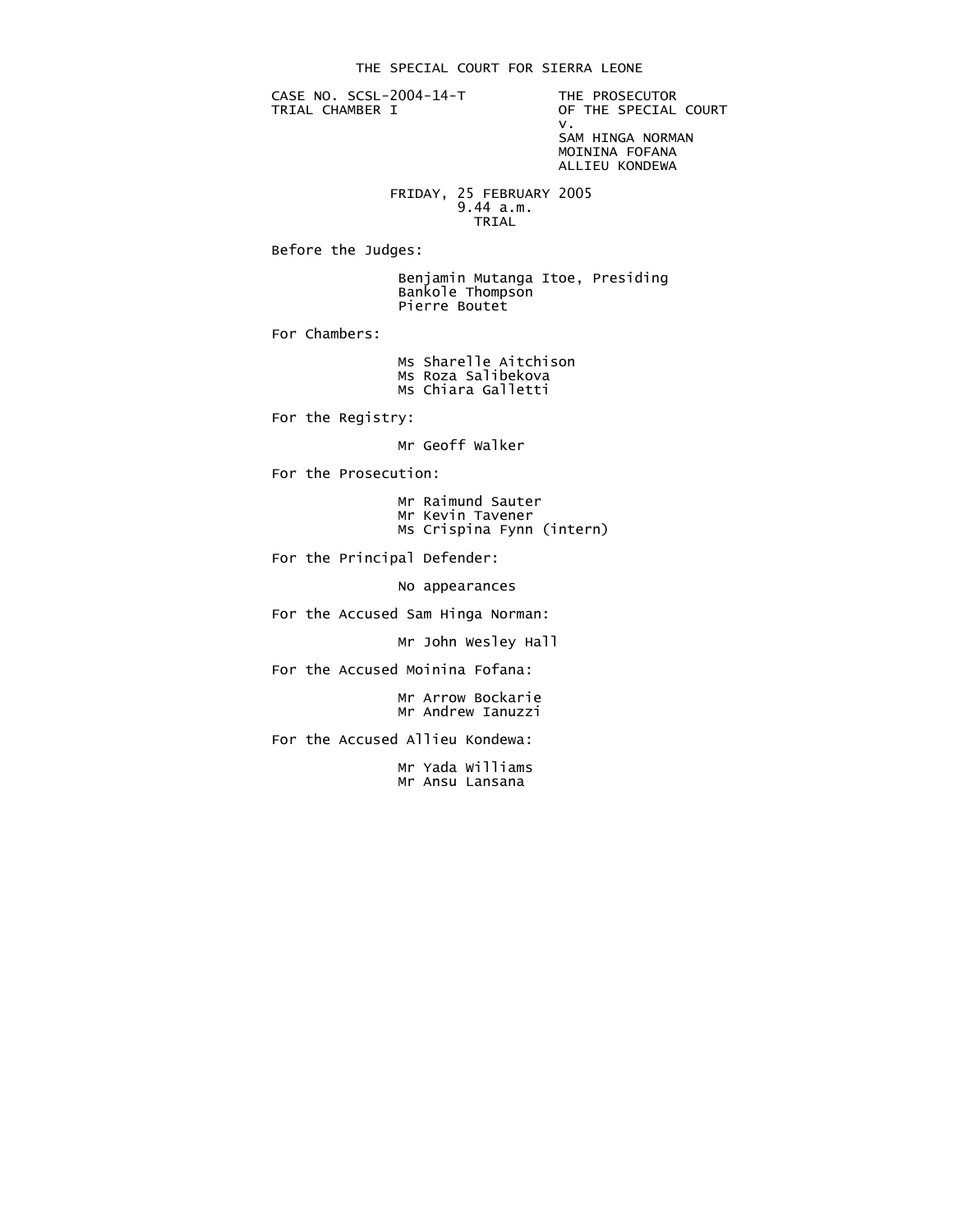# THE SPECIAL COURT FOR SIERRA LEONE

CASE NO. SCSL-2004-14-T
TRIAL CHAMBER I

THE PROSECUTOR
OF THE SPECIAL COURT
v.
SAM HINGA NORMAN
MOININA FOFANA
ALLIEU KONDEWA

FRIDAY, 25 FEBRUARY 2005
9.44 a.m.
TRIAL

Before the Judges:

Benjamin Mutanga Itoe, Presiding
Bankole Thompson
Pierre Boutet

For Chambers:

Ms Sharelle Aitchison
Ms Roza Salibekova
Ms Chiara Galletti

For the Registry:

Mr Geoff Walker

For the Prosecution:

Mr Raimund Sauter
Mr Kevin Tavener
Ms Crispina Fynn (intern)

For the Principal Defender:

No appearances

For the Accused Sam Hinga Norman:

Mr John Wesley Hall

For the Accused Moinina Fofana:

Mr Arrow Bockarie
Mr Andrew Ianuzzi

For the Accused Allieu Kondewa:

Mr Yada Williams
Mr Ansu Lansana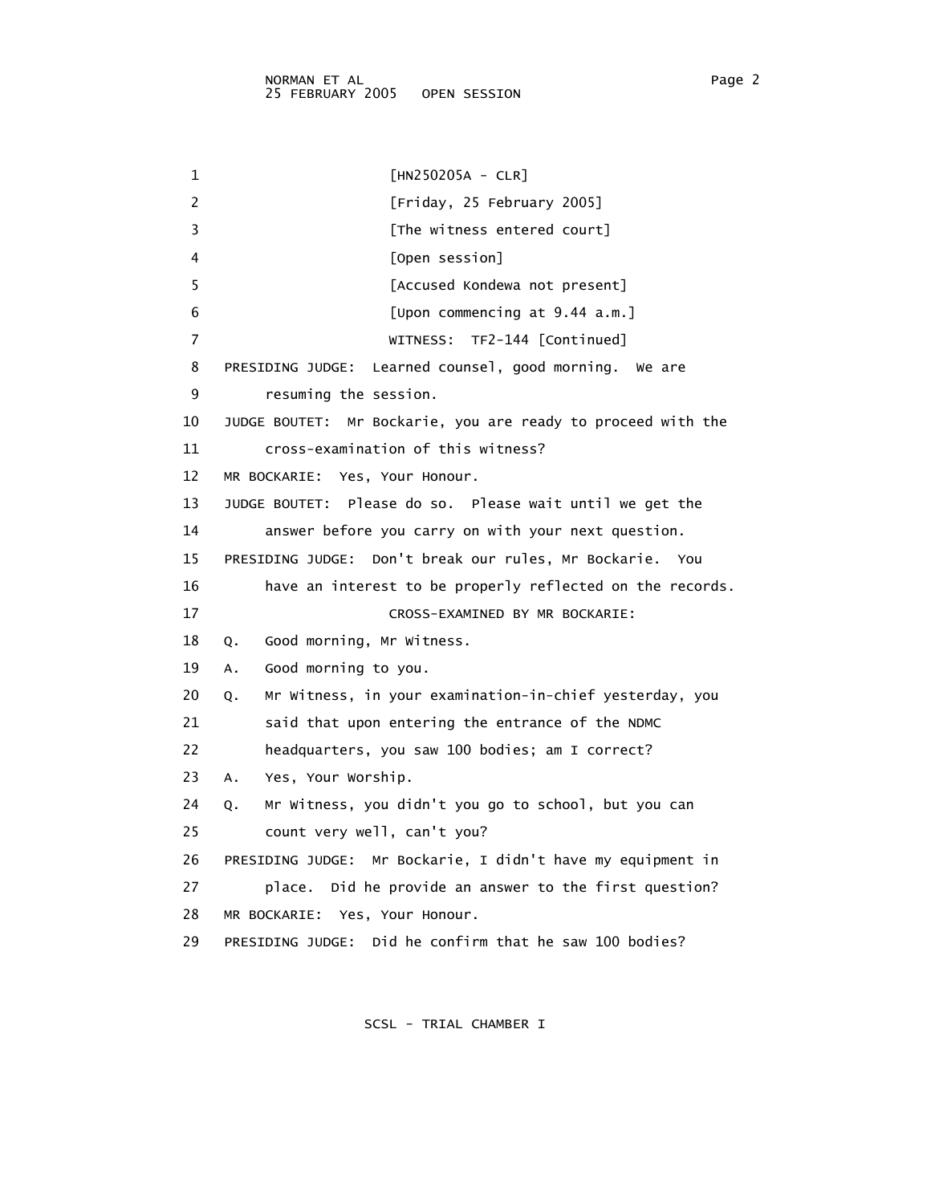[HN250205A - CLR]

[Friday, 25 February 2005]

[The witness entered court]

[Open session]

[Accused Kondewa not present]

[Upon commencing at 9.44 a.m.]

WITNESS: TF2-144 [Continued]

PRESIDING JUDGE: Learned counsel, good morning. We are resuming the session.

JUDGE BOUTET: Mr Bockarie, you are ready to proceed with the cross-examination of this witness?

MR BOCKARIE: Yes, Your Honour.

JUDGE BOUTET: Please do so. Please wait until we get the answer before you carry on with your next question.

PRESIDING JUDGE: Don't break our rules, Mr Bockarie. You have an interest to be properly reflected on the records.

CROSS-EXAMINED BY MR BOCKARIE:

Q. Good morning, Mr Witness.

A. Good morning to you.

Q. Mr Witness, in your examination-in-chief yesterday, you said that upon entering the entrance of the NDMC headquarters, you saw 100 bodies; am I correct?

A. Yes, Your Worship.

Q. Mr Witness, you didn't you go to school, but you can count very well, can't you?

PRESIDING JUDGE: Mr Bockarie, I didn't have my equipment in place. Did he provide an answer to the first question?

MR BOCKARIE: Yes, Your Honour.

PRESIDING JUDGE: Did he confirm that he saw 100 bodies?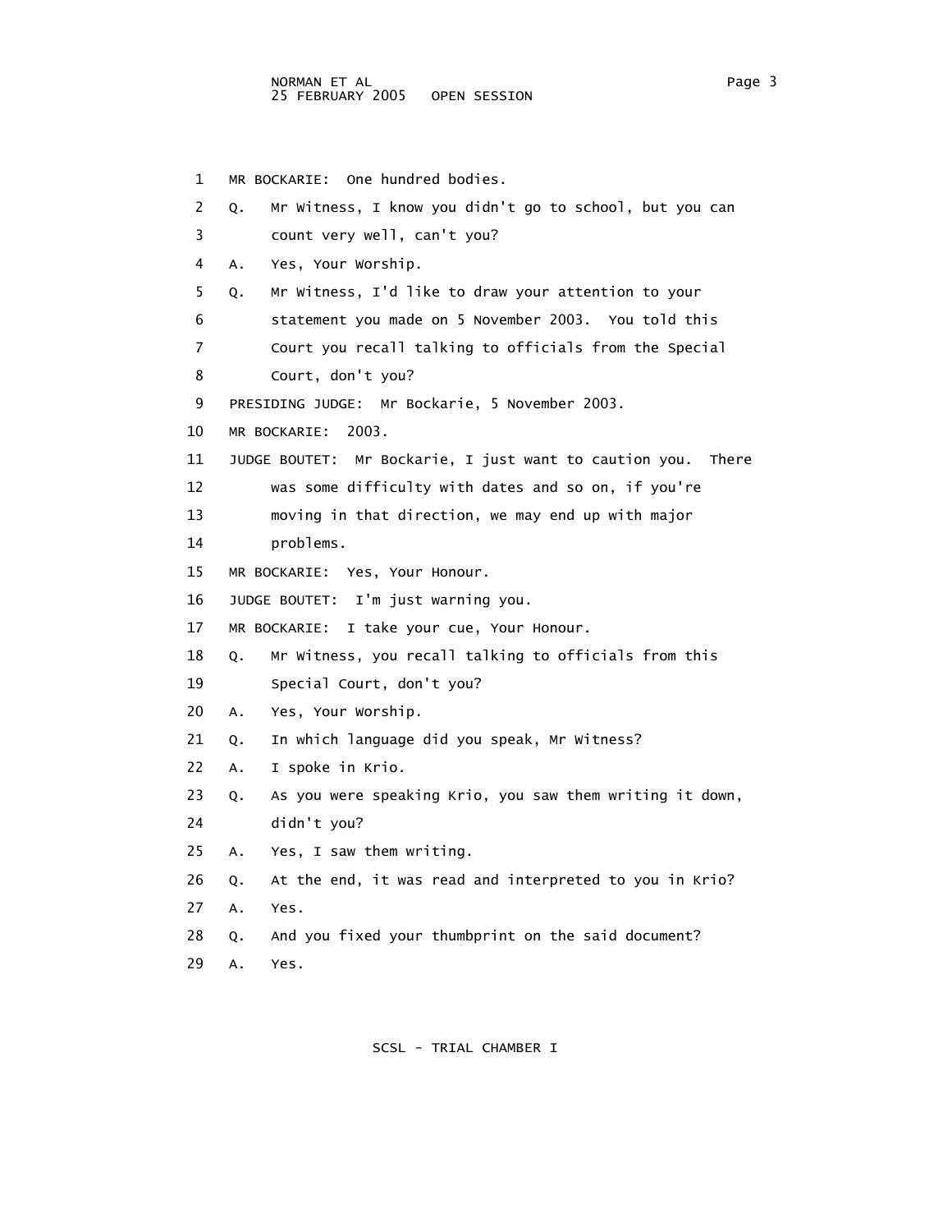1 MR BOCKARIE: One hundred bodies.

2 Q. Mr Witness, I know you didn't go to school, but you can

3 count very well, can't you?

4 A. Yes, Your Worship.

5 Q. Mr Witness, I'd like to draw your attention to your

6 statement you made on 5 November 2003. You told this

7 Court you recall talking to officials from the Special

8 Court, don't you?

9 PRESIDING JUDGE: Mr Bockarie, 5 November 2003.

10 MR BOCKARIE: 2003.

11 JUDGE BOUTET: Mr Bockarie, I just want to caution you. There

12 was some difficulty with dates and so on, if you're

13 moving in that direction, we may end up with major

14 problems.

15 MR BOCKARIE: Yes, Your Honour.

16 JUDGE BOUTET: I'm just warning you.

17 MR BOCKARIE: I take your cue, Your Honour.

18 Q. Mr Witness, you recall talking to officials from this

19 Special Court, don't you?

20 A. Yes, Your Worship.

21 Q. In which language did you speak, Mr Witness?

22 A. I spoke in Krio.

23 Q. As you were speaking Krio, you saw them writing it down,

24 didn't you?

25 A. Yes, I saw them writing.

26 Q. At the end, it was read and interpreted to you in Krio?

27 A. Yes.

28 Q. And you fixed your thumbprint on the said document?

29 A. Yes.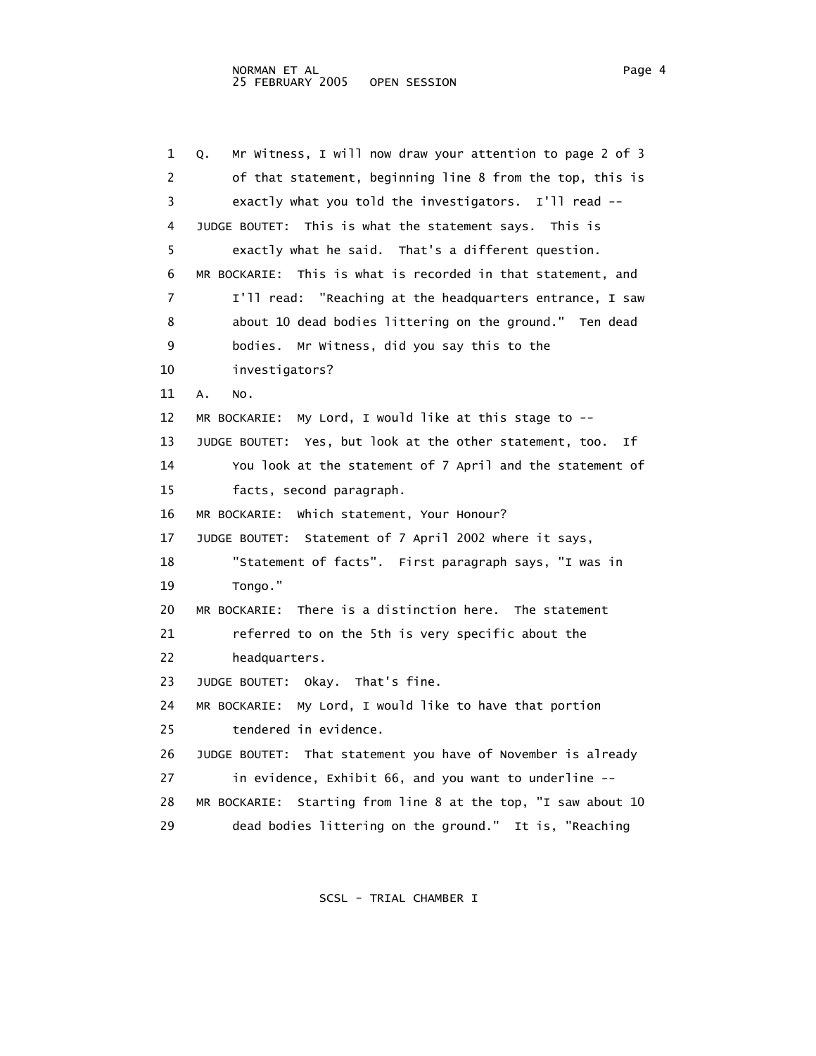1 Q. Mr Witness, I will now draw your attention to page 2 of 3
2 of that statement, beginning line 8 from the top, this is
3 exactly what you told the investigators. I'll read --
4 JUDGE BOUTET: This is what the statement says. This is
5 exactly what he said. That's a different question.
6 MR BOCKARIE: This is what is recorded in that statement, and
7 I'll read: "Reaching at the headquarters entrance, I saw
8 about 10 dead bodies littering on the ground." Ten dead
9 bodies. Mr Witness, did you say this to the
10 investigators?
11 A. No.
12 MR BOCKARIE: My Lord, I would like at this stage to --
13 JUDGE BOUTET: Yes, but look at the other statement, too. If
14 You look at the statement of 7 April and the statement of
15 facts, second paragraph.
16 MR BOCKARIE: Which statement, Your Honour?
17 JUDGE BOUTET: Statement of 7 April 2002 where it says,
18 "Statement of facts". First paragraph says, "I was in
19 Tongo."
20 MR BOCKARIE: There is a distinction here. The statement
21 referred to on the 5th is very specific about the
22 headquarters.
23 JUDGE BOUTET: Okay. That's fine.
24 MR BOCKARIE: My Lord, I would like to have that portion
25 tendered in evidence.
26 JUDGE BOUTET: That statement you have of November is already
27 in evidence, Exhibit 66, and you want to underline --
28 MR BOCKARIE: Starting from line 8 at the top, "I saw about 10
29 dead bodies littering on the ground." It is, "Reaching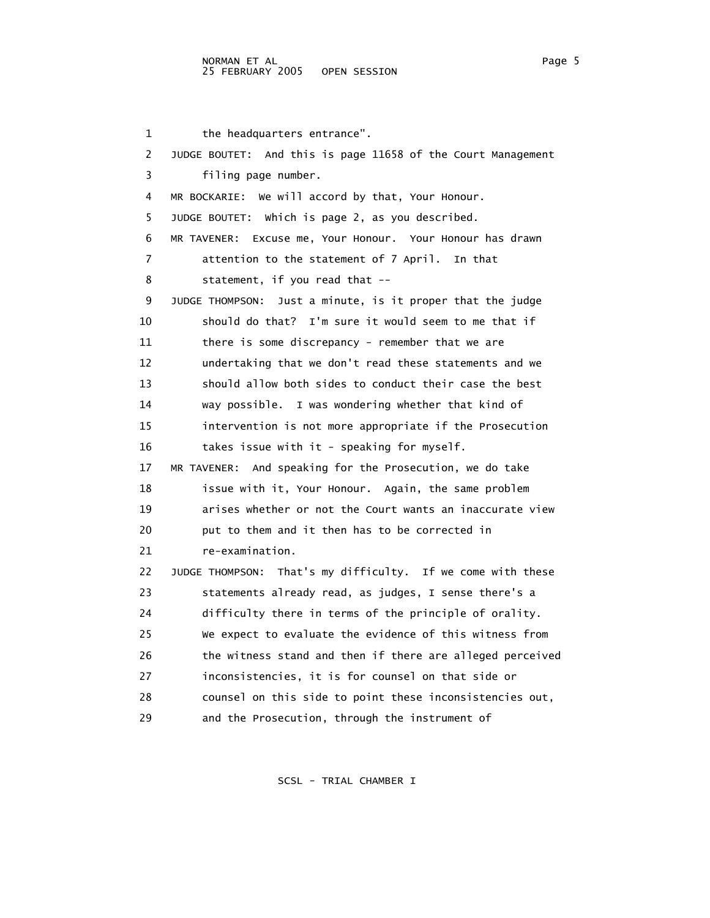1 the headquarters entrance".

2 JUDGE BOUTET: And this is page 11658 of the Court Management

3 filing page number.

4 MR BOCKARIE: We will accord by that, Your Honour.

5 JUDGE BOUTET: Which is page 2, as you described.

6 MR TAVENER: Excuse me, Your Honour. Your Honour has drawn

7 attention to the statement of 7 April. In that

8 statement, if you read that --

9 JUDGE THOMPSON: Just a minute, is it proper that the judge

10 should do that? I'm sure it would seem to me that if

11 there is some discrepancy - remember that we are

12 undertaking that we don't read these statements and we

13 should allow both sides to conduct their case the best

14 way possible. I was wondering whether that kind of

15 intervention is not more appropriate if the Prosecution

16 takes issue with it - speaking for myself.

17 MR TAVENER: And speaking for the Prosecution, we do take

18 issue with it, Your Honour. Again, the same problem

19 arises whether or not the Court wants an inaccurate view

20 put to them and it then has to be corrected in

21 re-examination.

22 JUDGE THOMPSON: That's my difficulty. If we come with these

23 statements already read, as judges, I sense there's a

24 difficulty there in terms of the principle of orality.

25 We expect to evaluate the evidence of this witness from

26 the witness stand and then if there are alleged perceived

27 inconsistencies, it is for counsel on that side or

28 counsel on this side to point these inconsistencies out,

29 and the Prosecution, through the instrument of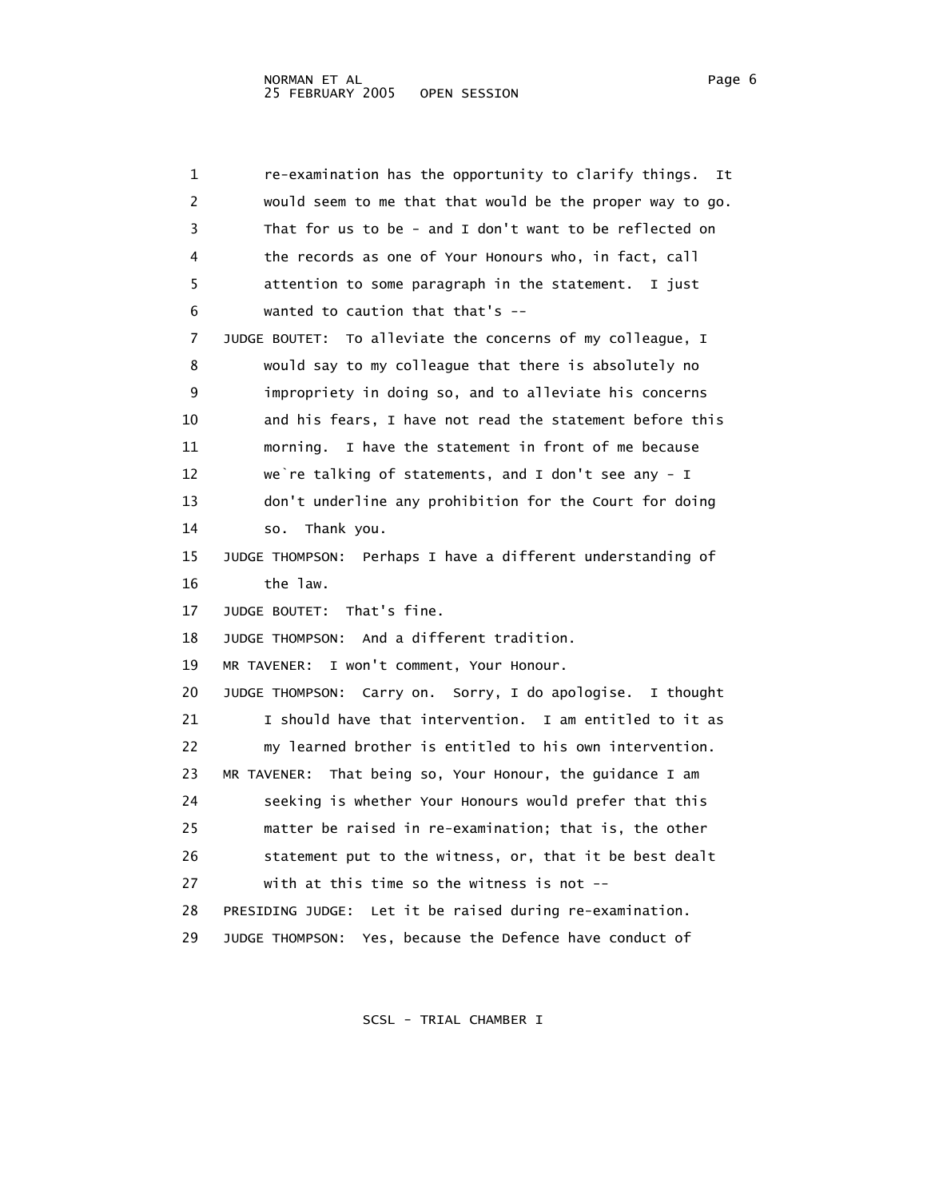re-examination has the opportunity to clarify things. It would seem to me that that would be the proper way to go. That for us to be - and I don't want to be reflected on the records as one of Your Honours who, in fact, call attention to some paragraph in the statement. I just wanted to caution that that's --

JUDGE BOUTET: To alleviate the concerns of my colleague, I would say to my colleague that there is absolutely no impropriety in doing so, and to alleviate his concerns and his fears, I have not read the statement before this morning. I have the statement in front of me because we`re talking of statements, and I don't see any - I don't underline any prohibition for the Court for doing so. Thank you.

JUDGE THOMPSON: Perhaps I have a different understanding of the law.

JUDGE BOUTET: That's fine.

JUDGE THOMPSON: And a different tradition.

MR TAVENER: I won't comment, Your Honour.

JUDGE THOMPSON: Carry on. Sorry, I do apologise. I thought I should have that intervention. I am entitled to it as my learned brother is entitled to his own intervention.

MR TAVENER: That being so, Your Honour, the guidance I am seeking is whether Your Honours would prefer that this matter be raised in re-examination; that is, the other statement put to the witness, or, that it be best dealt with at this time so the witness is not --

PRESIDING JUDGE: Let it be raised during re-examination.

JUDGE THOMPSON: Yes, because the Defence have conduct of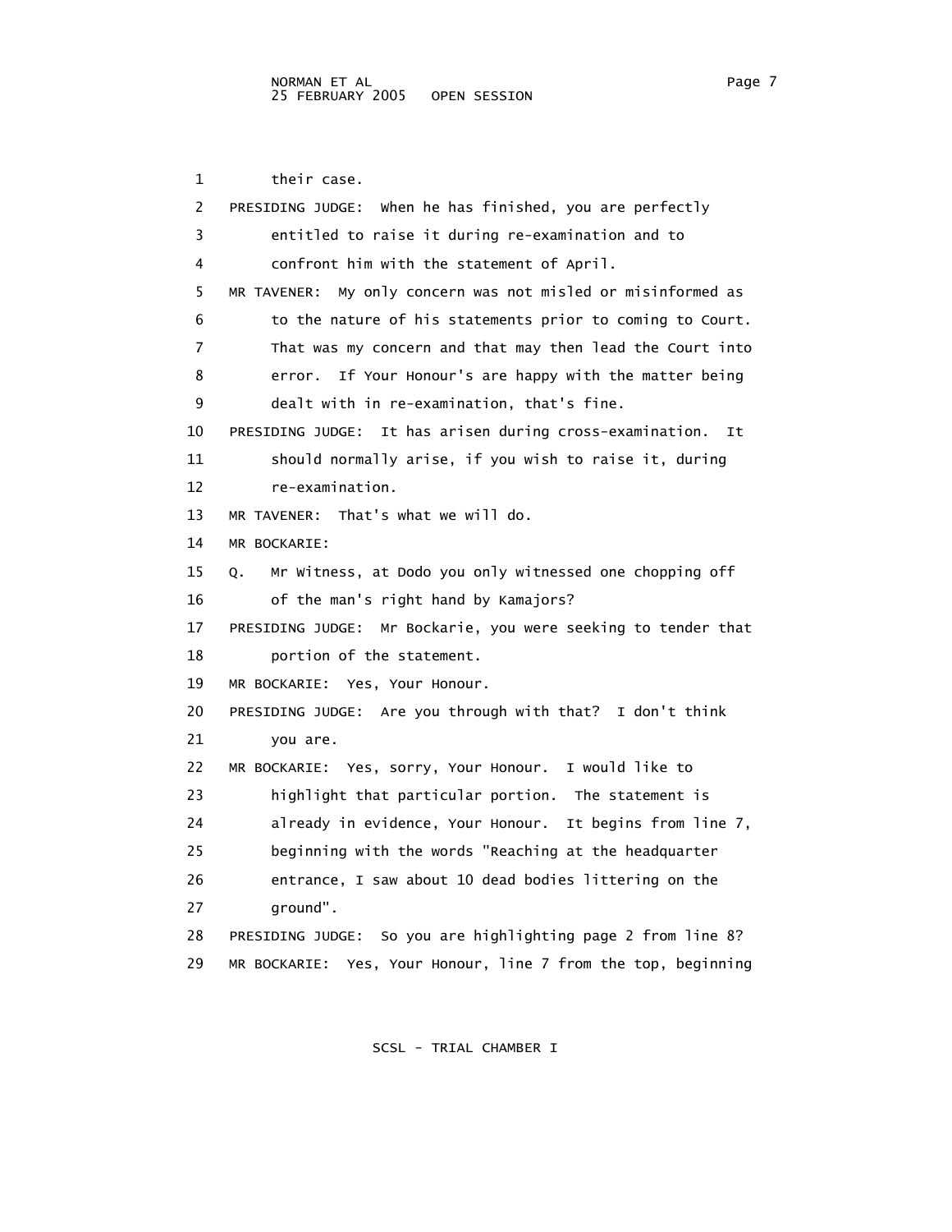1 their case.

2 PRESIDING JUDGE: When he has finished, you are perfectly

3 entitled to raise it during re-examination and to

4 confront him with the statement of April.

5 MR TAVENER: My only concern was not misled or misinformed as

6 to the nature of his statements prior to coming to Court.

7 That was my concern and that may then lead the Court into

8 error. If Your Honour's are happy with the matter being

9 dealt with in re-examination, that's fine.

10 PRESIDING JUDGE: It has arisen during cross-examination. It

11 should normally arise, if you wish to raise it, during

12 re-examination.

13 MR TAVENER: That's what we will do.

14 MR BOCKARIE:

15 Q. Mr Witness, at Dodo you only witnessed one chopping off

16 of the man's right hand by Kamajors?

17 PRESIDING JUDGE: Mr Bockarie, you were seeking to tender that

18 portion of the statement.

19 MR BOCKARIE: Yes, Your Honour.

20 PRESIDING JUDGE: Are you through with that? I don't think

21 you are.

22 MR BOCKARIE: Yes, sorry, Your Honour. I would like to

23 highlight that particular portion. The statement is

24 already in evidence, Your Honour. It begins from line 7,

25 beginning with the words "Reaching at the headquarter

26 entrance, I saw about 10 dead bodies littering on the

27 ground".

28 PRESIDING JUDGE: So you are highlighting page 2 from line 8?

29 MR BOCKARIE: Yes, Your Honour, line 7 from the top, beginning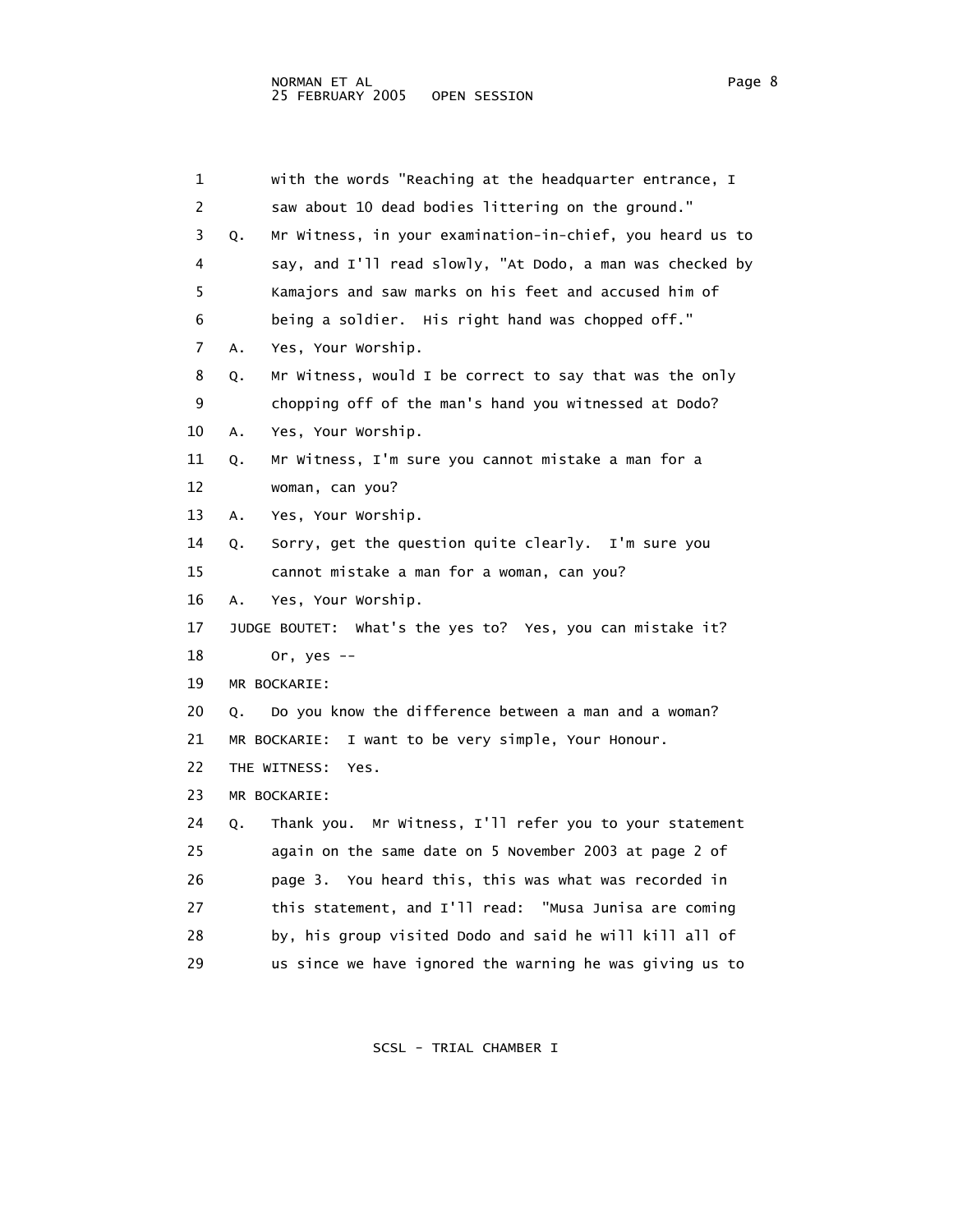1 with the words "Reaching at the headquarter entrance, I
2 saw about 10 dead bodies littering on the ground."
3 Q. Mr Witness, in your examination-in-chief, you heard us to
4 say, and I'll read slowly, "At Dodo, a man was checked by
5 Kamajors and saw marks on his feet and accused him of
6 being a soldier. His right hand was chopped off."
7 A. Yes, Your Worship.
8 Q. Mr Witness, would I be correct to say that was the only
9 chopping off of the man's hand you witnessed at Dodo?
10 A. Yes, Your Worship.
11 Q. Mr Witness, I'm sure you cannot mistake a man for a
12 woman, can you?
13 A. Yes, Your Worship.
14 Q. Sorry, get the question quite clearly. I'm sure you
15 cannot mistake a man for a woman, can you?
16 A. Yes, Your Worship.
17 JUDGE BOUTET: What's the yes to? Yes, you can mistake it?
18 Or, yes --
19 MR BOCKARIE:
20 Q. Do you know the difference between a man and a woman?
21 MR BOCKARIE: I want to be very simple, Your Honour.
22 THE WITNESS: Yes.
23 MR BOCKARIE:
24 Q. Thank you. Mr Witness, I'll refer you to your statement
25 again on the same date on 5 November 2003 at page 2 of
26 page 3. You heard this, this was what was recorded in
27 this statement, and I'll read: "Musa Junisa are coming
28 by, his group visited Dodo and said he will kill all of
29 us since we have ignored the warning he was giving us to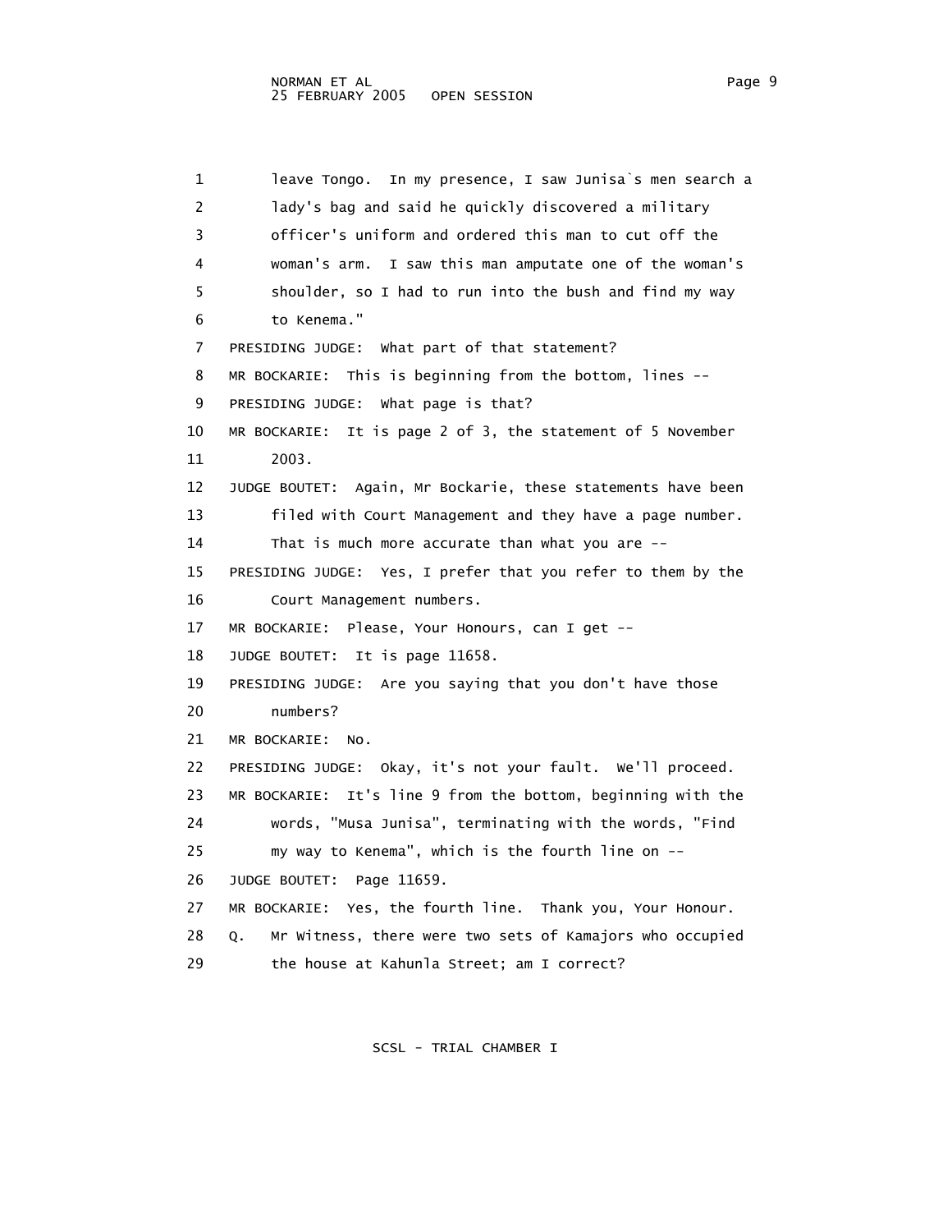1 leave Tongo. In my presence, I saw Junisa`s men search a
2 lady's bag and said he quickly discovered a military
3 officer's uniform and ordered this man to cut off the
4 woman's arm. I saw this man amputate one of the woman's
5 shoulder, so I had to run into the bush and find my way
6 to Kenema."
7 PRESIDING JUDGE: What part of that statement?
8 MR BOCKARIE: This is beginning from the bottom, lines --
9 PRESIDING JUDGE: What page is that?
10 MR BOCKARIE: It is page 2 of 3, the statement of 5 November
11 2003.
12 JUDGE BOUTET: Again, Mr Bockarie, these statements have been
13 filed with Court Management and they have a page number.
14 That is much more accurate than what you are --
15 PRESIDING JUDGE: Yes, I prefer that you refer to them by the
16 Court Management numbers.
17 MR BOCKARIE: Please, Your Honours, can I get --
18 JUDGE BOUTET: It is page 11658.
19 PRESIDING JUDGE: Are you saying that you don't have those
20 numbers?
21 MR BOCKARIE: No.
22 PRESIDING JUDGE: Okay, it's not your fault. We'll proceed.
23 MR BOCKARIE: It's line 9 from the bottom, beginning with the
24 words, "Musa Junisa", terminating with the words, "Find
25 my way to Kenema", which is the fourth line on --
26 JUDGE BOUTET: Page 11659.
27 MR BOCKARIE: Yes, the fourth line. Thank you, Your Honour.
28 Q. Mr Witness, there were two sets of Kamajors who occupied
29 the house at Kahunla Street; am I correct?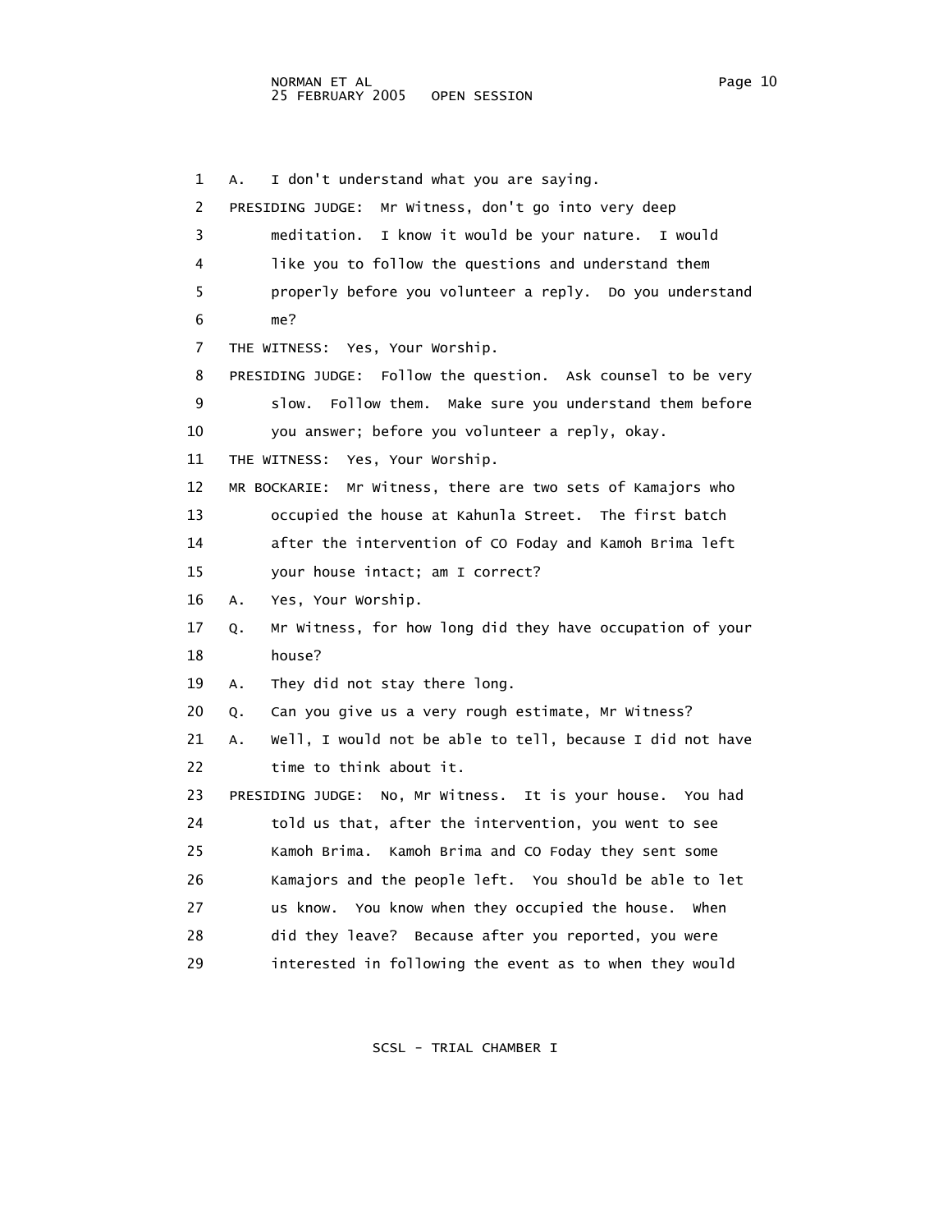1 A. I don't understand what you are saying.

2 PRESIDING JUDGE: Mr Witness, don't go into very deep

3 meditation. I know it would be your nature. I would

4 like you to follow the questions and understand them

5 properly before you volunteer a reply. Do you understand

6 me?

7 THE WITNESS: Yes, Your Worship.

8 PRESIDING JUDGE: Follow the question. Ask counsel to be very

9 slow. Follow them. Make sure you understand them before

10 you answer; before you volunteer a reply, okay.

11 THE WITNESS: Yes, Your Worship.

12 MR BOCKARIE: Mr Witness, there are two sets of Kamajors who

13 occupied the house at Kahunla Street. The first batch

14 after the intervention of CO Foday and Kamoh Brima left

15 your house intact; am I correct?

16 A. Yes, Your Worship.

17 Q. Mr Witness, for how long did they have occupation of your

18 house?

19 A. They did not stay there long.

20 Q. Can you give us a very rough estimate, Mr Witness?

21 A. Well, I would not be able to tell, because I did not have

22 time to think about it.

23 PRESIDING JUDGE: No, Mr Witness. It is your house. You had

24 told us that, after the intervention, you went to see

25 Kamoh Brima. Kamoh Brima and CO Foday they sent some

26 Kamajors and the people left. You should be able to let

27 us know. You know when they occupied the house. When

28 did they leave? Because after you reported, you were

29 interested in following the event as to when they would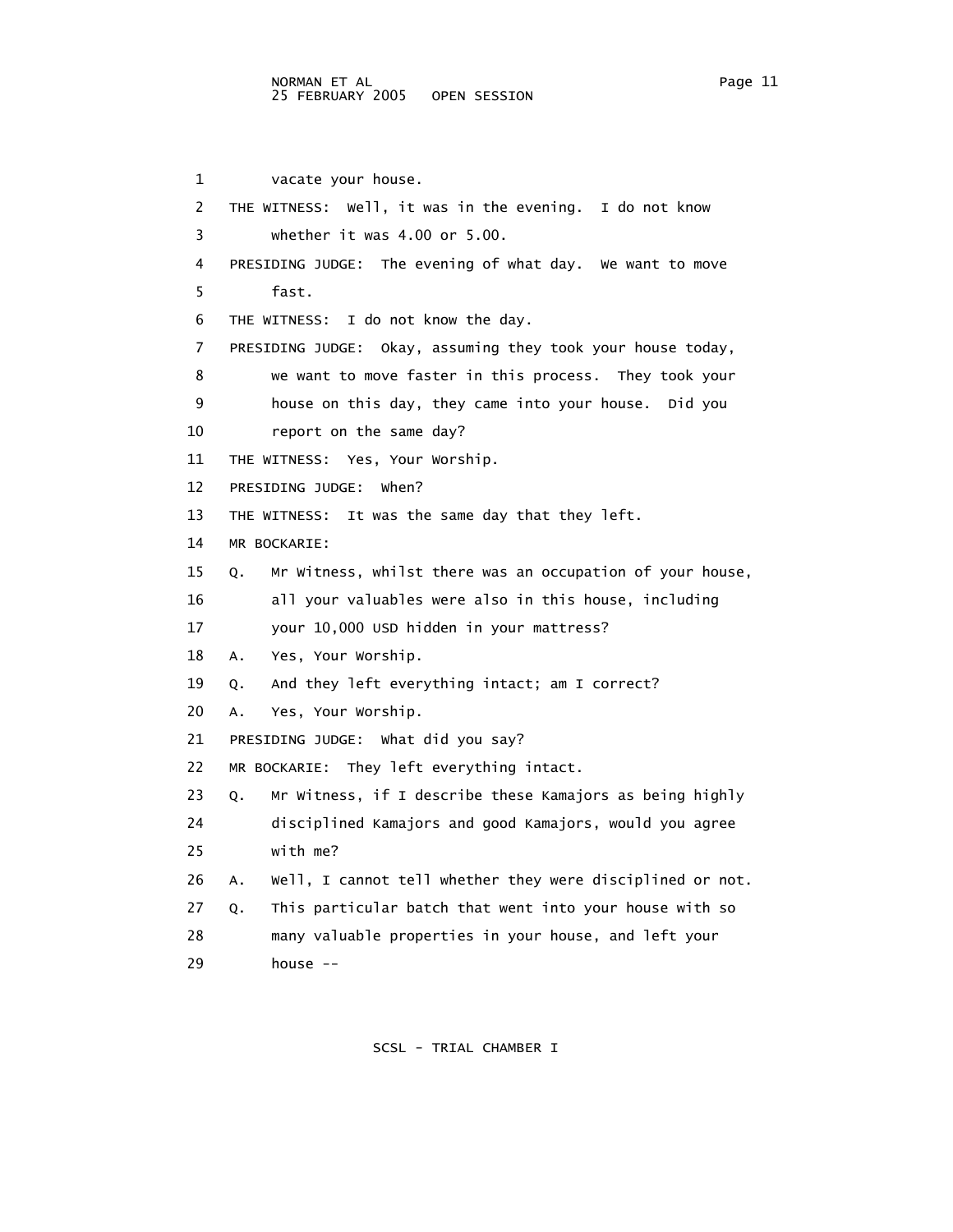1 vacate your house.

2 THE WITNESS: Well, it was in the evening. I do not know

3 whether it was 4.00 or 5.00.

4 PRESIDING JUDGE: The evening of what day. We want to move

5 fast.

6 THE WITNESS: I do not know the day.

7 PRESIDING JUDGE: Okay, assuming they took your house today,

8 we want to move faster in this process. They took your

9 house on this day, they came into your house. Did you

10 report on the same day?

11 THE WITNESS: Yes, Your Worship.

12 PRESIDING JUDGE: When?

13 THE WITNESS: It was the same day that they left.

14 MR BOCKARIE:

15 Q. Mr Witness, whilst there was an occupation of your house,

16 all your valuables were also in this house, including

17 your 10,000 USD hidden in your mattress?

18 A. Yes, Your Worship.

19 Q. And they left everything intact; am I correct?

20 A. Yes, Your Worship.

21 PRESIDING JUDGE: What did you say?

22 MR BOCKARIE: They left everything intact.

23 Q. Mr Witness, if I describe these Kamajors as being highly

24 disciplined Kamajors and good Kamajors, would you agree

25 with me?

26 A. Well, I cannot tell whether they were disciplined or not.

27 Q. This particular batch that went into your house with so

28 many valuable properties in your house, and left your

29 house --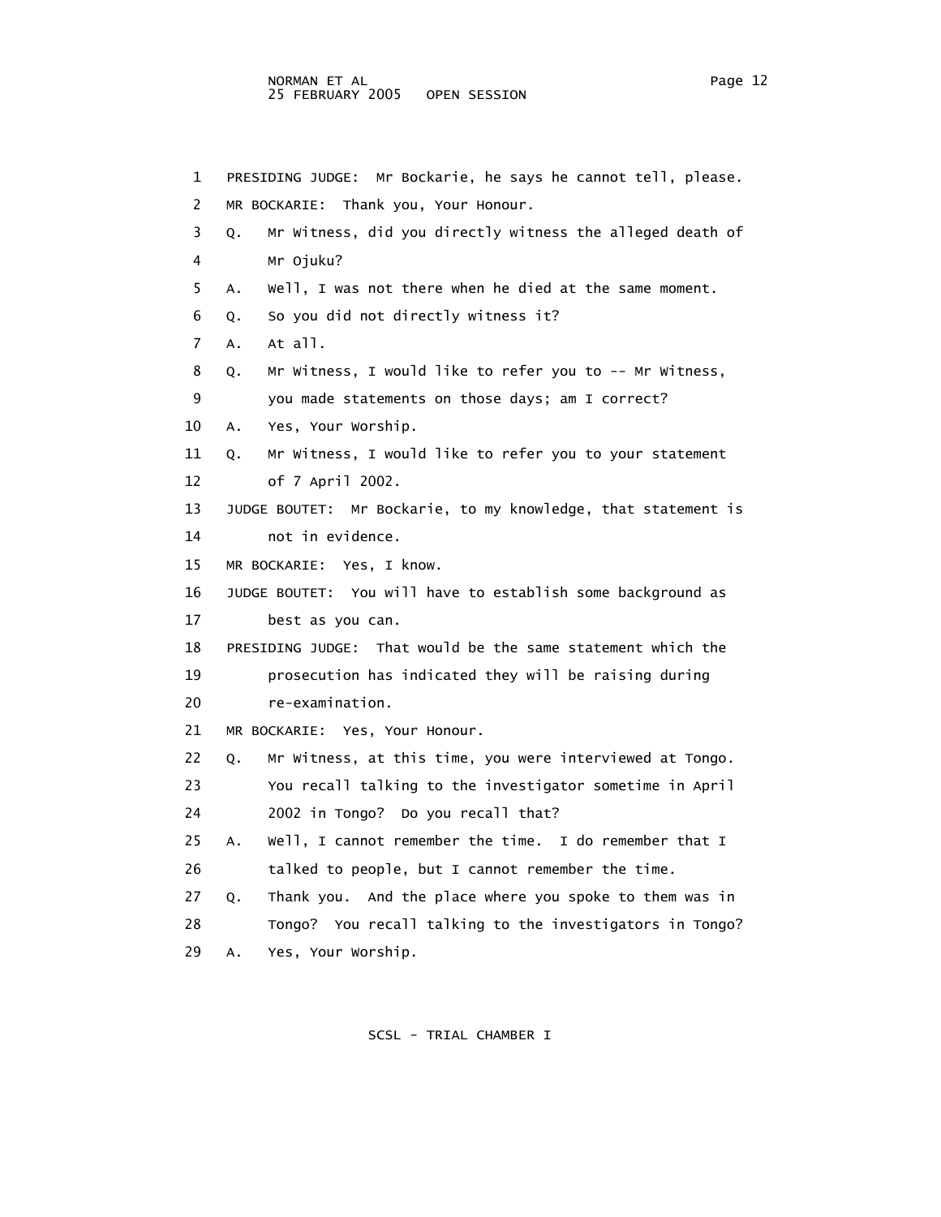1 PRESIDING JUDGE: Mr Bockarie, he says he cannot tell, please.

2 MR BOCKARIE: Thank you, Your Honour.

3 Q. Mr Witness, did you directly witness the alleged death of

4 Mr Ojuku?

5 A. Well, I was not there when he died at the same moment.

6 Q. So you did not directly witness it?

7 A. At all.

8 Q. Mr Witness, I would like to refer you to -- Mr Witness,

9 you made statements on those days; am I correct?

10 A. Yes, Your Worship.

11 Q. Mr Witness, I would like to refer you to your statement

12 of 7 April 2002.

13 JUDGE BOUTET: Mr Bockarie, to my knowledge, that statement is

14 not in evidence.

15 MR BOCKARIE: Yes, I know.

16 JUDGE BOUTET: You will have to establish some background as

17 best as you can.

18 PRESIDING JUDGE: That would be the same statement which the

19 prosecution has indicated they will be raising during

20 re-examination.

21 MR BOCKARIE: Yes, Your Honour.

22 Q. Mr Witness, at this time, you were interviewed at Tongo.

23 You recall talking to the investigator sometime in April

24 2002 in Tongo? Do you recall that?

25 A. Well, I cannot remember the time. I do remember that I

26 talked to people, but I cannot remember the time.

27 Q. Thank you. And the place where you spoke to them was in

28 Tongo? You recall talking to the investigators in Tongo?

29 A. Yes, Your Worship.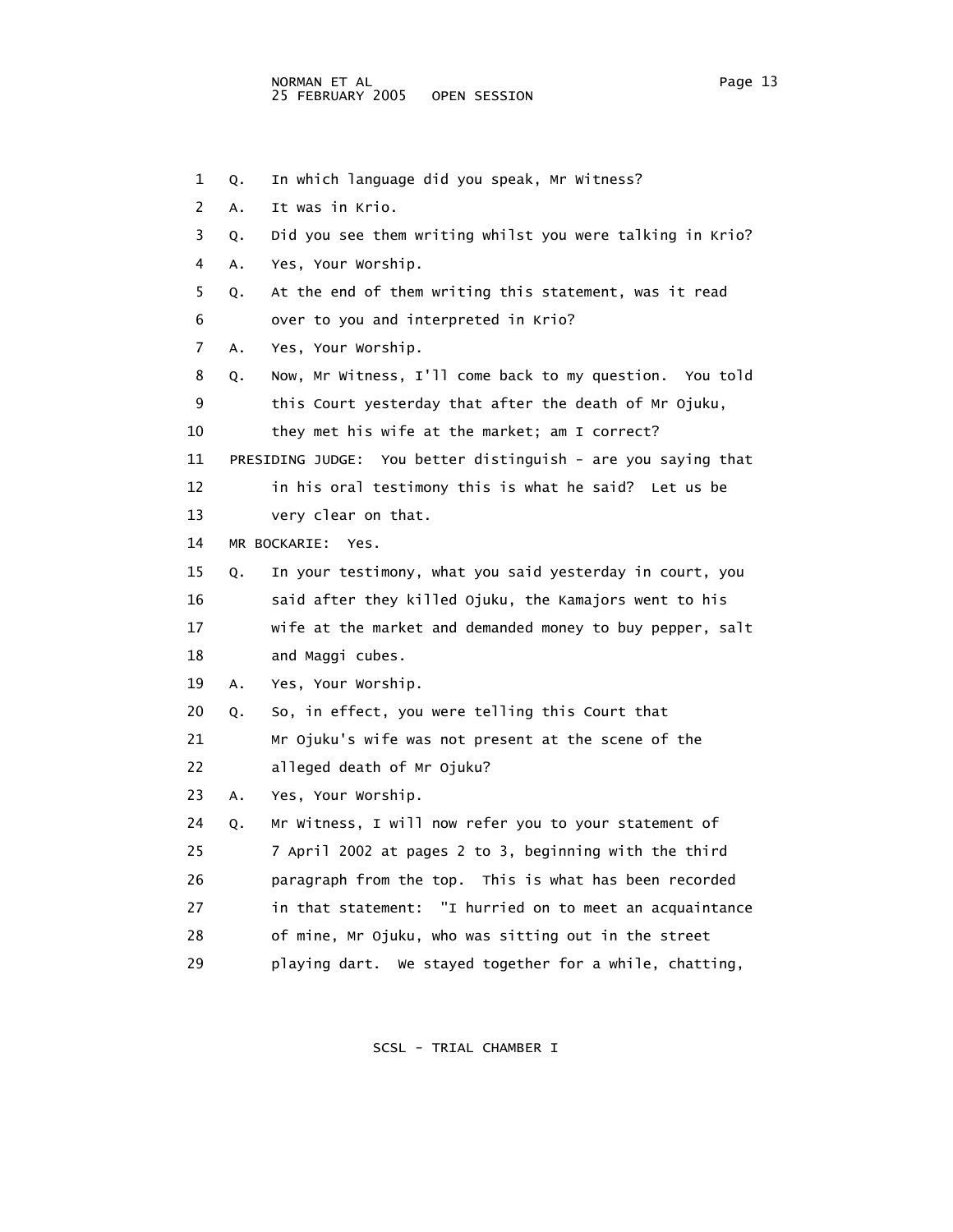Q. In which language did you speak, Mr Witness?

A. It was in Krio.

Q. Did you see them writing whilst you were talking in Krio?

A. Yes, Your Worship.

Q. At the end of them writing this statement, was it read over to you and interpreted in Krio?

A. Yes, Your Worship.

Q. Now, Mr Witness, I'll come back to my question. You told this Court yesterday that after the death of Mr Ojuku, they met his wife at the market; am I correct?

PRESIDING JUDGE: You better distinguish - are you saying that in his oral testimony this is what he said? Let us be very clear on that.

MR BOCKARIE: Yes.

Q. In your testimony, what you said yesterday in court, you said after they killed Ojuku, the Kamajors went to his wife at the market and demanded money to buy pepper, salt and Maggi cubes.

A. Yes, Your Worship.

Q. So, in effect, you were telling this Court that Mr Ojuku's wife was not present at the scene of the alleged death of Mr Ojuku?

A. Yes, Your Worship.

Q. Mr Witness, I will now refer you to your statement of 7 April 2002 at pages 2 to 3, beginning with the third paragraph from the top. This is what has been recorded in that statement: "I hurried on to meet an acquaintance of mine, Mr Ojuku, who was sitting out in the street playing dart. We stayed together for a while, chatting,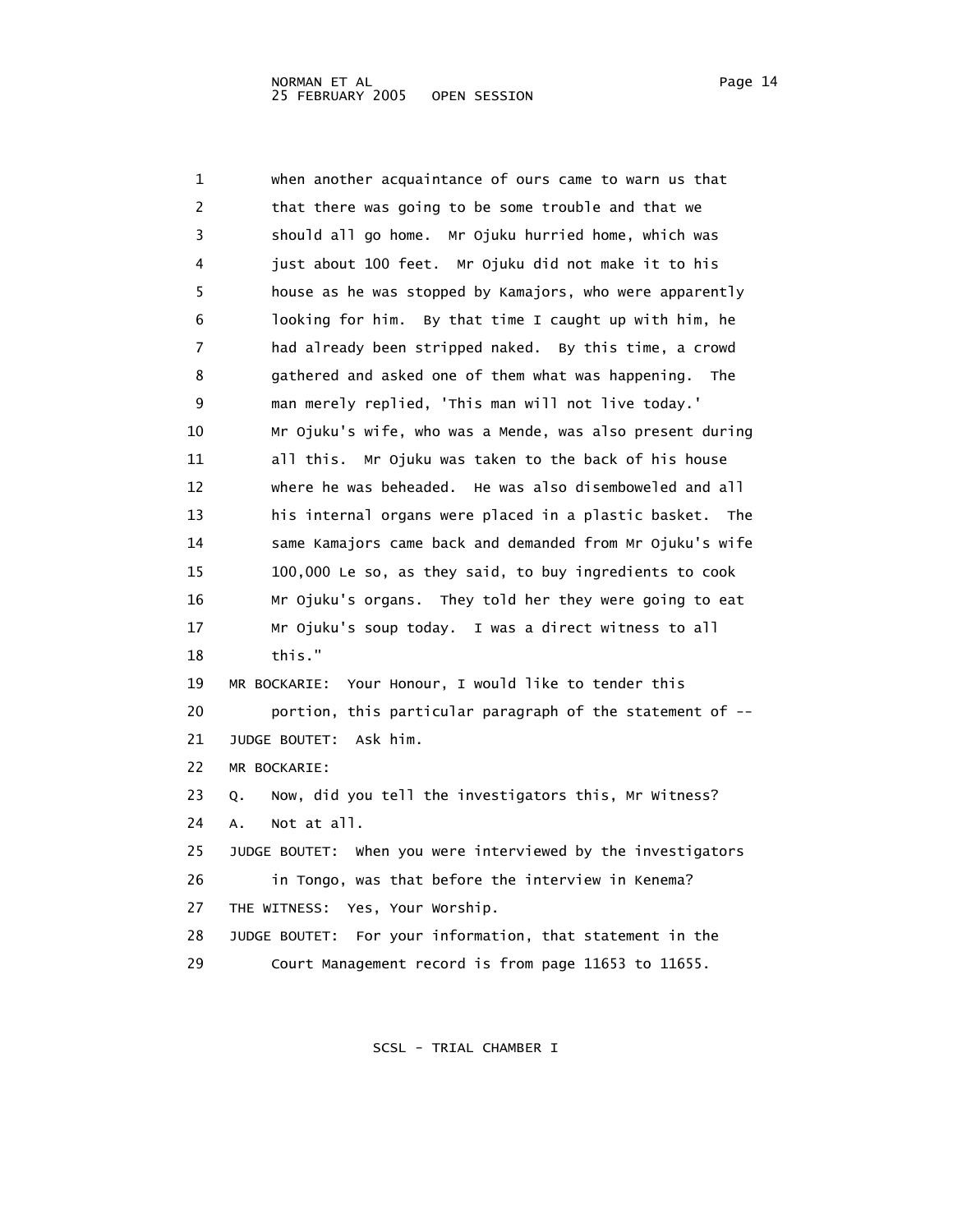1 when another acquaintance of ours came to warn us that
2 that there was going to be some trouble and that we
3 should all go home. Mr Ojuku hurried home, which was
4 just about 100 feet. Mr Ojuku did not make it to his
5 house as he was stopped by Kamajors, who were apparently
6 looking for him. By that time I caught up with him, he
7 had already been stripped naked. By this time, a crowd
8 gathered and asked one of them what was happening. The
9 man merely replied, 'This man will not live today.'
10 Mr Ojuku's wife, who was a Mende, was also present during
11 all this. Mr Ojuku was taken to the back of his house
12 where he was beheaded. He was also disemboweled and all
13 his internal organs were placed in a plastic basket. The
14 same Kamajors came back and demanded from Mr Ojuku's wife
15 100,000 Le so, as they said, to buy ingredients to cook
16 Mr Ojuku's organs. They told her they were going to eat
17 Mr Ojuku's soup today. I was a direct witness to all
18 this."
19 MR BOCKARIE: Your Honour, I would like to tender this
20 portion, this particular paragraph of the statement of --
21 JUDGE BOUTET: Ask him.
22 MR BOCKARIE:
23 Q. Now, did you tell the investigators this, Mr Witness?
24 A. Not at all.
25 JUDGE BOUTET: When you were interviewed by the investigators
26 in Tongo, was that before the interview in Kenema?
27 THE WITNESS: Yes, Your Worship.
28 JUDGE BOUTET: For your information, that statement in the
29 Court Management record is from page 11653 to 11655.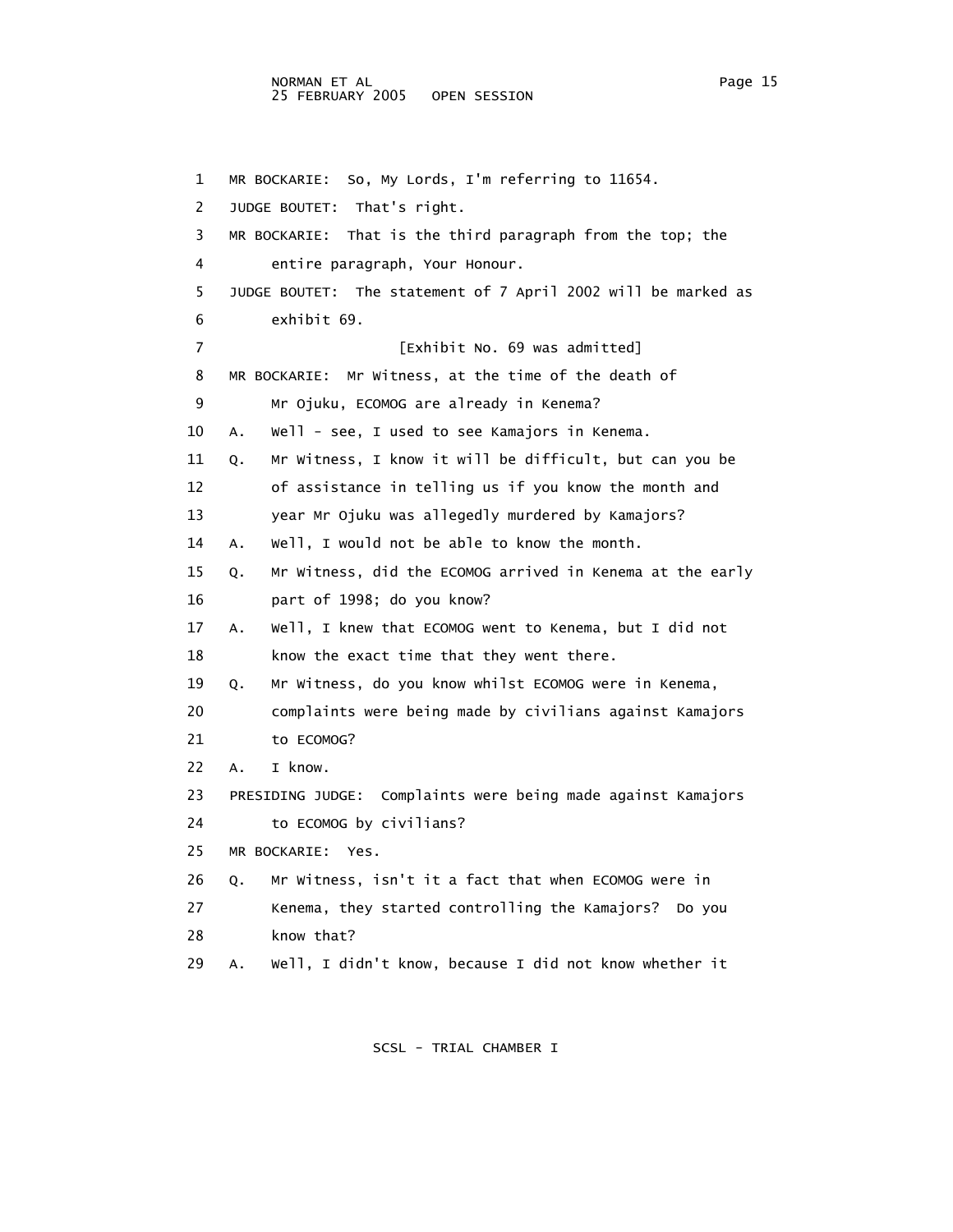1 MR BOCKARIE: So, My Lords, I'm referring to 11654.

2 JUDGE BOUTET: That's right.

3 MR BOCKARIE: That is the third paragraph from the top; the

4 entire paragraph, Your Honour.

5 JUDGE BOUTET: The statement of 7 April 2002 will be marked as

6 exhibit 69.

7 [Exhibit No. 69 was admitted]

8 MR BOCKARIE: Mr Witness, at the time of the death of

9 Mr Ojuku, ECOMOG are already in Kenema?

10 A. Well - see, I used to see Kamajors in Kenema.

11 Q. Mr Witness, I know it will be difficult, but can you be

12 of assistance in telling us if you know the month and

13 year Mr Ojuku was allegedly murdered by Kamajors?

14 A. Well, I would not be able to know the month.

15 Q. Mr Witness, did the ECOMOG arrived in Kenema at the early

16 part of 1998; do you know?

17 A. Well, I knew that ECOMOG went to Kenema, but I did not

18 know the exact time that they went there.

19 Q. Mr Witness, do you know whilst ECOMOG were in Kenema,

20 complaints were being made by civilians against Kamajors

21 to ECOMOG?

22 A. I know.

23 PRESIDING JUDGE: Complaints were being made against Kamajors

24 to ECOMOG by civilians?

25 MR BOCKARIE: Yes.

26 Q. Mr Witness, isn't it a fact that when ECOMOG were in

27 Kenema, they started controlling the Kamajors? Do you

28 know that?

29 A. Well, I didn't know, because I did not know whether it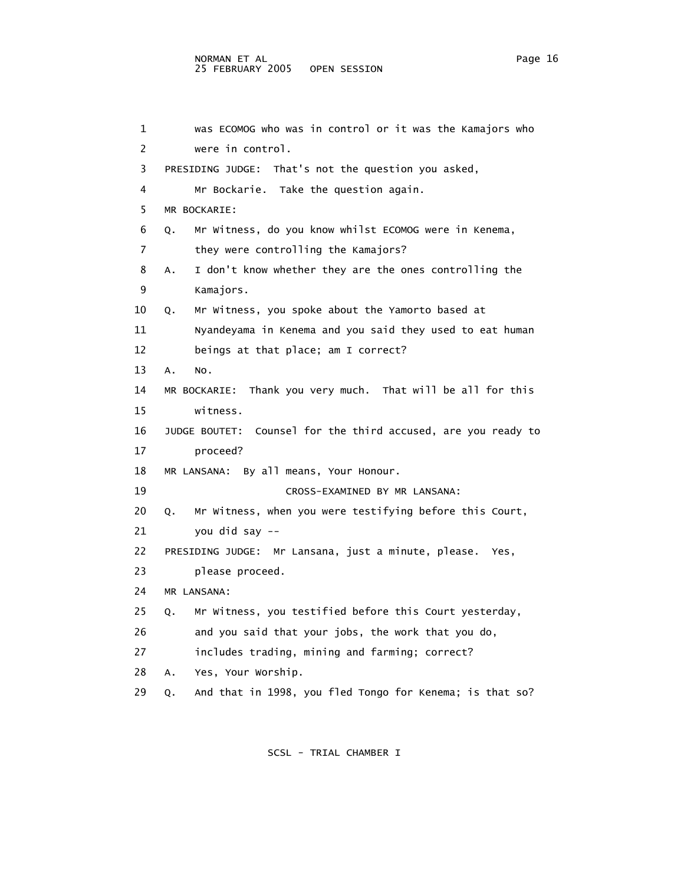1 was ECOMOG who was in control or it was the Kamajors who
2 were in control.
3 PRESIDING JUDGE: That's not the question you asked,
4 Mr Bockarie. Take the question again.
5 MR BOCKARIE:
6 Q. Mr Witness, do you know whilst ECOMOG were in Kenema,
7 they were controlling the Kamajors?
8 A. I don't know whether they are the ones controlling the
9 Kamajors.
10 Q. Mr Witness, you spoke about the Yamorto based at
11 Nyandeyama in Kenema and you said they used to eat human
12 beings at that place; am I correct?
13 A. No.
14 MR BOCKARIE: Thank you very much. That will be all for this
15 witness.
16 JUDGE BOUTET: Counsel for the third accused, are you ready to
17 proceed?
18 MR LANSANA: By all means, Your Honour.
19 CROSS-EXAMINED BY MR LANSANA:
20 Q. Mr Witness, when you were testifying before this Court,
21 you did say --
22 PRESIDING JUDGE: Mr Lansana, just a minute, please. Yes,
23 please proceed.
24 MR LANSANA:
25 Q. Mr Witness, you testified before this Court yesterday,
26 and you said that your jobs, the work that you do,
27 includes trading, mining and farming; correct?
28 A. Yes, Your Worship.
29 Q. And that in 1998, you fled Tongo for Kenema; is that so?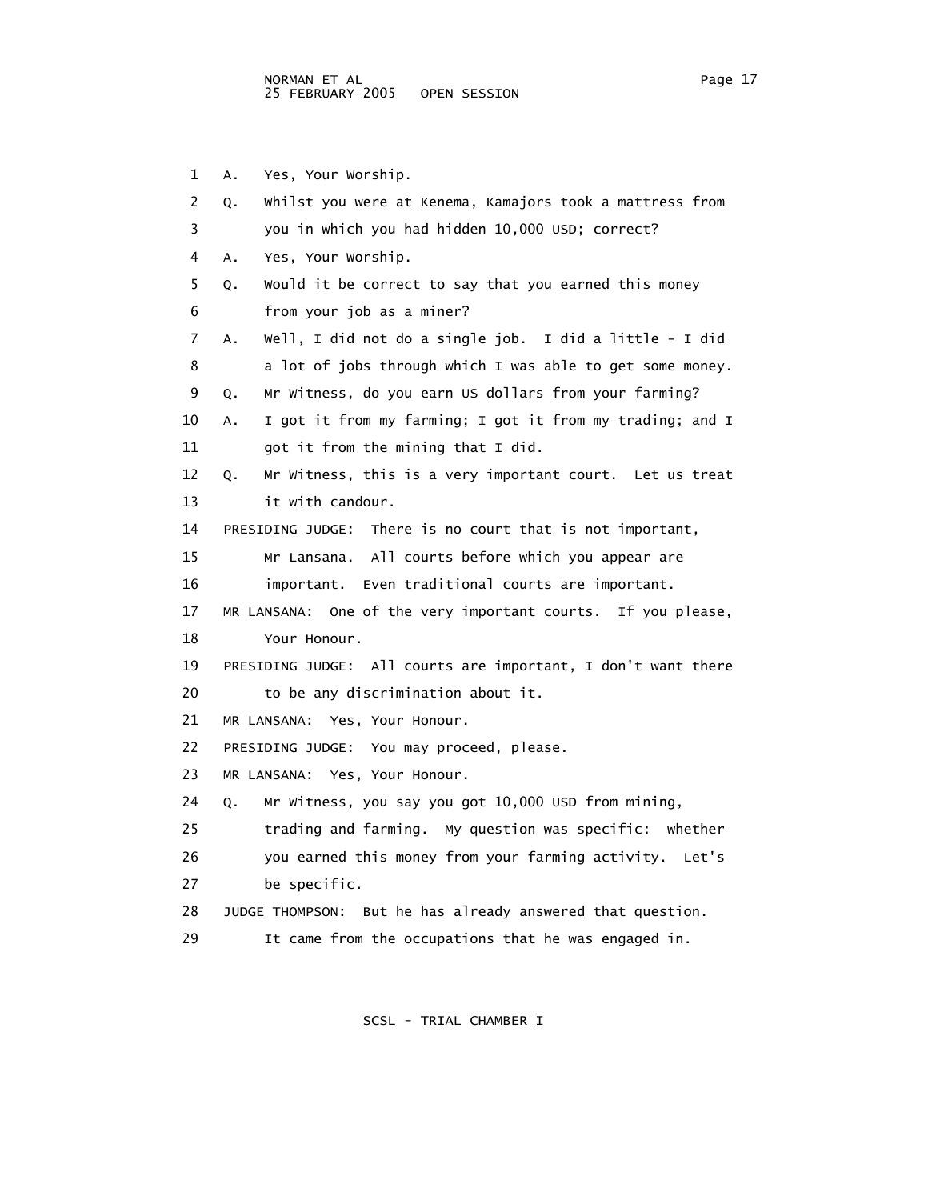1 A. Yes, Your Worship.

2 Q. Whilst you were at Kenema, Kamajors took a mattress from

3 you in which you had hidden 10,000 USD; correct?

4 A. Yes, Your Worship.

5 Q. Would it be correct to say that you earned this money

6 from your job as a miner?

7 A. Well, I did not do a single job. I did a little - I did

8 a lot of jobs through which I was able to get some money.

9 Q. Mr Witness, do you earn US dollars from your farming?

10 A. I got it from my farming; I got it from my trading; and I

11 got it from the mining that I did.

12 Q. Mr Witness, this is a very important court. Let us treat

13 it with candour.

14 PRESIDING JUDGE: There is no court that is not important,

15 Mr Lansana. All courts before which you appear are

16 important. Even traditional courts are important.

17 MR LANSANA: One of the very important courts. If you please,

18 Your Honour.

19 PRESIDING JUDGE: All courts are important, I don't want there

20 to be any discrimination about it.

21 MR LANSANA: Yes, Your Honour.

22 PRESIDING JUDGE: You may proceed, please.

23 MR LANSANA: Yes, Your Honour.

24 Q. Mr Witness, you say you got 10,000 USD from mining,

25 trading and farming. My question was specific: whether

26 you earned this money from your farming activity. Let's

27 be specific.

28 JUDGE THOMPSON: But he has already answered that question.

29 It came from the occupations that he was engaged in.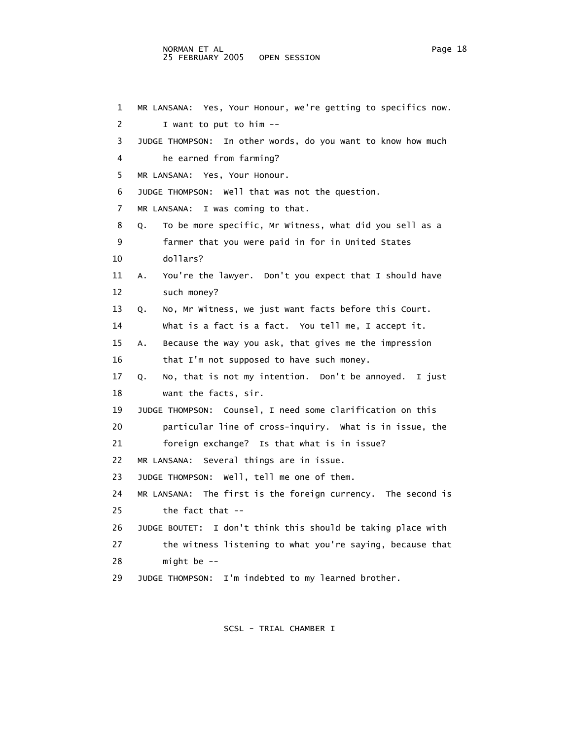1 MR LANSANA: Yes, Your Honour, we're getting to specifics now.
2 I want to put to him --
3 JUDGE THOMPSON: In other words, do you want to know how much
4 he earned from farming?
5 MR LANSANA: Yes, Your Honour.
6 JUDGE THOMPSON: Well that was not the question.
7 MR LANSANA: I was coming to that.
8 Q. To be more specific, Mr Witness, what did you sell as a
9 farmer that you were paid in for in United States
10 dollars?
11 A. You're the lawyer. Don't you expect that I should have
12 such money?
13 Q. No, Mr Witness, we just want facts before this Court.
14 What is a fact is a fact. You tell me, I accept it.
15 A. Because the way you ask, that gives me the impression
16 that I'm not supposed to have such money.
17 Q. No, that is not my intention. Don't be annoyed. I just
18 want the facts, sir.
19 JUDGE THOMPSON: Counsel, I need some clarification on this
20 particular line of cross-inquiry. What is in issue, the
21 foreign exchange? Is that what is in issue?
22 MR LANSANA: Several things are in issue.
23 JUDGE THOMPSON: Well, tell me one of them.
24 MR LANSANA: The first is the foreign currency. The second is
25 the fact that --
26 JUDGE BOUTET: I don't think this should be taking place with
27 the witness listening to what you're saying, because that
28 might be --
29 JUDGE THOMPSON: I'm indebted to my learned brother.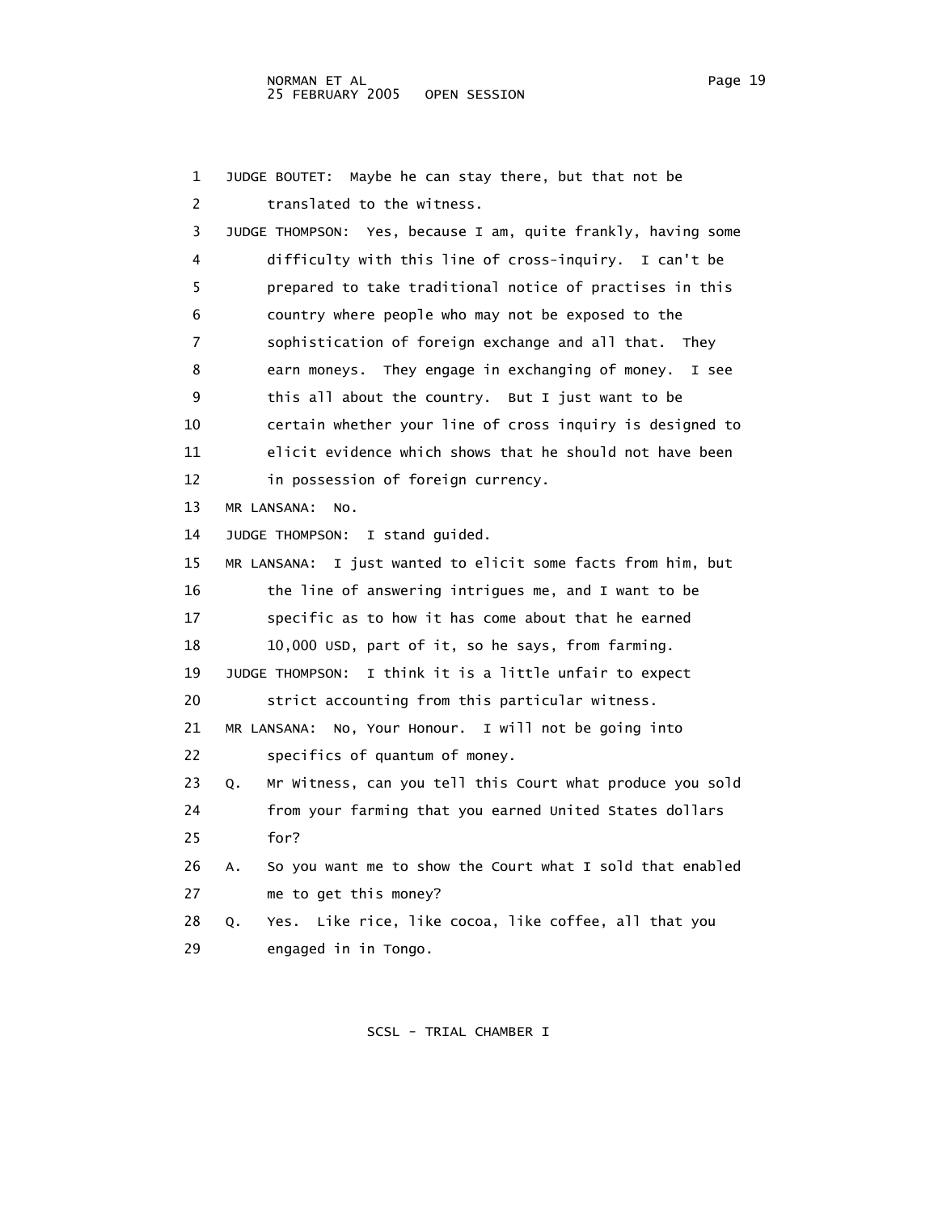1 JUDGE BOUTET: Maybe he can stay there, but that not be
2 translated to the witness.
3 JUDGE THOMPSON: Yes, because I am, quite frankly, having some
4 difficulty with this line of cross-inquiry. I can't be
5 prepared to take traditional notice of practises in this
6 country where people who may not be exposed to the
7 sophistication of foreign exchange and all that. They
8 earn moneys. They engage in exchanging of money. I see
9 this all about the country. But I just want to be
10 certain whether your line of cross inquiry is designed to
11 elicit evidence which shows that he should not have been
12 in possession of foreign currency.
13 MR LANSANA: No.
14 JUDGE THOMPSON: I stand guided.
15 MR LANSANA: I just wanted to elicit some facts from him, but
16 the line of answering intrigues me, and I want to be
17 specific as to how it has come about that he earned
18 10,000 USD, part of it, so he says, from farming.
19 JUDGE THOMPSON: I think it is a little unfair to expect
20 strict accounting from this particular witness.
21 MR LANSANA: No, Your Honour. I will not be going into
22 specifics of quantum of money.
23 Q. Mr Witness, can you tell this Court what produce you sold
24 from your farming that you earned United States dollars
25 for?
26 A. So you want me to show the Court what I sold that enabled
27 me to get this money?
28 Q. Yes. Like rice, like cocoa, like coffee, all that you
29 engaged in in Tongo.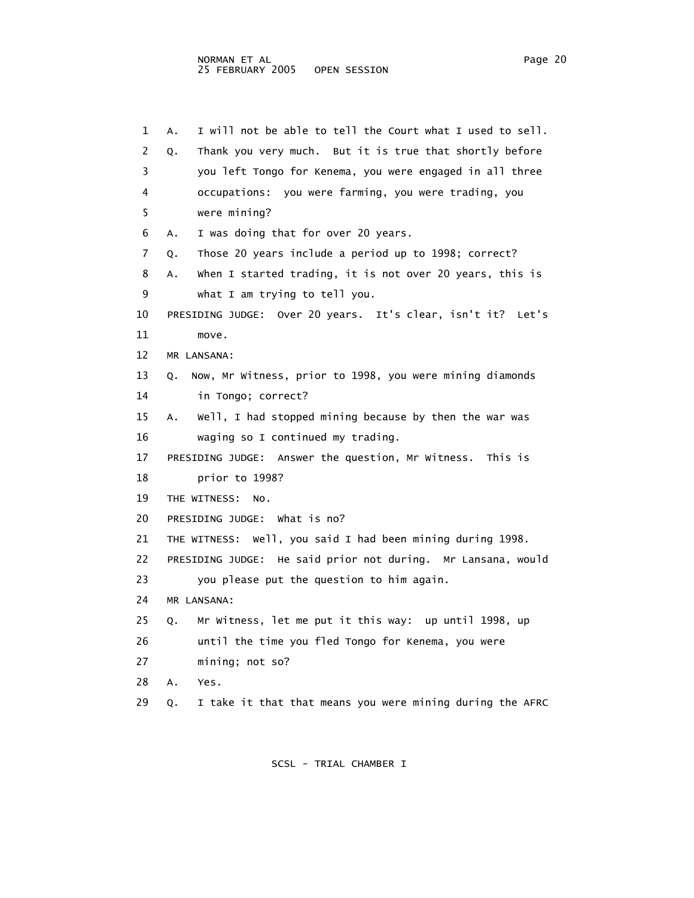1 A. I will not be able to tell the Court what I used to sell.

2 Q. Thank you very much. But it is true that shortly before

3 you left Tongo for Kenema, you were engaged in all three

4 occupations: you were farming, you were trading, you

5 were mining?

6 A. I was doing that for over 20 years.

7 Q. Those 20 years include a period up to 1998; correct?

8 A. When I started trading, it is not over 20 years, this is

9 what I am trying to tell you.

10 PRESIDING JUDGE: Over 20 years. It's clear, isn't it? Let's

11 move.

12 MR LANSANA:

13 Q. Now, Mr Witness, prior to 1998, you were mining diamonds

14 in Tongo; correct?

15 A. Well, I had stopped mining because by then the war was

16 waging so I continued my trading.

17 PRESIDING JUDGE: Answer the question, Mr Witness. This is

18 prior to 1998?

19 THE WITNESS: No.

20 PRESIDING JUDGE: What is no?

21 THE WITNESS: Well, you said I had been mining during 1998.

22 PRESIDING JUDGE: He said prior not during. Mr Lansana, would

23 you please put the question to him again.

24 MR LANSANA:

25 Q. Mr Witness, let me put it this way: up until 1998, up

26 until the time you fled Tongo for Kenema, you were

27 mining; not so?

28 A. Yes.

29 Q. I take it that that means you were mining during the AFRC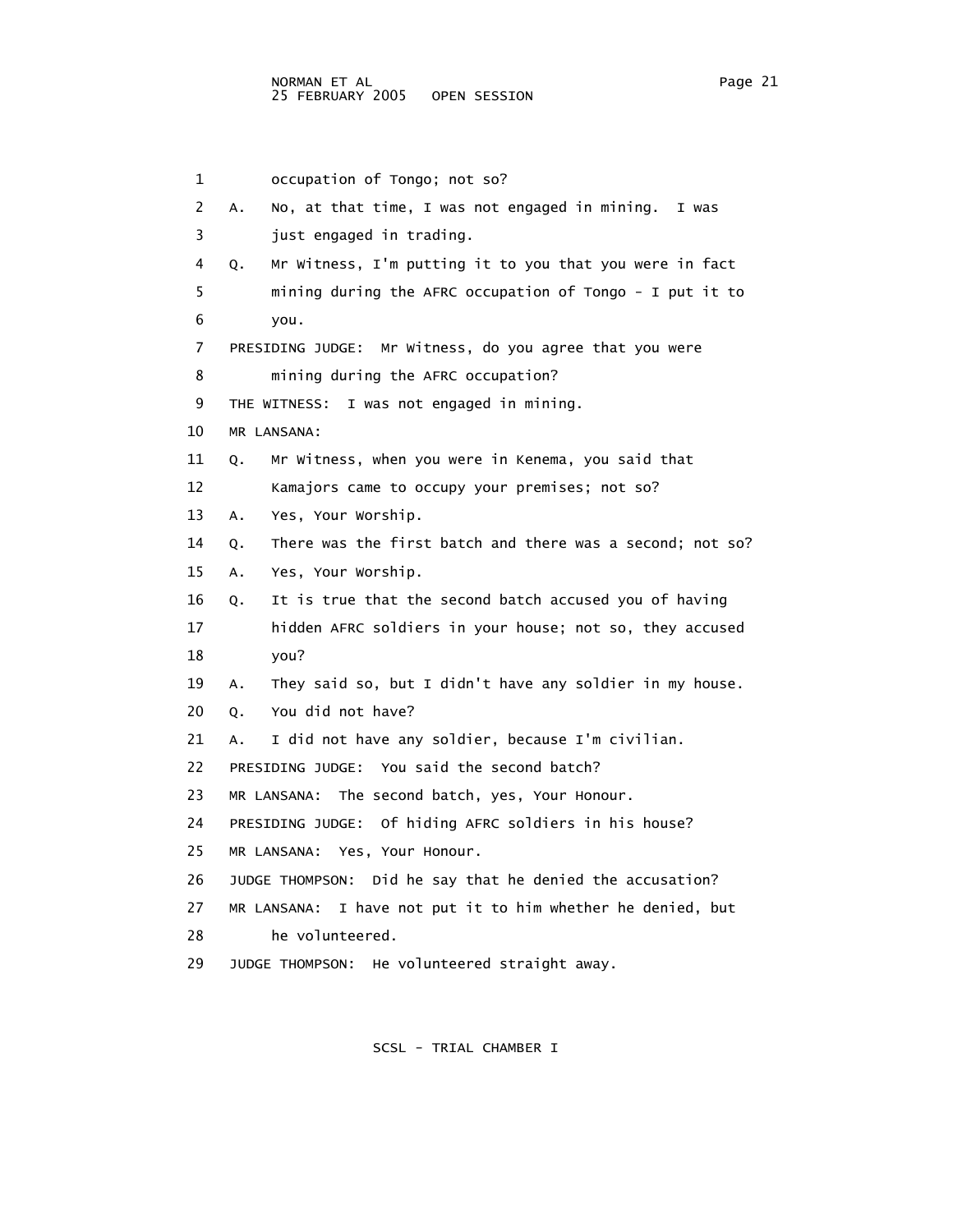1 occupation of Tongo; not so?

2 A. No, at that time, I was not engaged in mining. I was

3 just engaged in trading.

4 Q. Mr Witness, I'm putting it to you that you were in fact

5 mining during the AFRC occupation of Tongo - I put it to

6 you.

7 PRESIDING JUDGE: Mr Witness, do you agree that you were

8 mining during the AFRC occupation?

9 THE WITNESS: I was not engaged in mining.

10 MR LANSANA:

11 Q. Mr Witness, when you were in Kenema, you said that

12 Kamajors came to occupy your premises; not so?

13 A. Yes, Your Worship.

14 Q. There was the first batch and there was a second; not so?

15 A. Yes, Your Worship.

16 Q. It is true that the second batch accused you of having

17 hidden AFRC soldiers in your house; not so, they accused

18 you?

19 A. They said so, but I didn't have any soldier in my house.

20 Q. You did not have?

21 A. I did not have any soldier, because I'm civilian.

22 PRESIDING JUDGE: You said the second batch?

23 MR LANSANA: The second batch, yes, Your Honour.

24 PRESIDING JUDGE: Of hiding AFRC soldiers in his house?

25 MR LANSANA: Yes, Your Honour.

26 JUDGE THOMPSON: Did he say that he denied the accusation?

27 MR LANSANA: I have not put it to him whether he denied, but

28 he volunteered.

29 JUDGE THOMPSON: He volunteered straight away.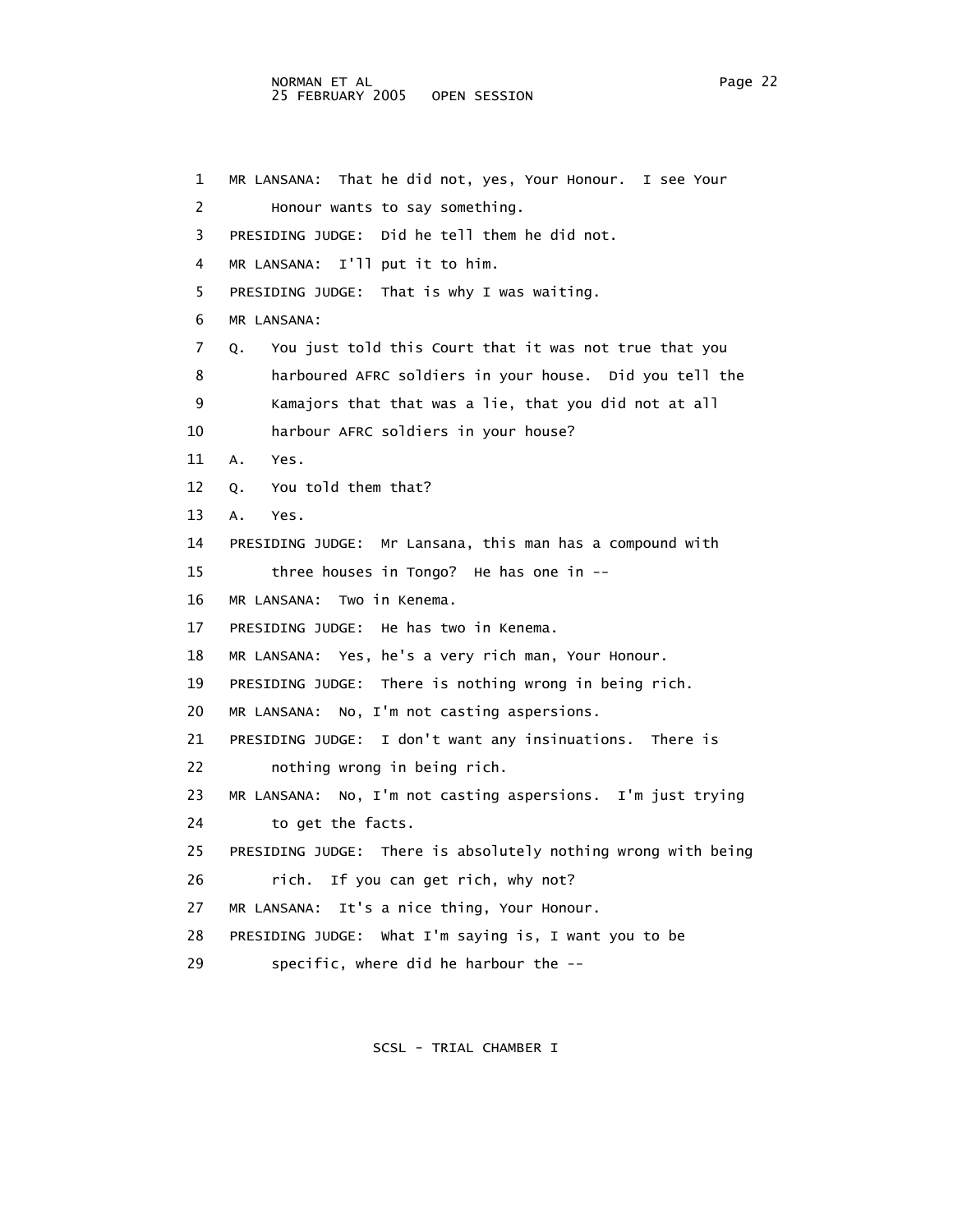1 MR LANSANA: That he did not, yes, Your Honour. I see Your
2 Honour wants to say something.
3 PRESIDING JUDGE: Did he tell them he did not.
4 MR LANSANA: I'll put it to him.
5 PRESIDING JUDGE: That is why I was waiting.
6 MR LANSANA:
7 Q. You just told this Court that it was not true that you
8 harboured AFRC soldiers in your house. Did you tell the
9 Kamajors that that was a lie, that you did not at all
10 harbour AFRC soldiers in your house?
11 A. Yes.
12 Q. You told them that?
13 A. Yes.
14 PRESIDING JUDGE: Mr Lansana, this man has a compound with
15 three houses in Tongo? He has one in --
16 MR LANSANA: Two in Kenema.
17 PRESIDING JUDGE: He has two in Kenema.
18 MR LANSANA: Yes, he's a very rich man, Your Honour.
19 PRESIDING JUDGE: There is nothing wrong in being rich.
20 MR LANSANA: No, I'm not casting aspersions.
21 PRESIDING JUDGE: I don't want any insinuations. There is
22 nothing wrong in being rich.
23 MR LANSANA: No, I'm not casting aspersions. I'm just trying
24 to get the facts.
25 PRESIDING JUDGE: There is absolutely nothing wrong with being
26 rich. If you can get rich, why not?
27 MR LANSANA: It's a nice thing, Your Honour.
28 PRESIDING JUDGE: What I'm saying is, I want you to be
29 specific, where did he harbour the --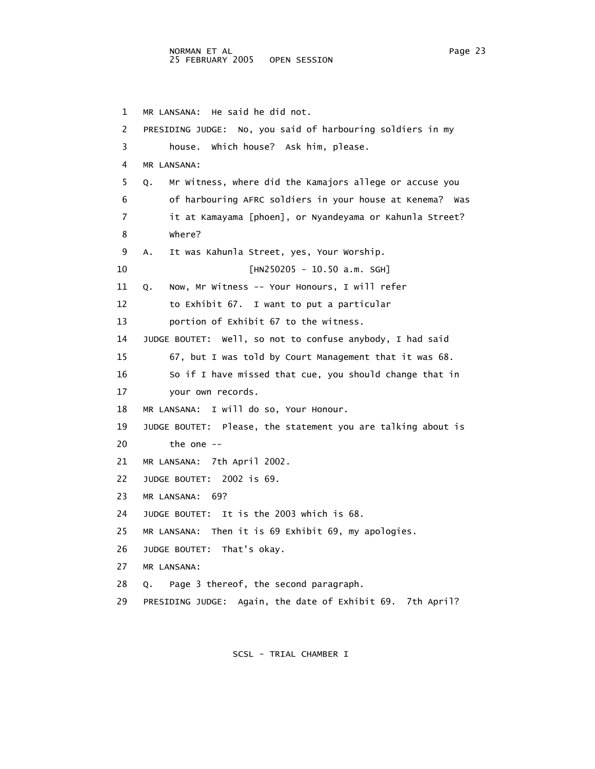1 MR LANSANA: He said he did not.

2 PRESIDING JUDGE: No, you said of harbouring soldiers in my

3 house. Which house? Ask him, please.

4 MR LANSANA:

5 Q. Mr Witness, where did the Kamajors allege or accuse you

6 of harbouring AFRC soldiers in your house at Kenema? Was

7 it at Kamayama [phoen], or Nyandeyama or Kahunla Street?

8 Where?

9 A. It was Kahunla Street, yes, Your Worship.

10 [HN250205 - 10.50 a.m. SGH]

11 Q. Now, Mr Witness -- Your Honours, I will refer

12 to Exhibit 67. I want to put a particular

13 portion of Exhibit 67 to the witness.

14 JUDGE BOUTET: Well, so not to confuse anybody, I had said

15 67, but I was told by Court Management that it was 68.

16 So if I have missed that cue, you should change that in

17 your own records.

18 MR LANSANA: I will do so, Your Honour.

19 JUDGE BOUTET: Please, the statement you are talking about is

20 the one --

21 MR LANSANA: 7th April 2002.

22 JUDGE BOUTET: 2002 is 69.

23 MR LANSANA: 69?

24 JUDGE BOUTET: It is the 2003 which is 68.

25 MR LANSANA: Then it is 69 Exhibit 69, my apologies.

26 JUDGE BOUTET: That's okay.

27 MR LANSANA:

28 Q. Page 3 thereof, the second paragraph.

29 PRESIDING JUDGE: Again, the date of Exhibit 69. 7th April?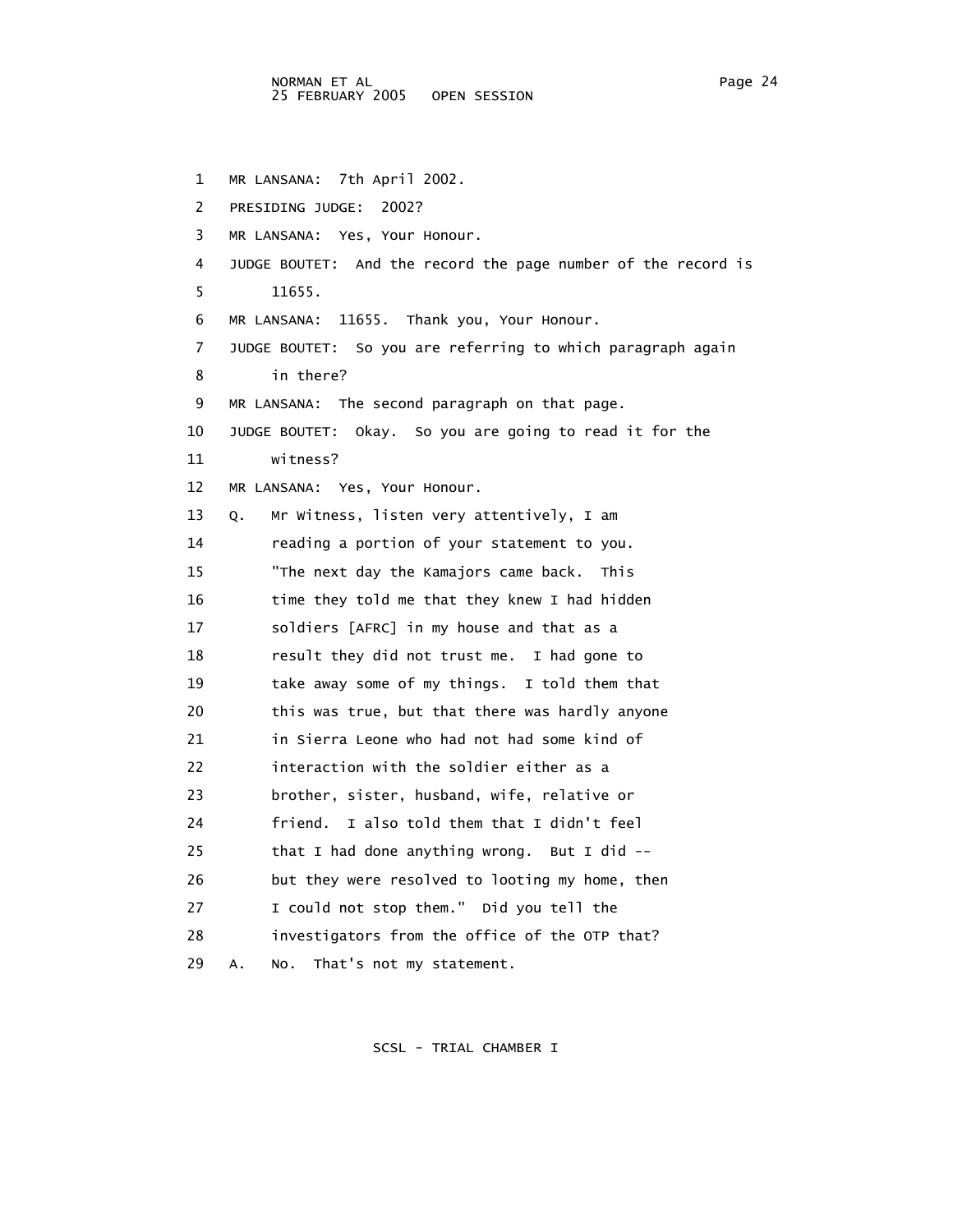MR LANSANA: 7th April 2002.

PRESIDING JUDGE: 2002?

MR LANSANA: Yes, Your Honour.

JUDGE BOUTET: And the record the page number of the record is 11655.

MR LANSANA: 11655. Thank you, Your Honour.

JUDGE BOUTET: So you are referring to which paragraph again in there?

MR LANSANA: The second paragraph on that page.

JUDGE BOUTET: Okay. So you are going to read it for the witness?

MR LANSANA: Yes, Your Honour.

Q. Mr Witness, listen very attentively, I am reading a portion of your statement to you. "The next day the Kamajors came back. This time they told me that they knew I had hidden soldiers [AFRC] in my house and that as a result they did not trust me. I had gone to take away some of my things. I told them that this was true, but that there was hardly anyone in Sierra Leone who had not had some kind of interaction with the soldier either as a brother, sister, husband, wife, relative or friend. I also told them that I didn't feel that I had done anything wrong. But I did -- but they were resolved to looting my home, then I could not stop them." Did you tell the investigators from the office of the OTP that?

A. No. That's not my statement.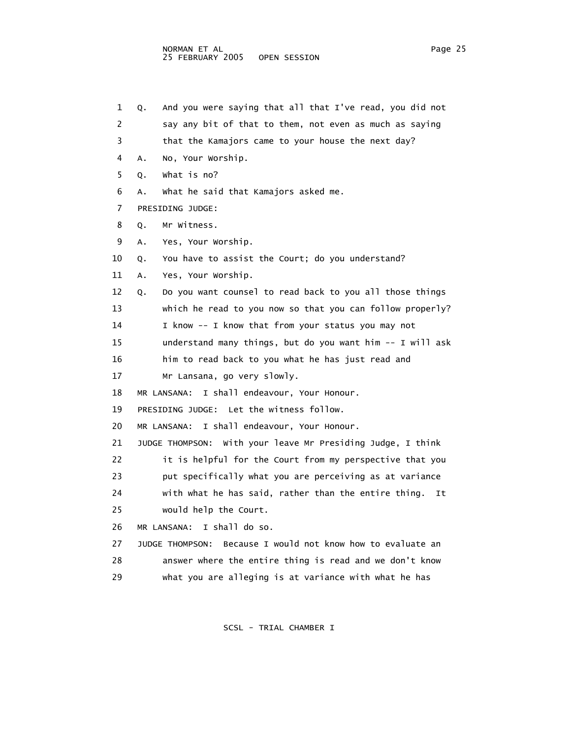1 Q. And you were saying that all that I've read, you did not
2 say any bit of that to them, not even as much as saying
3 that the Kamajors came to your house the next day?
4 A. No, Your Worship.
5 Q. What is no?
6 A. What he said that Kamajors asked me.
7 PRESIDING JUDGE:
8 Q. Mr Witness.
9 A. Yes, Your Worship.
10 Q. You have to assist the Court; do you understand?
11 A. Yes, Your Worship.
12 Q. Do you want counsel to read back to you all those things
13 which he read to you now so that you can follow properly?
14 I know -- I know that from your status you may not
15 understand many things, but do you want him -- I will ask
16 him to read back to you what he has just read and
17 Mr Lansana, go very slowly.
18 MR LANSANA: I shall endeavour, Your Honour.
19 PRESIDING JUDGE: Let the witness follow.
20 MR LANSANA: I shall endeavour, Your Honour.
21 JUDGE THOMPSON: With your leave Mr Presiding Judge, I think
22 it is helpful for the Court from my perspective that you
23 put specifically what you are perceiving as at variance
24 with what he has said, rather than the entire thing. It
25 would help the Court.
26 MR LANSANA: I shall do so.
27 JUDGE THOMPSON: Because I would not know how to evaluate an
28 answer where the entire thing is read and we don't know
29 what you are alleging is at variance with what he has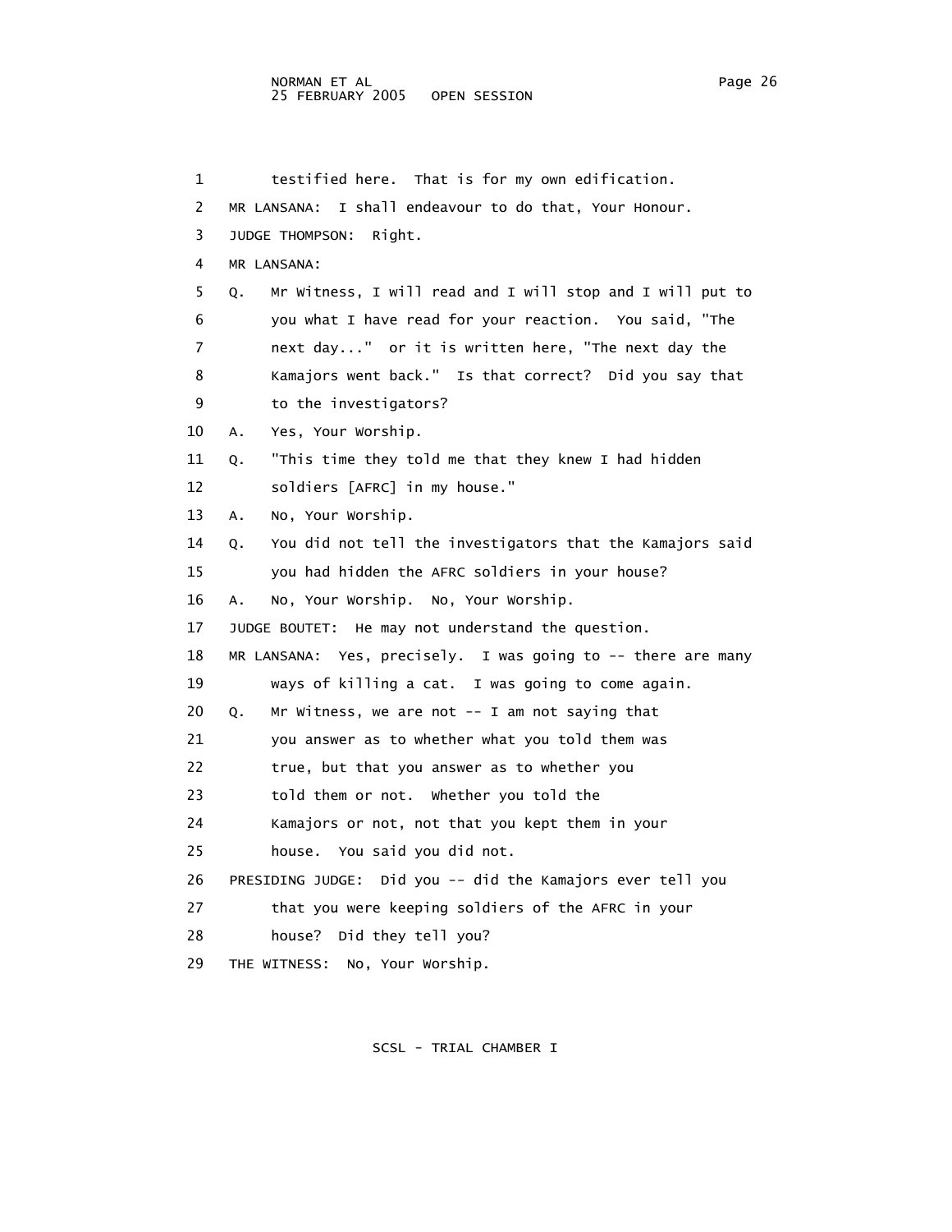1 testified here. That is for my own edification.

2 MR LANSANA: I shall endeavour to do that, Your Honour.

3 JUDGE THOMPSON: Right.

4 MR LANSANA:

5 Q. Mr Witness, I will read and I will stop and I will put to

6 you what I have read for your reaction. You said, "The

7 next day..." or it is written here, "The next day the

8 Kamajors went back." Is that correct? Did you say that

9 to the investigators?

10 A. Yes, Your Worship.

11 Q. "This time they told me that they knew I had hidden

12 soldiers [AFRC] in my house."

13 A. No, Your Worship.

14 Q. You did not tell the investigators that the Kamajors said

15 you had hidden the AFRC soldiers in your house?

16 A. No, Your Worship. No, Your Worship.

17 JUDGE BOUTET: He may not understand the question.

18 MR LANSANA: Yes, precisely. I was going to -- there are many

19 ways of killing a cat. I was going to come again.

20 Q. Mr Witness, we are not -- I am not saying that

21 you answer as to whether what you told them was

22 true, but that you answer as to whether you

23 told them or not. Whether you told the

24 Kamajors or not, not that you kept them in your

25 house. You said you did not.

26 PRESIDING JUDGE: Did you -- did the Kamajors ever tell you

27 that you were keeping soldiers of the AFRC in your

28 house? Did they tell you?

29 THE WITNESS: No, Your Worship.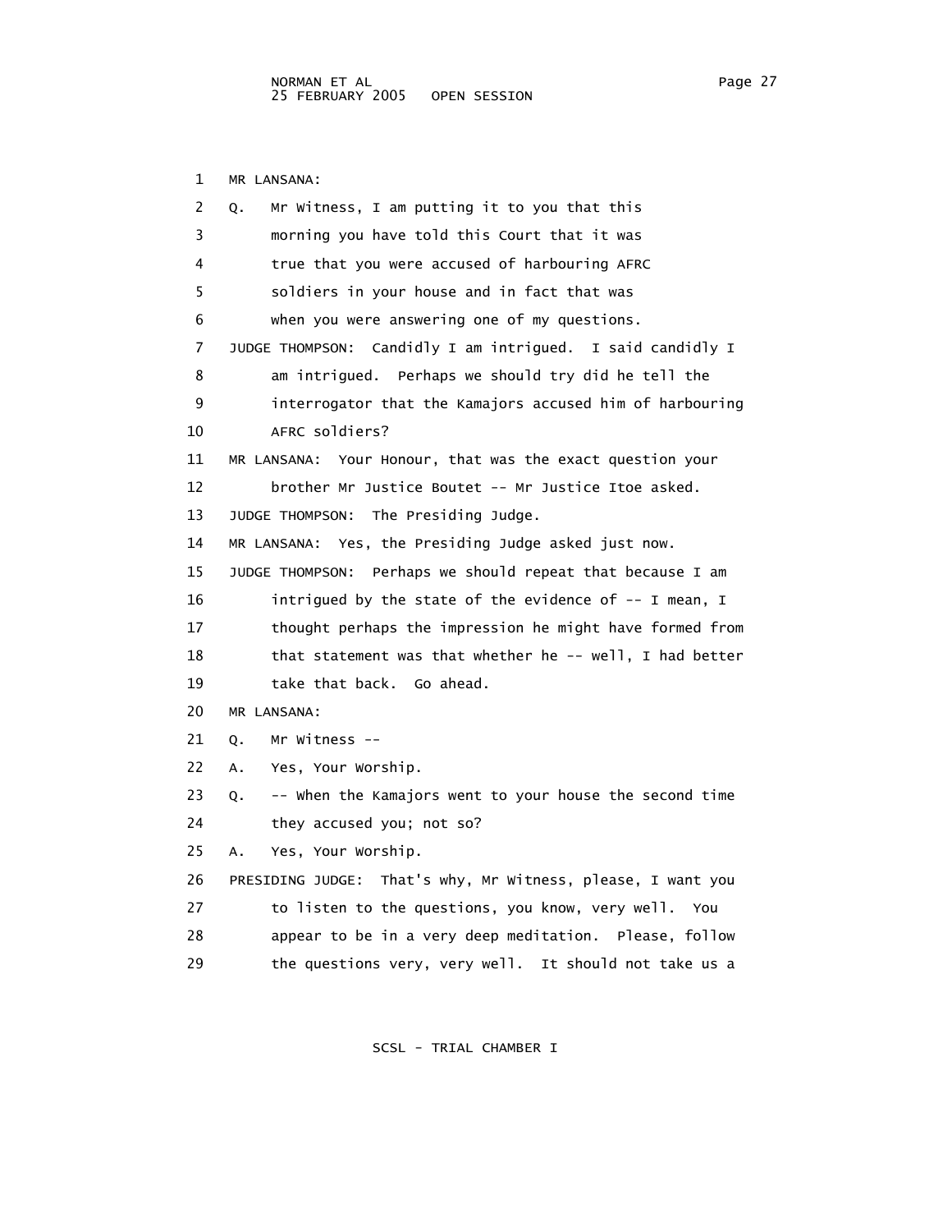MR LANSANA:

Q. Mr Witness, I am putting it to you that this morning you have told this Court that it was true that you were accused of harbouring AFRC soldiers in your house and in fact that was when you were answering one of my questions.

JUDGE THOMPSON: Candidly I am intrigued. I said candidly I am intrigued. Perhaps we should try did he tell the interrogator that the Kamajors accused him of harbouring AFRC soldiers?

MR LANSANA: Your Honour, that was the exact question your brother Mr Justice Boutet -- Mr Justice Itoe asked.

JUDGE THOMPSON: The Presiding Judge.

MR LANSANA: Yes, the Presiding Judge asked just now.

JUDGE THOMPSON: Perhaps we should repeat that because I am intrigued by the state of the evidence of -- I mean, I thought perhaps the impression he might have formed from that statement was that whether he -- well, I had better take that back. Go ahead.

MR LANSANA:

Q. Mr Witness --

A. Yes, Your Worship.

Q. -- When the Kamajors went to your house the second time they accused you; not so?

A. Yes, Your Worship.

PRESIDING JUDGE: That's why, Mr Witness, please, I want you to listen to the questions, you know, very well. You appear to be in a very deep meditation. Please, follow the questions very, very well. It should not take us a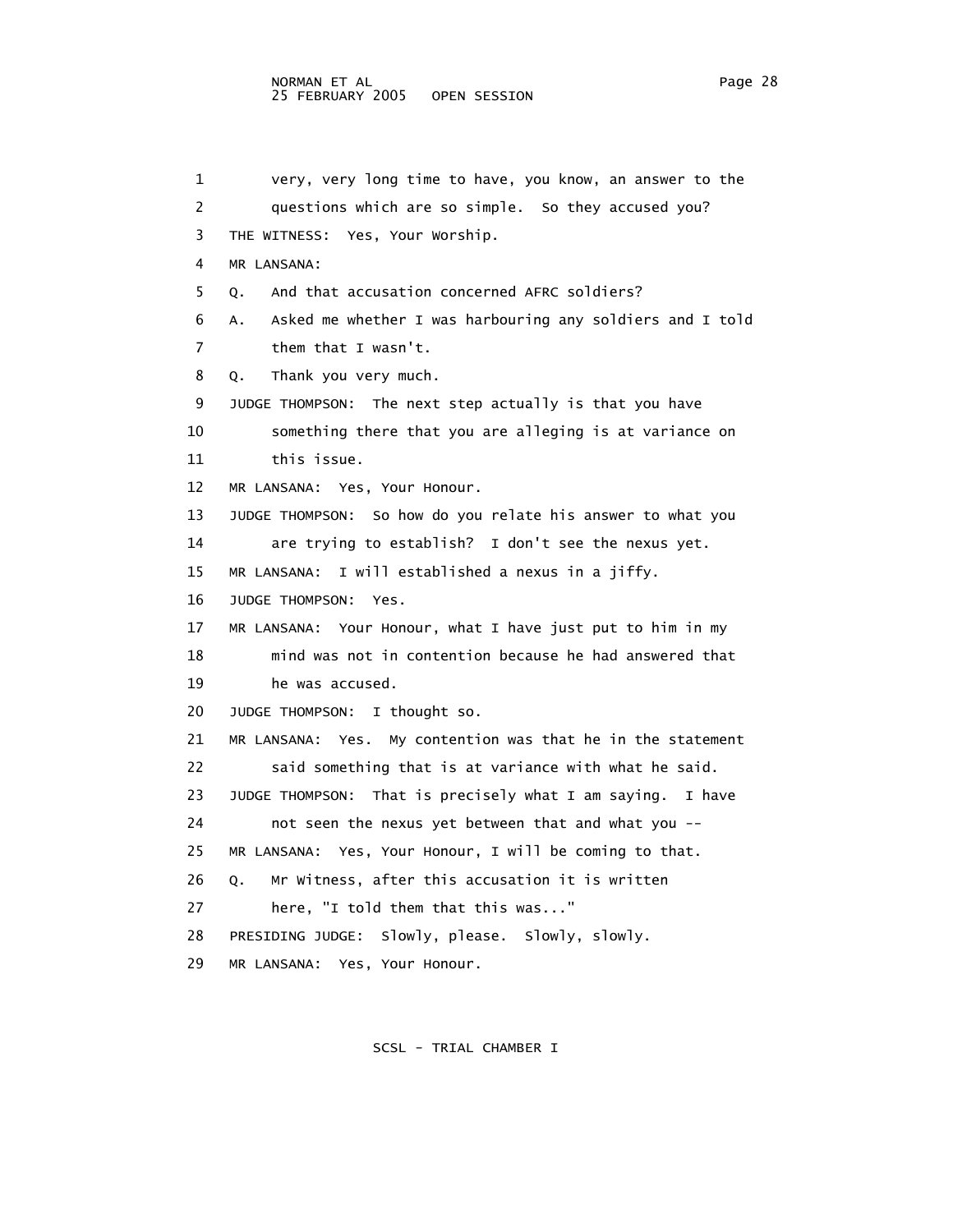1 very, very long time to have, you know, an answer to the
2 questions which are so simple. So they accused you?
3 THE WITNESS: Yes, Your Worship.
4 MR LANSANA:
5 Q. And that accusation concerned AFRC soldiers?
6 A. Asked me whether I was harbouring any soldiers and I told
7 them that I wasn't.
8 Q. Thank you very much.
9 JUDGE THOMPSON: The next step actually is that you have
10 something there that you are alleging is at variance on
11 this issue.
12 MR LANSANA: Yes, Your Honour.
13 JUDGE THOMPSON: So how do you relate his answer to what you
14 are trying to establish? I don't see the nexus yet.
15 MR LANSANA: I will established a nexus in a jiffy.
16 JUDGE THOMPSON: Yes.
17 MR LANSANA: Your Honour, what I have just put to him in my
18 mind was not in contention because he had answered that
19 he was accused.
20 JUDGE THOMPSON: I thought so.
21 MR LANSANA: Yes. My contention was that he in the statement
22 said something that is at variance with what he said.
23 JUDGE THOMPSON: That is precisely what I am saying. I have
24 not seen the nexus yet between that and what you --
25 MR LANSANA: Yes, Your Honour, I will be coming to that.
26 Q. Mr Witness, after this accusation it is written
27 here, "I told them that this was..."
28 PRESIDING JUDGE: Slowly, please. Slowly, slowly.
29 MR LANSANA: Yes, Your Honour.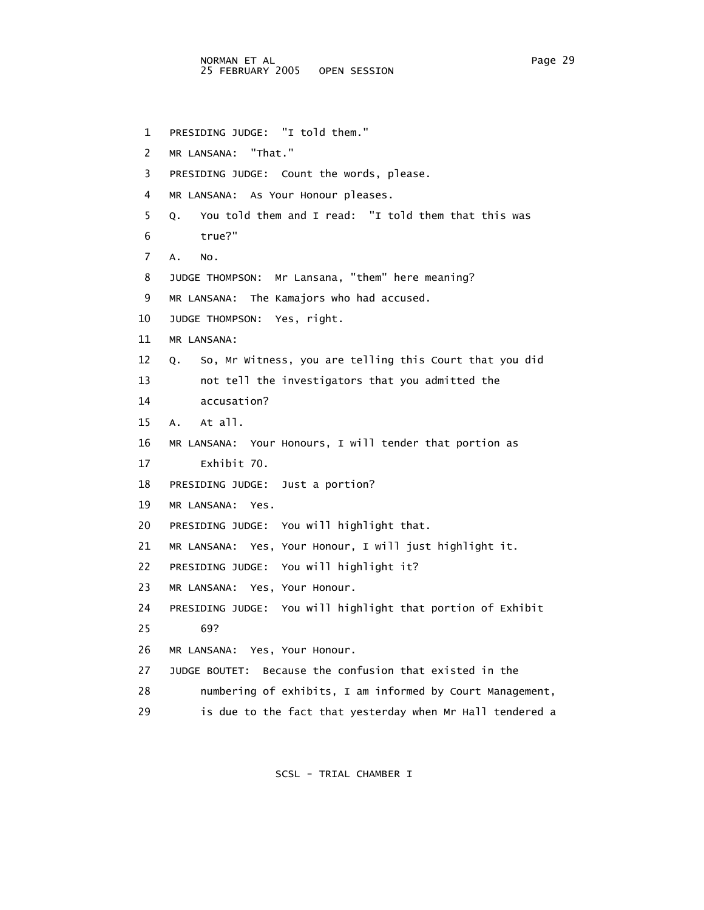PRESIDING JUDGE: "I told them."

MR LANSANA: "That."

PRESIDING JUDGE: Count the words, please.

MR LANSANA: As Your Honour pleases.

Q. You told them and I read: "I told them that this was true?"

A. No.

JUDGE THOMPSON: Mr Lansana, "them" here meaning?

MR LANSANA: The Kamajors who had accused.

JUDGE THOMPSON: Yes, right.

MR LANSANA:

Q. So, Mr Witness, you are telling this Court that you did not tell the investigators that you admitted the accusation?

A. At all.

MR LANSANA: Your Honours, I will tender that portion as Exhibit 70.

PRESIDING JUDGE: Just a portion?

MR LANSANA: Yes.

PRESIDING JUDGE: You will highlight that.

MR LANSANA: Yes, Your Honour, I will just highlight it.

PRESIDING JUDGE: You will highlight it?

MR LANSANA: Yes, Your Honour.

PRESIDING JUDGE: You will highlight that portion of Exhibit 69?

MR LANSANA: Yes, Your Honour.

JUDGE BOUTET: Because the confusion that existed in the numbering of exhibits, I am informed by Court Management, is due to the fact that yesterday when Mr Hall tendered a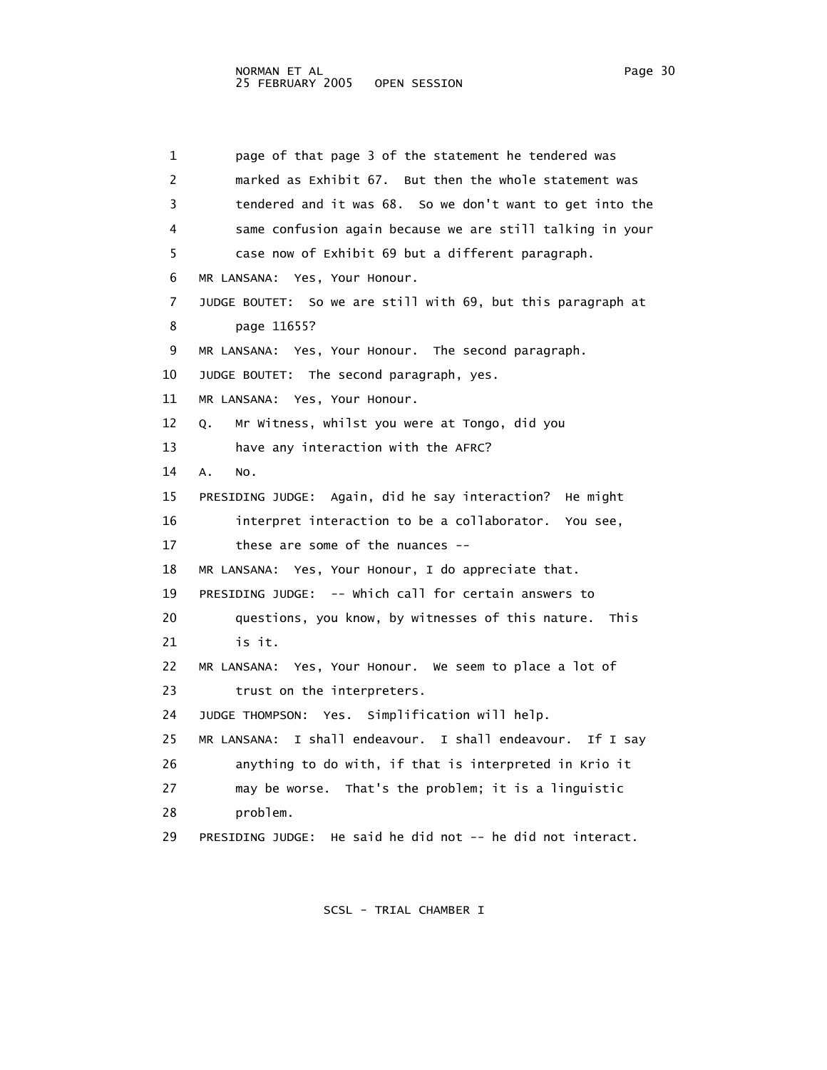page of that page 3 of the statement he tendered was marked as Exhibit 67. But then the whole statement was tendered and it was 68. So we don't want to get into the same confusion again because we are still talking in your case now of Exhibit 69 but a different paragraph.

MR LANSANA: Yes, Your Honour.

JUDGE BOUTET: So we are still with 69, but this paragraph at page 11655?

MR LANSANA: Yes, Your Honour. The second paragraph.

JUDGE BOUTET: The second paragraph, yes.

MR LANSANA: Yes, Your Honour.

Q. Mr Witness, whilst you were at Tongo, did you have any interaction with the AFRC?

A. No.

PRESIDING JUDGE: Again, did he say interaction? He might interpret interaction to be a collaborator. You see, these are some of the nuances --

MR LANSANA: Yes, Your Honour, I do appreciate that.

PRESIDING JUDGE: -- which call for certain answers to questions, you know, by witnesses of this nature. This is it.

MR LANSANA: Yes, Your Honour. We seem to place a lot of trust on the interpreters.

JUDGE THOMPSON: Yes. Simplification will help.

MR LANSANA: I shall endeavour. I shall endeavour. If I say anything to do with, if that is interpreted in Krio it may be worse. That's the problem; it is a linguistic problem.

PRESIDING JUDGE: He said he did not -- he did not interact.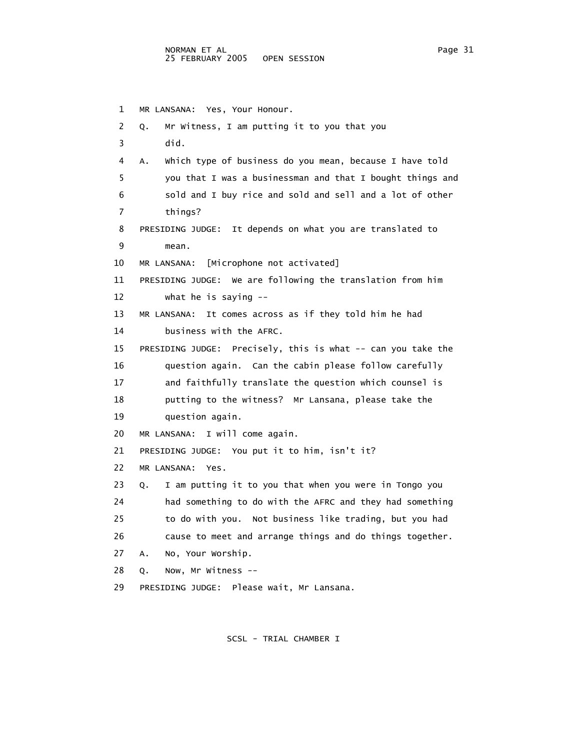1 MR LANSANA: Yes, Your Honour.

2 Q. Mr Witness, I am putting it to you that you

3 did.

4 A. Which type of business do you mean, because I have told

5 you that I was a businessman and that I bought things and

6 sold and I buy rice and sold and sell and a lot of other

7 things?

8 PRESIDING JUDGE: It depends on what you are translated to

9 mean.

10 MR LANSANA: [Microphone not activated]

11 PRESIDING JUDGE: We are following the translation from him

12 what he is saying --

13 MR LANSANA: It comes across as if they told him he had

14 business with the AFRC.

15 PRESIDING JUDGE: Precisely, this is what -- can you take the

16 question again. Can the cabin please follow carefully

17 and faithfully translate the question which counsel is

18 putting to the witness? Mr Lansana, please take the

19 question again.

20 MR LANSANA: I will come again.

21 PRESIDING JUDGE: You put it to him, isn't it?

22 MR LANSANA: Yes.

23 Q. I am putting it to you that when you were in Tongo you

24 had something to do with the AFRC and they had something

25 to do with you. Not business like trading, but you had

26 cause to meet and arrange things and do things together.

27 A. No, Your Worship.

28 Q. Now, Mr Witness --

29 PRESIDING JUDGE: Please wait, Mr Lansana.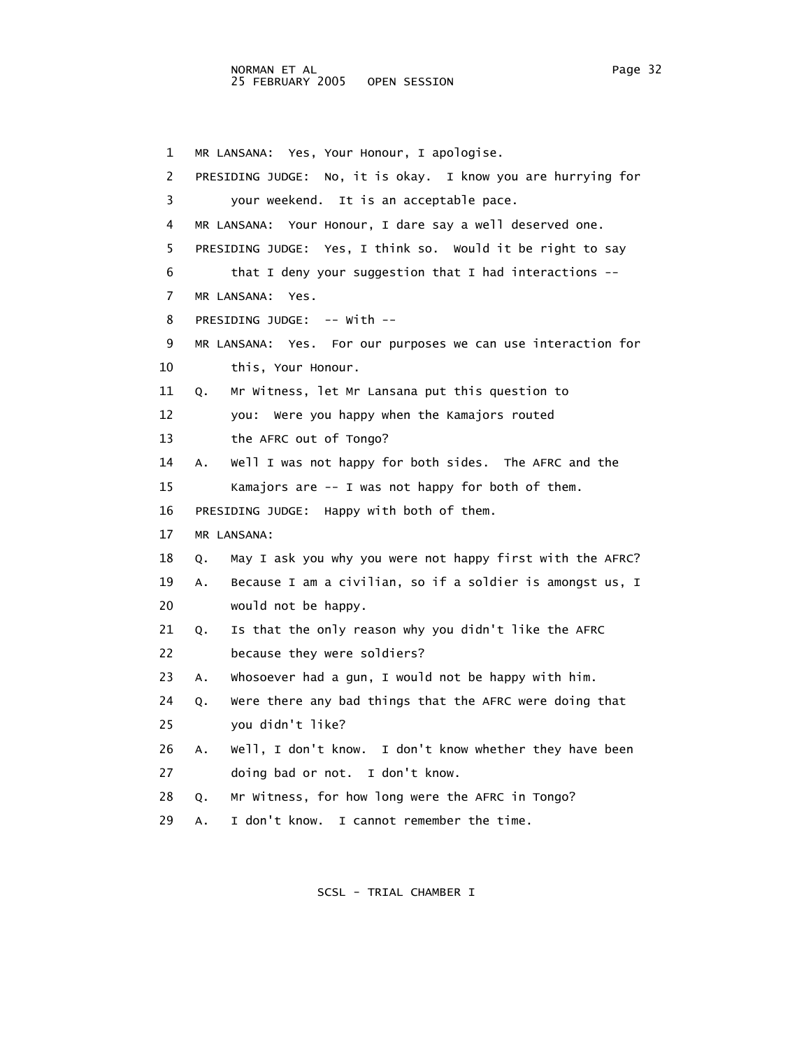1 MR LANSANA: Yes, Your Honour, I apologise.
2 PRESIDING JUDGE: No, it is okay. I know you are hurrying for
3 your weekend. It is an acceptable pace.
4 MR LANSANA: Your Honour, I dare say a well deserved one.
5 PRESIDING JUDGE: Yes, I think so. Would it be right to say
6 that I deny your suggestion that I had interactions --
7 MR LANSANA: Yes.
8 PRESIDING JUDGE: -- With --
9 MR LANSANA: Yes. For our purposes we can use interaction for
10 this, Your Honour.
11 Q. Mr Witness, let Mr Lansana put this question to
12 you: Were you happy when the Kamajors routed
13 the AFRC out of Tongo?
14 A. Well I was not happy for both sides. The AFRC and the
15 Kamajors are -- I was not happy for both of them.
16 PRESIDING JUDGE: Happy with both of them.
17 MR LANSANA:
18 Q. May I ask you why you were not happy first with the AFRC?
19 A. Because I am a civilian, so if a soldier is amongst us, I
20 would not be happy.
21 Q. Is that the only reason why you didn't like the AFRC
22 because they were soldiers?
23 A. Whosoever had a gun, I would not be happy with him.
24 Q. Were there any bad things that the AFRC were doing that
25 you didn't like?
26 A. Well, I don't know. I don't know whether they have been
27 doing bad or not. I don't know.
28 Q. Mr Witness, for how long were the AFRC in Tongo?
29 A. I don't know. I cannot remember the time.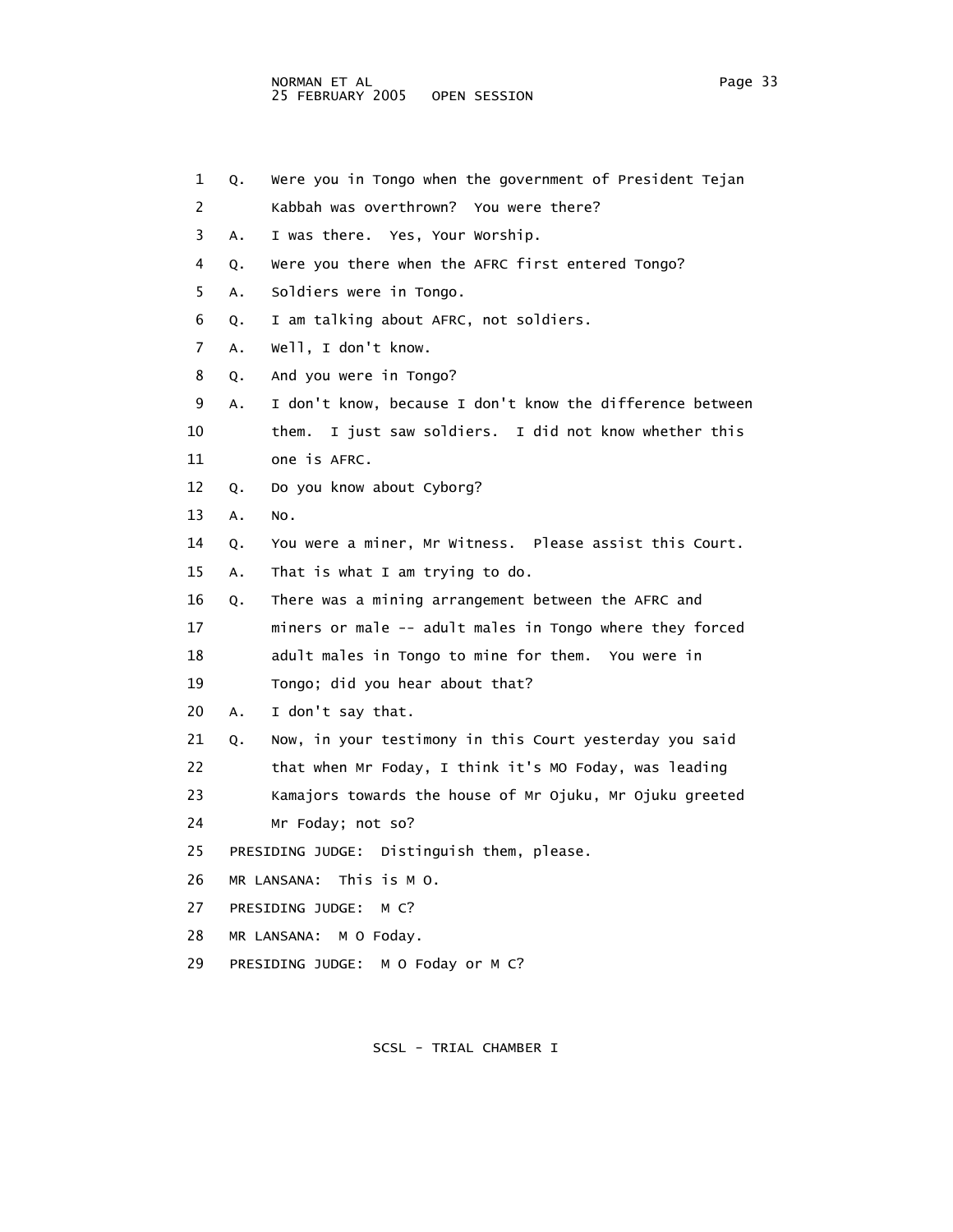1 Q. Were you in Tongo when the government of President Tejan
2 Kabbah was overthrown? You were there?
3 A. I was there. Yes, Your Worship.
4 Q. Were you there when the AFRC first entered Tongo?
5 A. Soldiers were in Tongo.
6 Q. I am talking about AFRC, not soldiers.
7 A. Well, I don't know.
8 Q. And you were in Tongo?
9 A. I don't know, because I don't know the difference between
10 them. I just saw soldiers. I did not know whether this
11 one is AFRC.
12 Q. Do you know about Cyborg?
13 A. No.
14 Q. You were a miner, Mr Witness. Please assist this Court.
15 A. That is what I am trying to do.
16 Q. There was a mining arrangement between the AFRC and
17 miners or male -- adult males in Tongo where they forced
18 adult males in Tongo to mine for them. You were in
19 Tongo; did you hear about that?
20 A. I don't say that.
21 Q. Now, in your testimony in this Court yesterday you said
22 that when Mr Foday, I think it's MO Foday, was leading
23 Kamajors towards the house of Mr Ojuku, Mr Ojuku greeted
24 Mr Foday; not so?
25 PRESIDING JUDGE: Distinguish them, please.
26 MR LANSANA: This is M O.
27 PRESIDING JUDGE: M C?
28 MR LANSANA: M O Foday.
29 PRESIDING JUDGE: M O Foday or M C?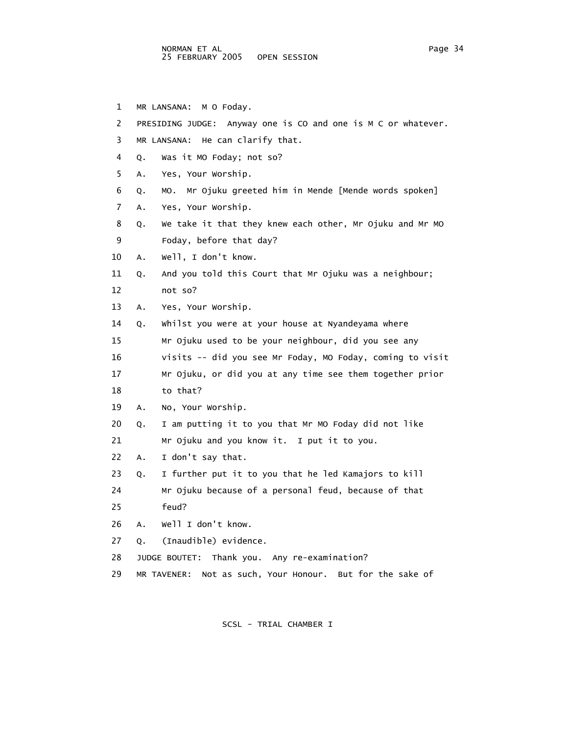1 MR LANSANA: M O Foday.

2 PRESIDING JUDGE: Anyway one is CO and one is M C or whatever.

3 MR LANSANA: He can clarify that.

4 Q. Was it MO Foday; not so?

5 A. Yes, Your Worship.

6 Q. MO. Mr Ojuku greeted him in Mende [Mende words spoken]

7 A. Yes, Your Worship.

8 Q. We take it that they knew each other, Mr Ojuku and Mr MO

9 Foday, before that day?

10 A. Well, I don't know.

11 Q. And you told this Court that Mr Ojuku was a neighbour;

12 not so?

13 A. Yes, Your Worship.

14 Q. Whilst you were at your house at Nyandeyama where

15 Mr Ojuku used to be your neighbour, did you see any

16 visits -- did you see Mr Foday, MO Foday, coming to visit

17 Mr Ojuku, or did you at any time see them together prior

18 to that?

19 A. No, Your Worship.

20 Q. I am putting it to you that Mr MO Foday did not like

21 Mr Ojuku and you know it. I put it to you.

22 A. I don't say that.

23 Q. I further put it to you that he led Kamajors to kill

24 Mr Ojuku because of a personal feud, because of that

25 feud?

26 A. Well I don't know.

27 Q. (Inaudible) evidence.

28 JUDGE BOUTET: Thank you. Any re-examination?

29 MR TAVENER: Not as such, Your Honour. But for the sake of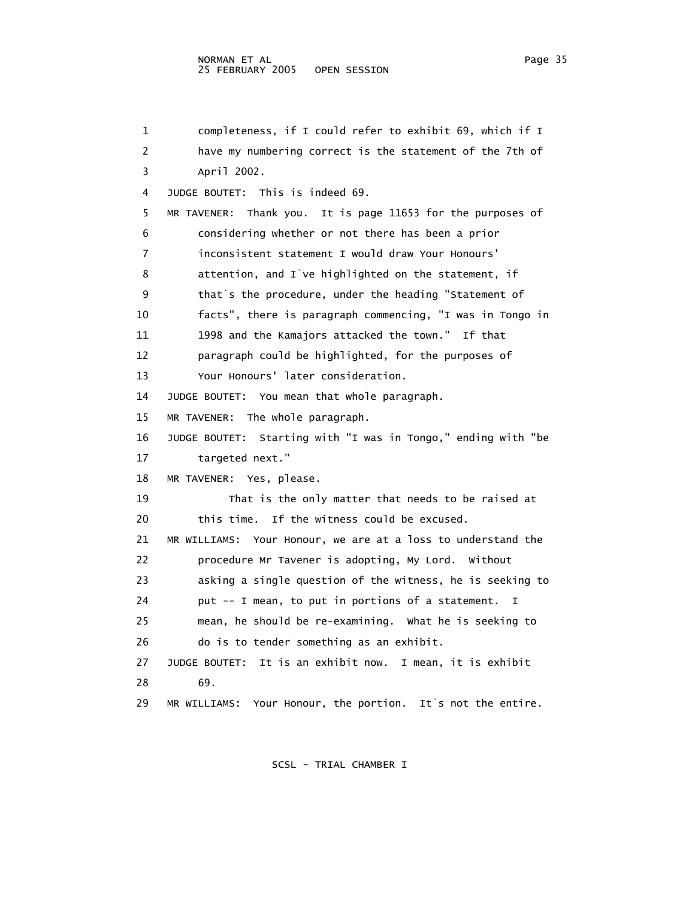1 completeness, if I could refer to exhibit 69, which if I
2 have my numbering correct is the statement of the 7th of
3 April 2002.
4 JUDGE BOUTET: This is indeed 69.
5 MR TAVENER: Thank you. It is page 11653 for the purposes of
6 considering whether or not there has been a prior
7 inconsistent statement I would draw Your Honours'
8 attention, and I`ve highlighted on the statement, if
9 that`s the procedure, under the heading "Statement of
10 facts", there is paragraph commencing, "I was in Tongo in
11 1998 and the Kamajors attacked the town." If that
12 paragraph could be highlighted, for the purposes of
13 Your Honours' later consideration.
14 JUDGE BOUTET: You mean that whole paragraph.
15 MR TAVENER: The whole paragraph.
16 JUDGE BOUTET: Starting with "I was in Tongo," ending with "be
17 targeted next."
18 MR TAVENER: Yes, please.
19 That is the only matter that needs to be raised at
20 this time. If the witness could be excused.
21 MR WILLIAMS: Your Honour, we are at a loss to understand the
22 procedure Mr Tavener is adopting, My Lord. Without
23 asking a single question of the witness, he is seeking to
24 put -- I mean, to put in portions of a statement. I
25 mean, he should be re-examining. What he is seeking to
26 do is to tender something as an exhibit.
27 JUDGE BOUTET: It is an exhibit now. I mean, it is exhibit
28 69.
29 MR WILLIAMS: Your Honour, the portion. It`s not the entire.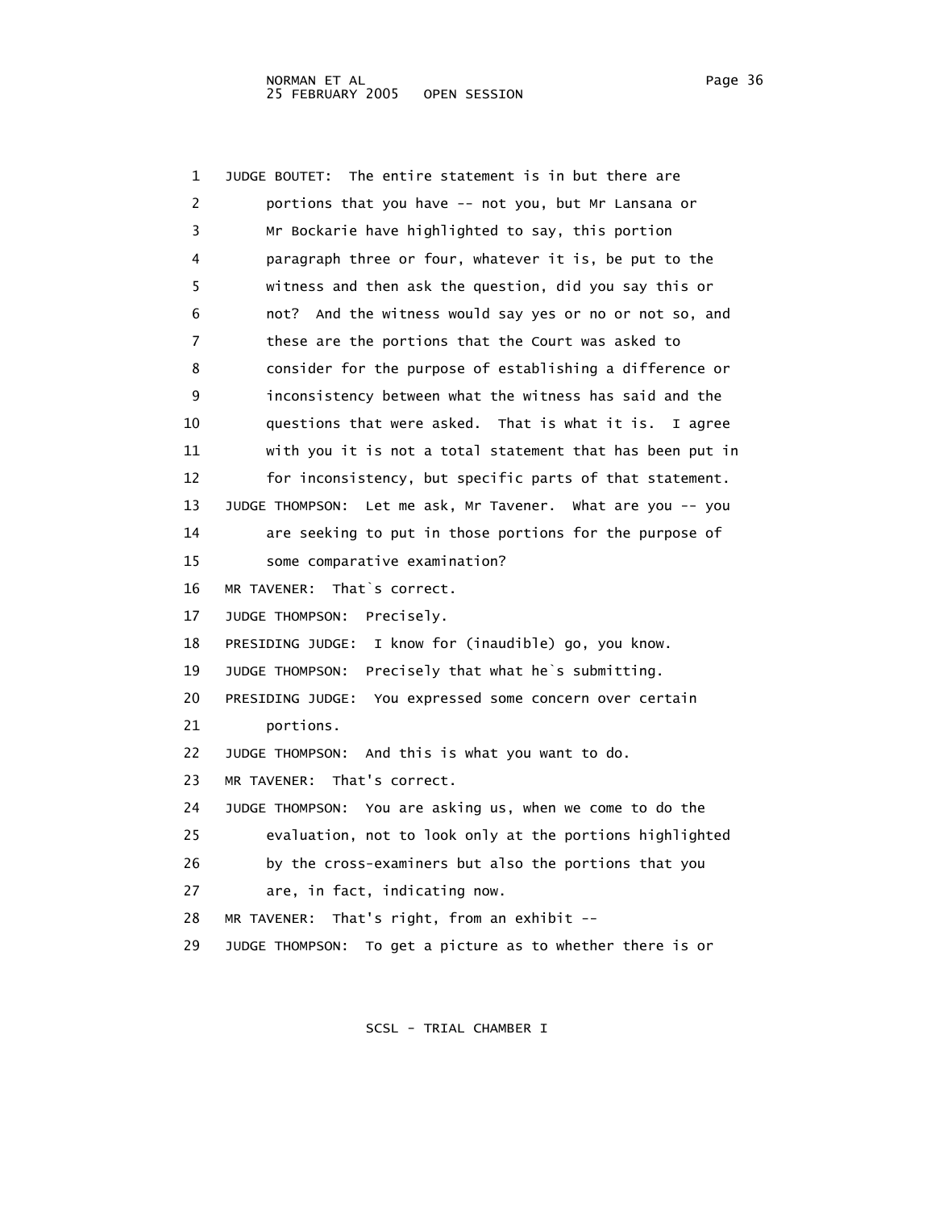1 JUDGE BOUTET: The entire statement is in but there are
2 portions that you have -- not you, but Mr Lansana or
3 Mr Bockarie have highlighted to say, this portion
4 paragraph three or four, whatever it is, be put to the
5 witness and then ask the question, did you say this or
6 not? And the witness would say yes or no or not so, and
7 these are the portions that the Court was asked to
8 consider for the purpose of establishing a difference or
9 inconsistency between what the witness has said and the
10 questions that were asked. That is what it is. I agree
11 with you it is not a total statement that has been put in
12 for inconsistency, but specific parts of that statement.
13 JUDGE THOMPSON: Let me ask, Mr Tavener. What are you -- you
14 are seeking to put in those portions for the purpose of
15 some comparative examination?
16 MR TAVENER: That`s correct.
17 JUDGE THOMPSON: Precisely.
18 PRESIDING JUDGE: I know for (inaudible) go, you know.
19 JUDGE THOMPSON: Precisely that what he`s submitting.
20 PRESIDING JUDGE: You expressed some concern over certain
21 portions.
22 JUDGE THOMPSON: And this is what you want to do.
23 MR TAVENER: That's correct.
24 JUDGE THOMPSON: You are asking us, when we come to do the
25 evaluation, not to look only at the portions highlighted
26 by the cross-examiners but also the portions that you
27 are, in fact, indicating now.
28 MR TAVENER: That's right, from an exhibit --
29 JUDGE THOMPSON: To get a picture as to whether there is or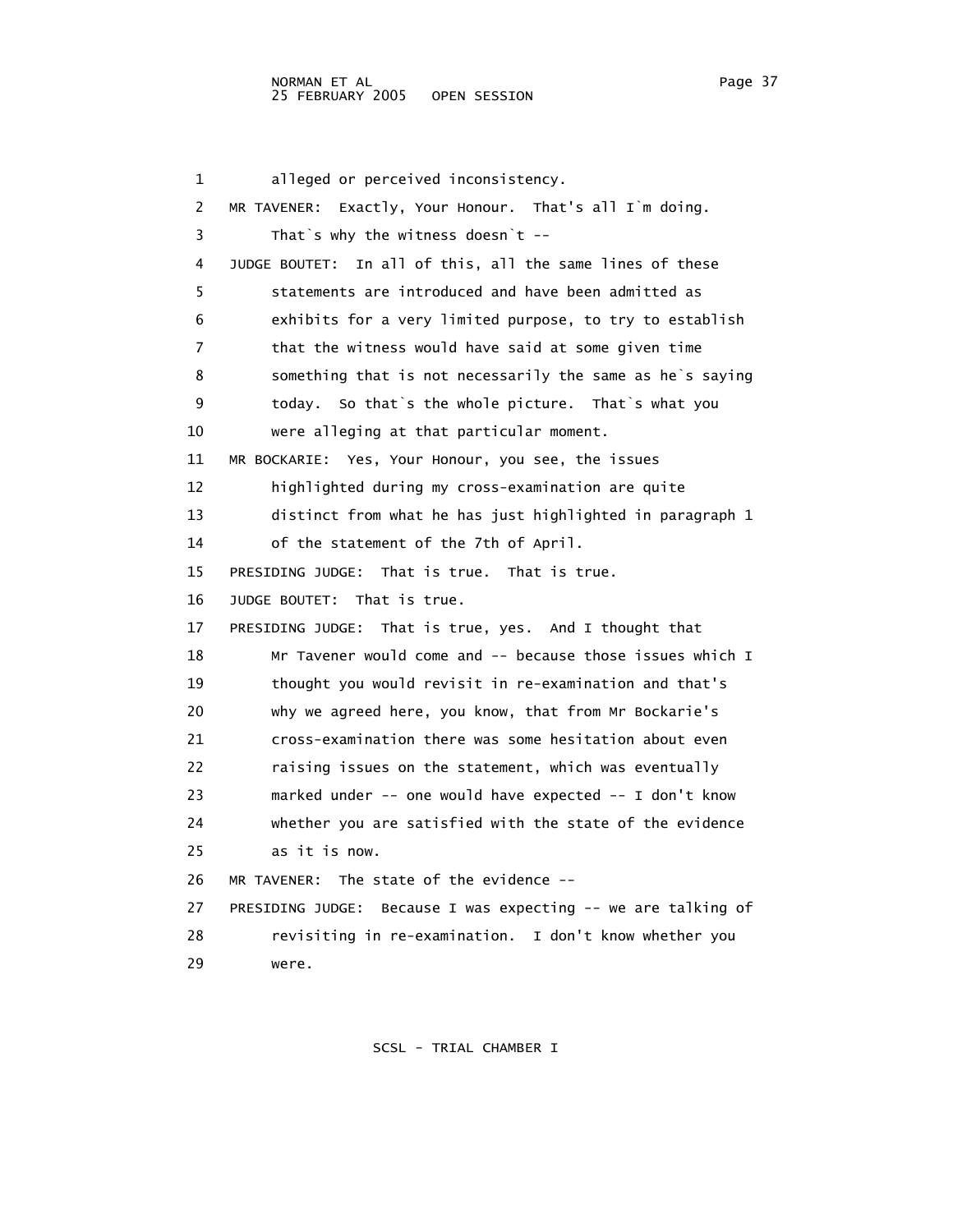1 alleged or perceived inconsistency.

2 MR TAVENER: Exactly, Your Honour. That's all I`m doing.

3 That`s why the witness doesn`t --

4 JUDGE BOUTET: In all of this, all the same lines of these

5 statements are introduced and have been admitted as

6 exhibits for a very limited purpose, to try to establish

7 that the witness would have said at some given time

8 something that is not necessarily the same as he`s saying

9 today. So that`s the whole picture. That`s what you

10 were alleging at that particular moment.

11 MR BOCKARIE: Yes, Your Honour, you see, the issues

12 highlighted during my cross-examination are quite

13 distinct from what he has just highlighted in paragraph 1

14 of the statement of the 7th of April.

15 PRESIDING JUDGE: That is true. That is true.

16 JUDGE BOUTET: That is true.

17 PRESIDING JUDGE: That is true, yes. And I thought that

18 Mr Tavener would come and -- because those issues which I

19 thought you would revisit in re-examination and that's

20 why we agreed here, you know, that from Mr Bockarie's

21 cross-examination there was some hesitation about even

22 raising issues on the statement, which was eventually

23 marked under -- one would have expected -- I don't know

24 whether you are satisfied with the state of the evidence

25 as it is now.

26 MR TAVENER: The state of the evidence --

27 PRESIDING JUDGE: Because I was expecting -- we are talking of

28 revisiting in re-examination. I don't know whether you

29 were.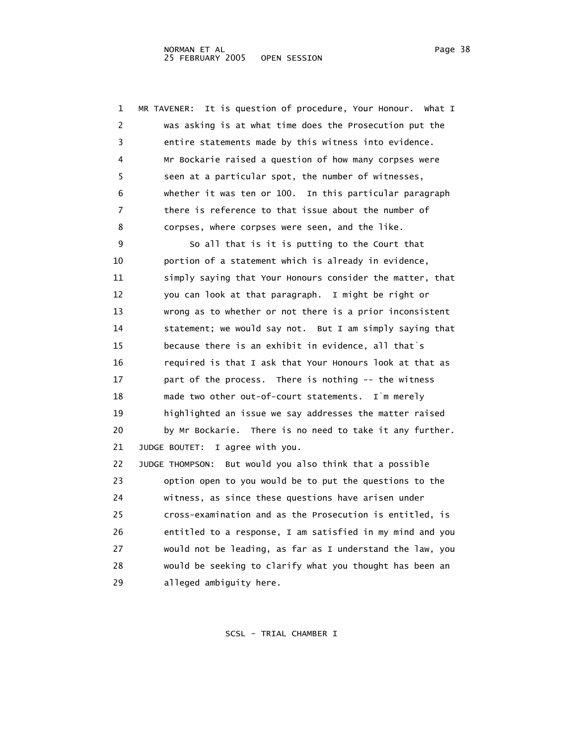MR TAVENER: It is question of procedure, Your Honour. What I was asking is at what time does the Prosecution put the entire statements made by this witness into evidence. Mr Bockarie raised a question of how many corpses were seen at a particular spot, the number of witnesses, whether it was ten or 100. In this particular paragraph there is reference to that issue about the number of corpses, where corpses were seen, and the like.

So all that is it is putting to the Court that portion of a statement which is already in evidence, simply saying that Your Honours consider the matter, that you can look at that paragraph. I might be right or wrong as to whether or not there is a prior inconsistent statement; we would say not. But I am simply saying that because there is an exhibit in evidence, all that`s required is that I ask that Your Honours look at that as part of the process. There is nothing -- the witness made two other out-of-court statements. I`m merely highlighted an issue we say addresses the matter raised by Mr Bockarie. There is no need to take it any further.

JUDGE BOUTET: I agree with you.

JUDGE THOMPSON: But would you also think that a possible option open to you would be to put the questions to the witness, as since these questions have arisen under cross-examination and as the Prosecution is entitled, is entitled to a response, I am satisfied in my mind and you would not be leading, as far as I understand the law, you would be seeking to clarify what you thought has been an alleged ambiguity here.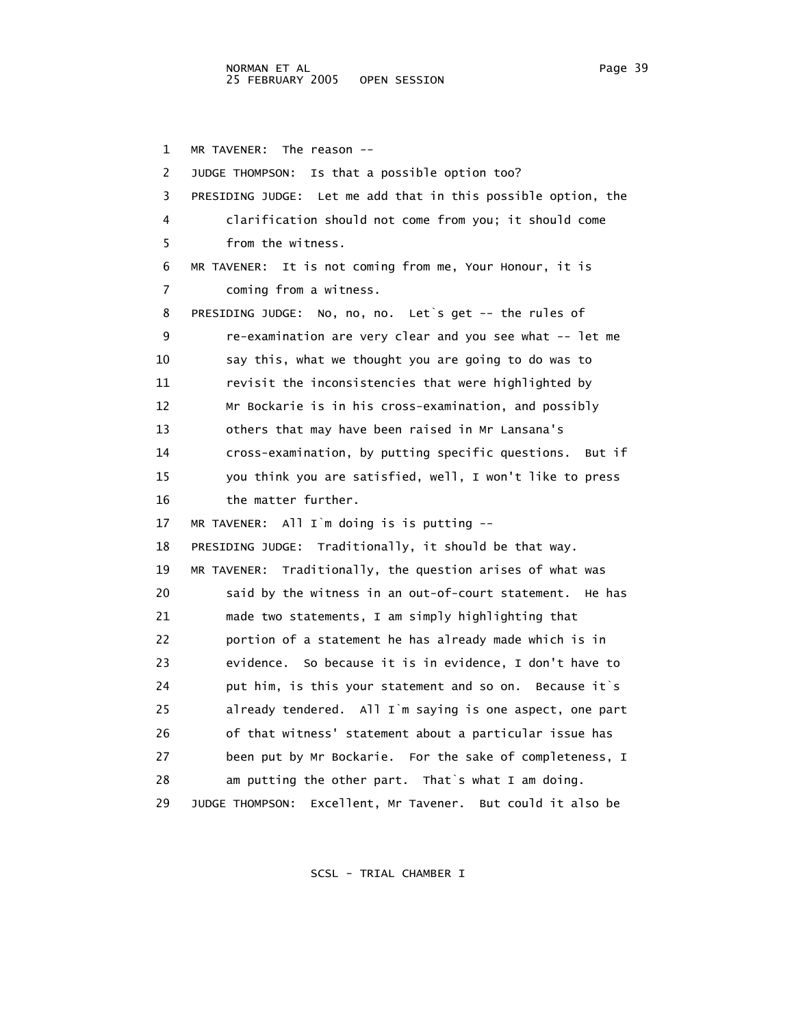1 MR TAVENER: The reason --

2 JUDGE THOMPSON: Is that a possible option too?

3 PRESIDING JUDGE: Let me add that in this possible option, the
4 clarification should not come from you; it should come
5 from the witness.

6 MR TAVENER: It is not coming from me, Your Honour, it is
7 coming from a witness.

8 PRESIDING JUDGE: No, no, no. Let`s get -- the rules of
9 re-examination are very clear and you see what -- let me
10 say this, what we thought you are going to do was to
11 revisit the inconsistencies that were highlighted by
12 Mr Bockarie is in his cross-examination, and possibly
13 others that may have been raised in Mr Lansana's
14 cross-examination, by putting specific questions. But if
15 you think you are satisfied, well, I won't like to press
16 the matter further.

17 MR TAVENER: All I`m doing is is putting --

18 PRESIDING JUDGE: Traditionally, it should be that way.

19 MR TAVENER: Traditionally, the question arises of what was
20 said by the witness in an out-of-court statement. He has
21 made two statements, I am simply highlighting that
22 portion of a statement he has already made which is in
23 evidence. So because it is in evidence, I don't have to
24 put him, is this your statement and so on. Because it`s
25 already tendered. All I`m saying is one aspect, one part
26 of that witness' statement about a particular issue has
27 been put by Mr Bockarie. For the sake of completeness, I
28 am putting the other part. That`s what I am doing.

29 JUDGE THOMPSON: Excellent, Mr Tavener. But could it also be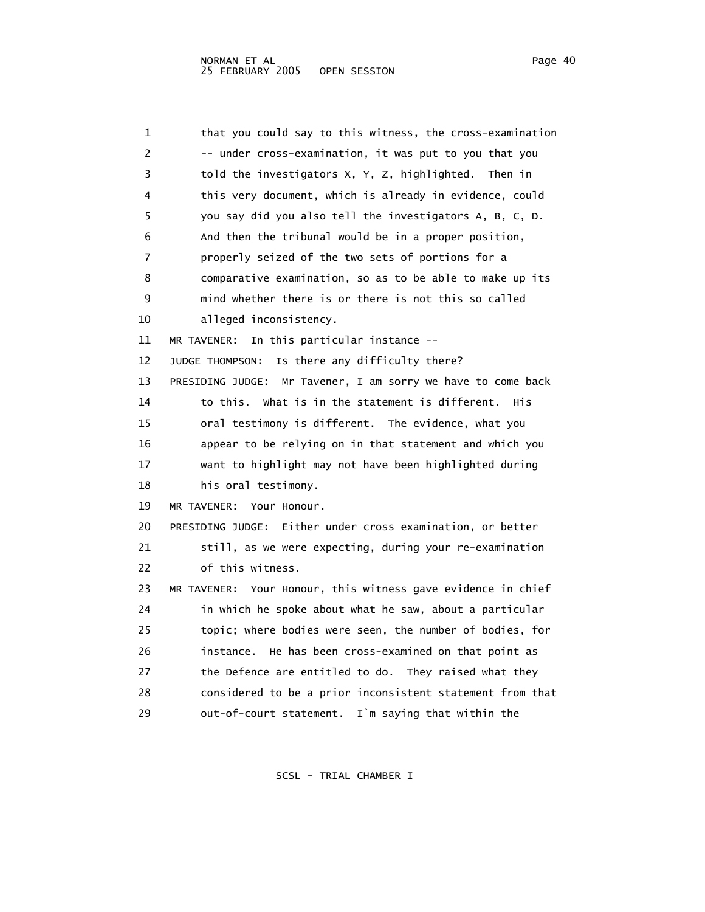that you could say to this witness, the cross-examination -- under cross-examination, it was put to you that you told the investigators X, Y, Z, highlighted. Then in this very document, which is already in evidence, could you say did you also tell the investigators A, B, C, D. And then the tribunal would be in a proper position, properly seized of the two sets of portions for a comparative examination, so as to be able to make up its mind whether there is or there is not this so called alleged inconsistency.

MR TAVENER: In this particular instance --

JUDGE THOMPSON: Is there any difficulty there?

PRESIDING JUDGE: Mr Tavener, I am sorry we have to come back to this. What is in the statement is different. His oral testimony is different. The evidence, what you appear to be relying on in that statement and which you want to highlight may not have been highlighted during his oral testimony.

MR TAVENER: Your Honour.

PRESIDING JUDGE: Either under cross examination, or better still, as we were expecting, during your re-examination of this witness.

MR TAVENER: Your Honour, this witness gave evidence in chief in which he spoke about what he saw, about a particular topic; where bodies were seen, the number of bodies, for instance. He has been cross-examined on that point as the Defence are entitled to do. They raised what they considered to be a prior inconsistent statement from that out-of-court statement. I`m saying that within the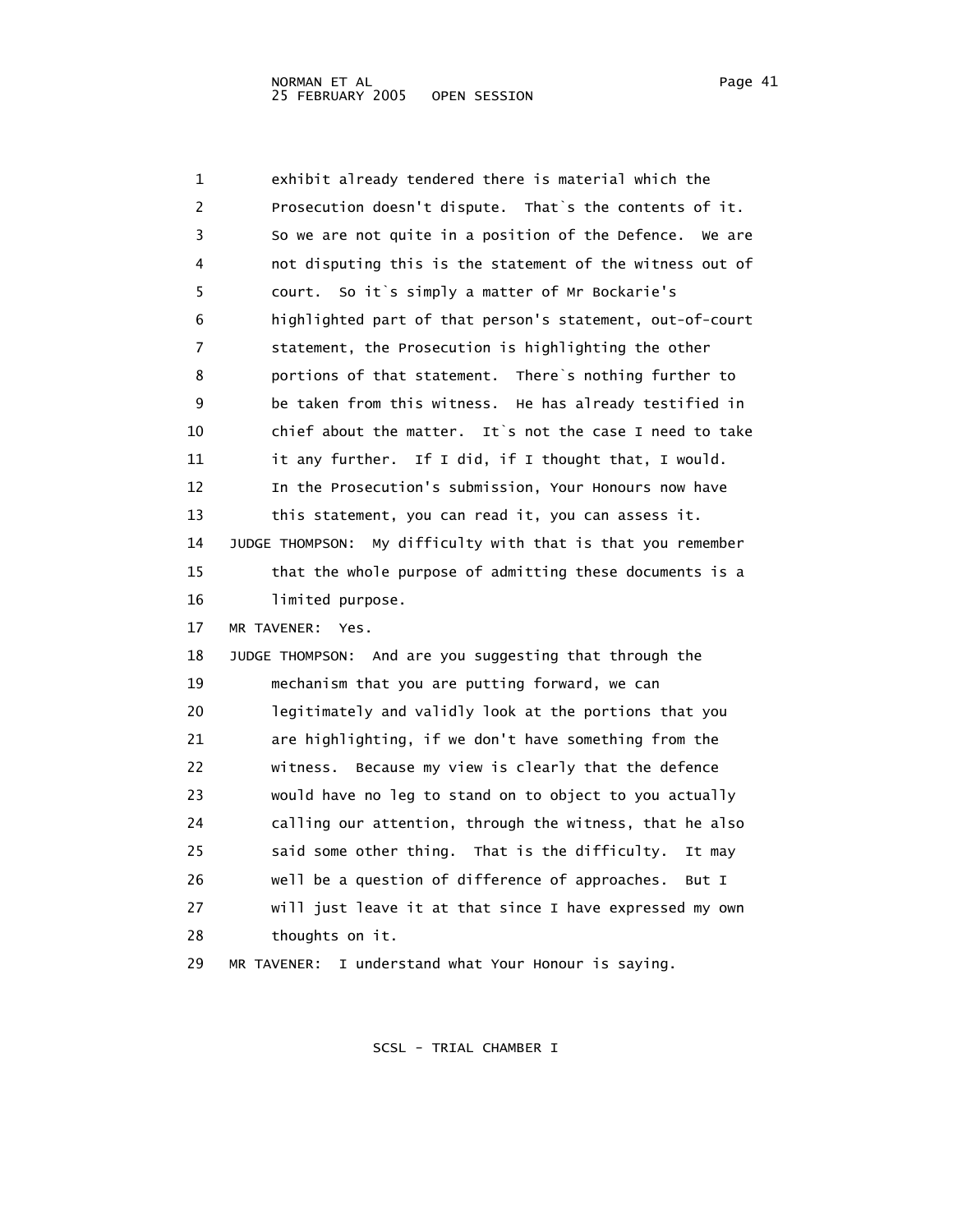exhibit already tendered there is material which the Prosecution doesn't dispute. That`s the contents of it. So we are not quite in a position of the Defence. We are not disputing this is the statement of the witness out of court. So it`s simply a matter of Mr Bockarie's highlighted part of that person's statement, out-of-court statement, the Prosecution is highlighting the other portions of that statement. There`s nothing further to be taken from this witness. He has already testified in chief about the matter. It`s not the case I need to take it any further. If I did, if I thought that, I would. In the Prosecution's submission, Your Honours now have this statement, you can read it, you can assess it.

JUDGE THOMPSON: My difficulty with that is that you remember that the whole purpose of admitting these documents is a limited purpose.

MR TAVENER: Yes.

JUDGE THOMPSON: And are you suggesting that through the mechanism that you are putting forward, we can legitimately and validly look at the portions that you are highlighting, if we don't have something from the witness. Because my view is clearly that the defence would have no leg to stand on to object to you actually calling our attention, through the witness, that he also said some other thing. That is the difficulty. It may well be a question of difference of approaches. But I will just leave it at that since I have expressed my own thoughts on it.

MR TAVENER: I understand what Your Honour is saying.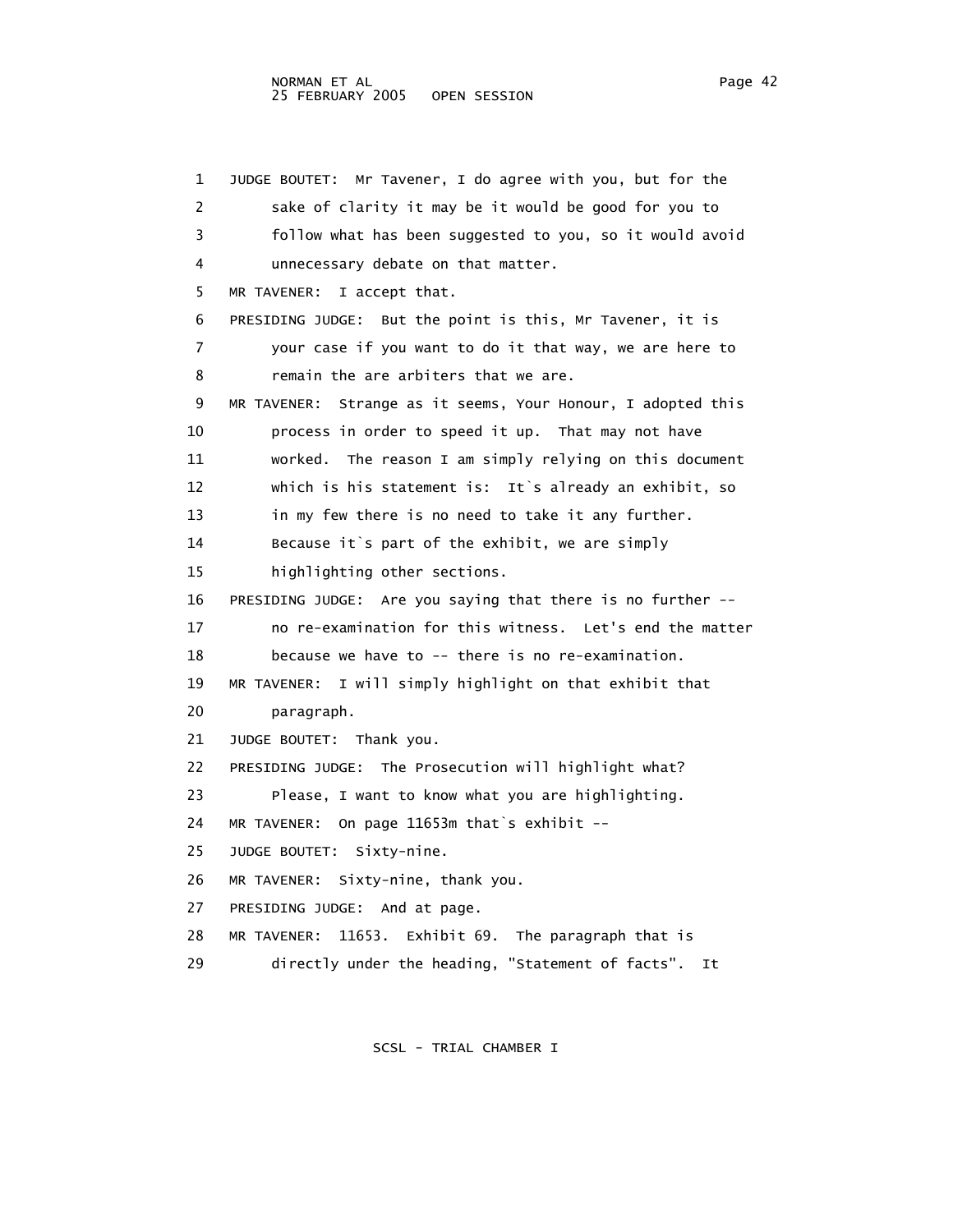1 JUDGE BOUTET: Mr Tavener, I do agree with you, but for the
2 sake of clarity it may be it would be good for you to
3 follow what has been suggested to you, so it would avoid
4 unnecessary debate on that matter.
5 MR TAVENER: I accept that.
6 PRESIDING JUDGE: But the point is this, Mr Tavener, it is
7 your case if you want to do it that way, we are here to
8 remain the are arbiters that we are.
9 MR TAVENER: Strange as it seems, Your Honour, I adopted this
10 process in order to speed it up. That may not have
11 worked. The reason I am simply relying on this document
12 which is his statement is: It`s already an exhibit, so
13 in my few there is no need to take it any further.
14 Because it`s part of the exhibit, we are simply
15 highlighting other sections.
16 PRESIDING JUDGE: Are you saying that there is no further --
17 no re-examination for this witness. Let's end the matter
18 because we have to -- there is no re-examination.
19 MR TAVENER: I will simply highlight on that exhibit that
20 paragraph.
21 JUDGE BOUTET: Thank you.
22 PRESIDING JUDGE: The Prosecution will highlight what?
23 Please, I want to know what you are highlighting.
24 MR TAVENER: On page 11653m that`s exhibit --
25 JUDGE BOUTET: Sixty-nine.
26 MR TAVENER: Sixty-nine, thank you.
27 PRESIDING JUDGE: And at page.
28 MR TAVENER: 11653. Exhibit 69. The paragraph that is
29 directly under the heading, "Statement of facts". It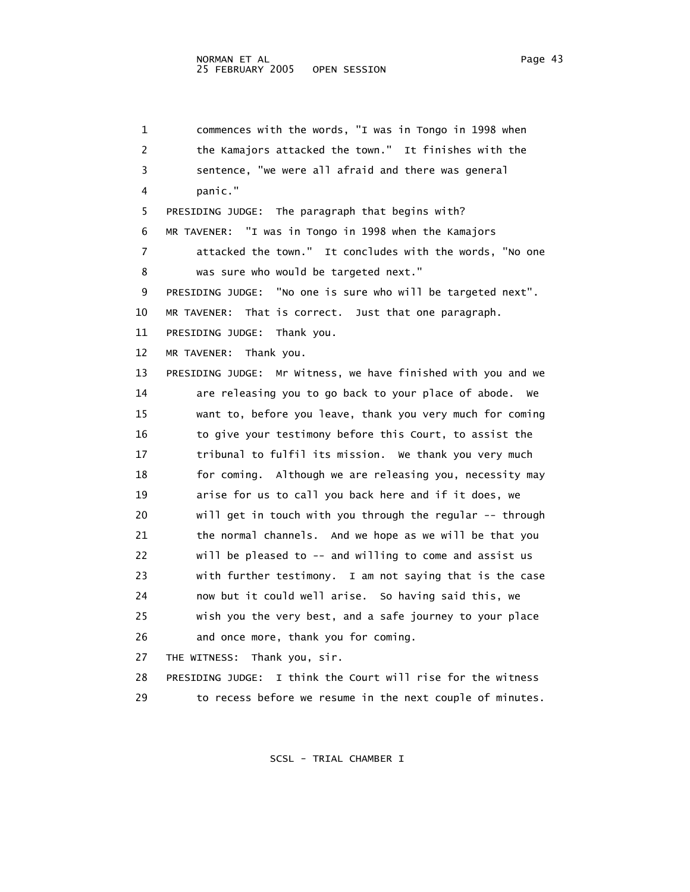1 commences with the words, "I was in Tongo in 1998 when
2 the Kamajors attacked the town." It finishes with the
3 sentence, "we were all afraid and there was general
4 panic."
5 PRESIDING JUDGE: The paragraph that begins with?
6 MR TAVENER: "I was in Tongo in 1998 when the Kamajors
7 attacked the town." It concludes with the words, "No one
8 was sure who would be targeted next."
9 PRESIDING JUDGE: "No one is sure who will be targeted next".
10 MR TAVENER: That is correct. Just that one paragraph.
11 PRESIDING JUDGE: Thank you.
12 MR TAVENER: Thank you.
13 PRESIDING JUDGE: Mr Witness, we have finished with you and we
14 are releasing you to go back to your place of abode. We
15 want to, before you leave, thank you very much for coming
16 to give your testimony before this Court, to assist the
17 tribunal to fulfil its mission. We thank you very much
18 for coming. Although we are releasing you, necessity may
19 arise for us to call you back here and if it does, we
20 will get in touch with you through the regular -- through
21 the normal channels. And we hope as we will be that you
22 will be pleased to -- and willing to come and assist us
23 with further testimony. I am not saying that is the case
24 now but it could well arise. So having said this, we
25 wish you the very best, and a safe journey to your place
26 and once more, thank you for coming.
27 THE WITNESS: Thank you, sir.
28 PRESIDING JUDGE: I think the Court will rise for the witness
29 to recess before we resume in the next couple of minutes.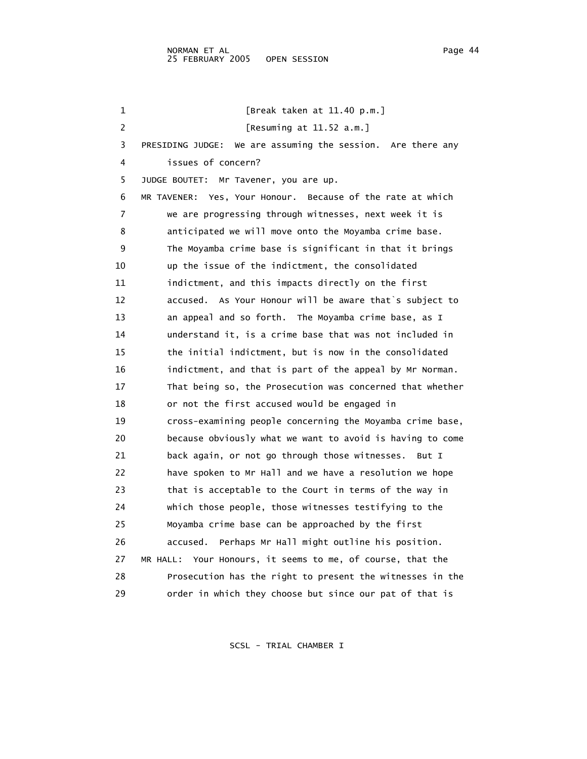1 [Break taken at 11.40 p.m.]

2 [Resuming at 11.52 a.m.]

3 PRESIDING JUDGE: We are assuming the session. Are there any
4 issues of concern?

5 JUDGE BOUTET: Mr Tavener, you are up.

6 MR TAVENER: Yes, Your Honour. Because of the rate at which
7 we are progressing through witnesses, next week it is
8 anticipated we will move onto the Moyamba crime base.
9 The Moyamba crime base is significant in that it brings
10 up the issue of the indictment, the consolidated
11 indictment, and this impacts directly on the first
12 accused. As Your Honour will be aware that`s subject to
13 an appeal and so forth. The Moyamba crime base, as I
14 understand it, is a crime base that was not included in
15 the initial indictment, but is now in the consolidated
16 indictment, and that is part of the appeal by Mr Norman.
17 That being so, the Prosecution was concerned that whether
18 or not the first accused would be engaged in
19 cross-examining people concerning the Moyamba crime base,
20 because obviously what we want to avoid is having to come
21 back again, or not go through those witnesses. But I
22 have spoken to Mr Hall and we have a resolution we hope
23 that is acceptable to the Court in terms of the way in
24 which those people, those witnesses testifying to the
25 Moyamba crime base can be approached by the first
26 accused. Perhaps Mr Hall might outline his position.

27 MR HALL: Your Honours, it seems to me, of course, that the
28 Prosecution has the right to present the witnesses in the
29 order in which they choose but since our pat of that is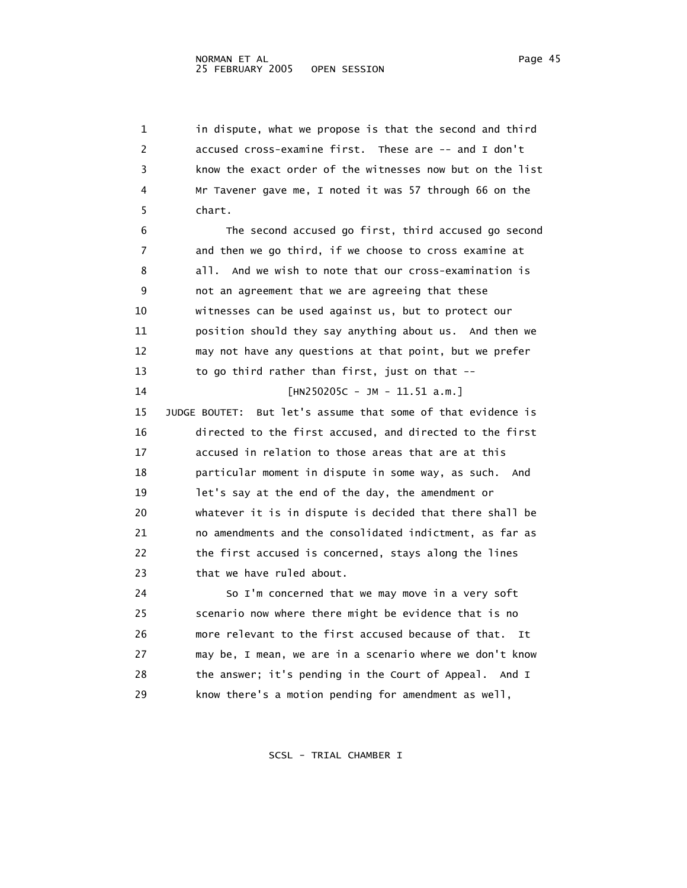in dispute, what we propose is that the second and third accused cross-examine first. These are -- and I don't know the exact order of the witnesses now but on the list Mr Tavener gave me, I noted it was 57 through 66 on the chart.

The second accused go first, third accused go second and then we go third, if we choose to cross examine at all. And we wish to note that our cross-examination is not an agreement that we are agreeing that these witnesses can be used against us, but to protect our position should they say anything about us. And then we may not have any questions at that point, but we prefer to go third rather than first, just on that --

[HN250205C - JM - 11.51 a.m.]

JUDGE BOUTET: But let's assume that some of that evidence is directed to the first accused, and directed to the first accused in relation to those areas that are at this particular moment in dispute in some way, as such. And let's say at the end of the day, the amendment or whatever it is in dispute is decided that there shall be no amendments and the consolidated indictment, as far as the first accused is concerned, stays along the lines that we have ruled about.

So I'm concerned that we may move in a very soft scenario now where there might be evidence that is no more relevant to the first accused because of that. It may be, I mean, we are in a scenario where we don't know the answer; it's pending in the Court of Appeal. And I know there's a motion pending for amendment as well,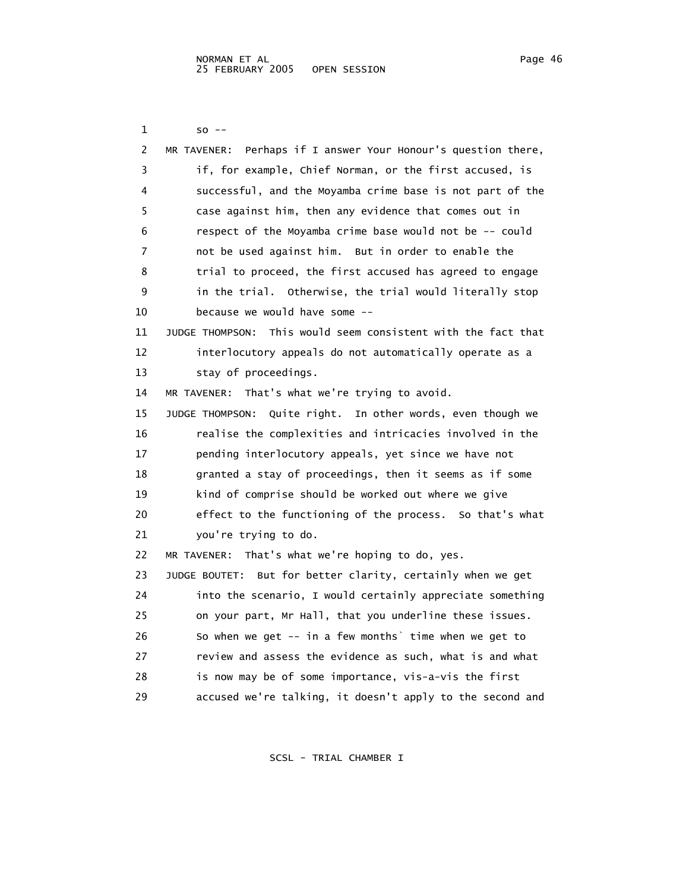so --

MR TAVENER: Perhaps if I answer Your Honour's question there, if, for example, Chief Norman, or the first accused, is successful, and the Moyamba crime base is not part of the case against him, then any evidence that comes out in respect of the Moyamba crime base would not be -- could not be used against him. But in order to enable the trial to proceed, the first accused has agreed to engage in the trial. Otherwise, the trial would literally stop because we would have some --

JUDGE THOMPSON: This would seem consistent with the fact that interlocutory appeals do not automatically operate as a stay of proceedings.

MR TAVENER: That's what we're trying to avoid.

JUDGE THOMPSON: Quite right. In other words, even though we realise the complexities and intricacies involved in the pending interlocutory appeals, yet since we have not granted a stay of proceedings, then it seems as if some kind of comprise should be worked out where we give effect to the functioning of the process. So that's what you're trying to do.

MR TAVENER: That's what we're hoping to do, yes.

JUDGE BOUTET: But for better clarity, certainly when we get into the scenario, I would certainly appreciate something on your part, Mr Hall, that you underline these issues. So when we get -- in a few months` time when we get to review and assess the evidence as such, what is and what is now may be of some importance, vis-a-vis the first accused we're talking, it doesn't apply to the second and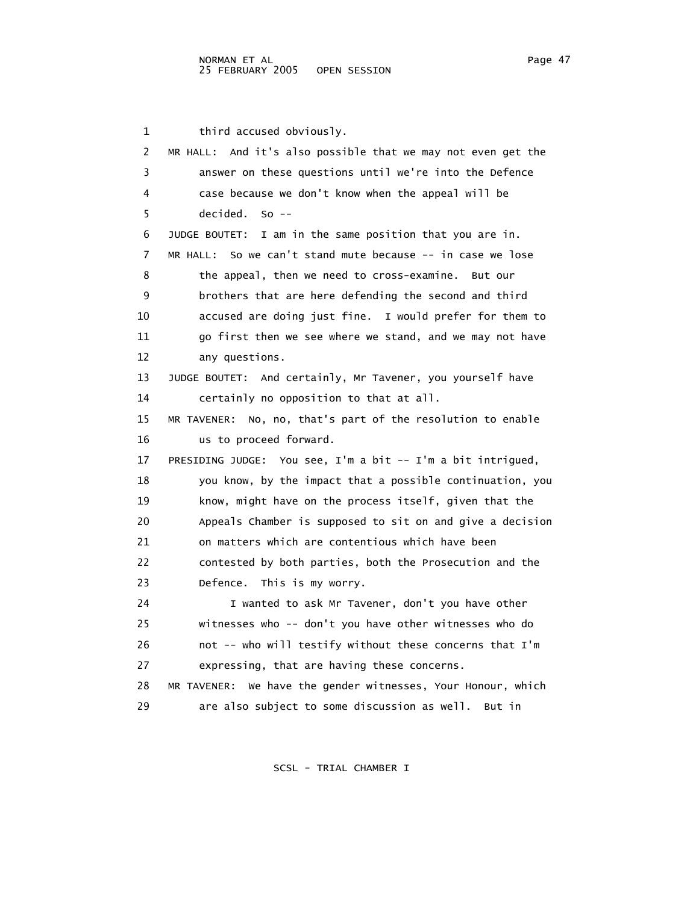1 third accused obviously.

2 MR HALL: And it's also possible that we may not even get the
3 answer on these questions until we're into the Defence
4 case because we don't know when the appeal will be
5 decided. So --

6 JUDGE BOUTET: I am in the same position that you are in.

7 MR HALL: So we can't stand mute because -- in case we lose
8 the appeal, then we need to cross-examine. But our
9 brothers that are here defending the second and third
10 accused are doing just fine. I would prefer for them to
11 go first then we see where we stand, and we may not have
12 any questions.

13 JUDGE BOUTET: And certainly, Mr Tavener, you yourself have
14 certainly no opposition to that at all.

15 MR TAVENER: No, no, that's part of the resolution to enable
16 us to proceed forward.

17 PRESIDING JUDGE: You see, I'm a bit -- I'm a bit intrigued,
18 you know, by the impact that a possible continuation, you
19 know, might have on the process itself, given that the
20 Appeals Chamber is supposed to sit on and give a decision
21 on matters which are contentious which have been
22 contested by both parties, both the Prosecution and the
23 Defence. This is my worry.

24 I wanted to ask Mr Tavener, don't you have other
25 witnesses who -- don't you have other witnesses who do
26 not -- who will testify without these concerns that I'm
27 expressing, that are having these concerns.

28 MR TAVENER: We have the gender witnesses, Your Honour, which
29 are also subject to some discussion as well. But in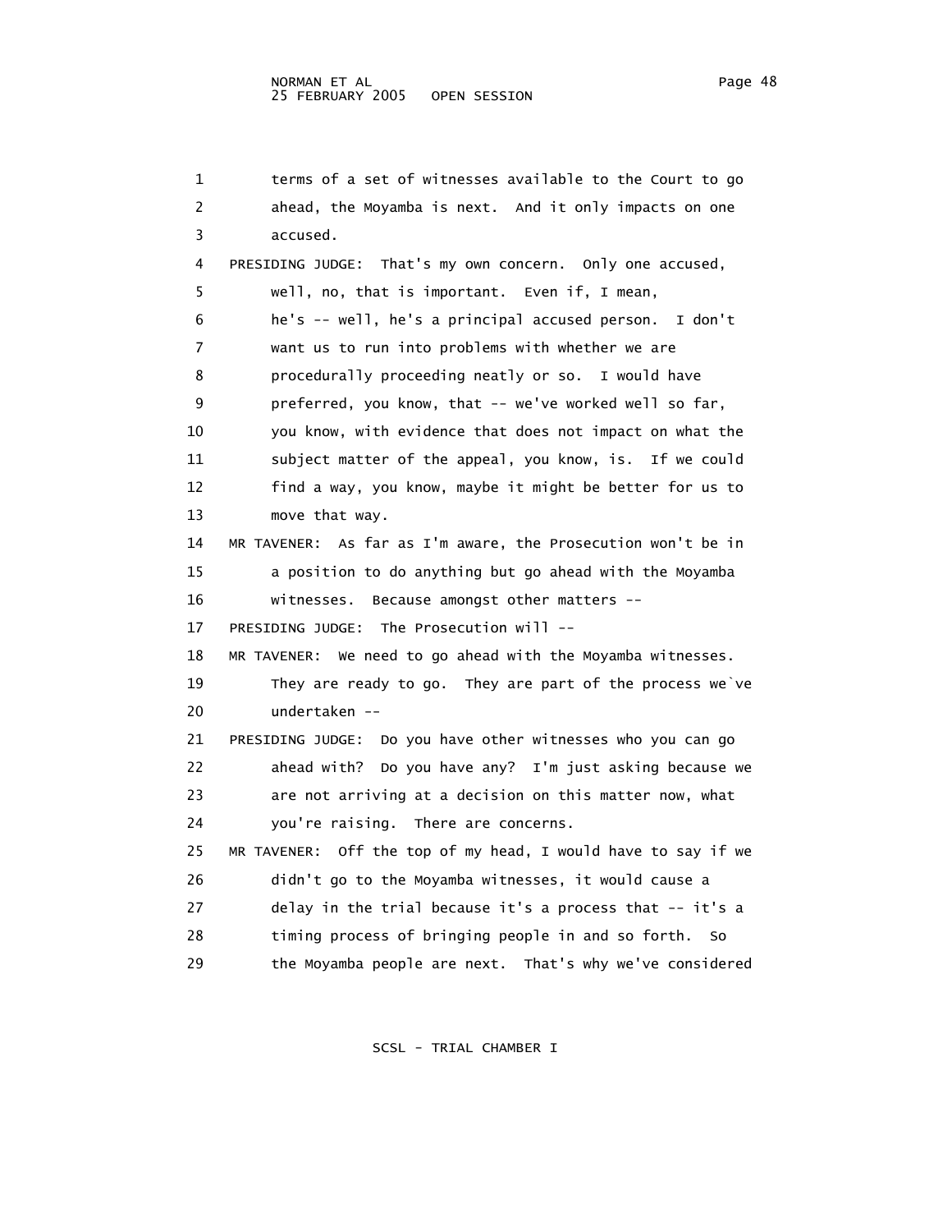terms of a set of witnesses available to the Court to go ahead, the Moyamba is next. And it only impacts on one accused.

PRESIDING JUDGE: That's my own concern. Only one accused, well, no, that is important. Even if, I mean, he's -- well, he's a principal accused person. I don't want us to run into problems with whether we are procedurally proceeding neatly or so. I would have preferred, you know, that -- we've worked well so far, you know, with evidence that does not impact on what the subject matter of the appeal, you know, is. If we could find a way, you know, maybe it might be better for us to move that way.

MR TAVENER: As far as I'm aware, the Prosecution won't be in a position to do anything but go ahead with the Moyamba witnesses. Because amongst other matters --

PRESIDING JUDGE: The Prosecution will --

MR TAVENER: We need to go ahead with the Moyamba witnesses. They are ready to go. They are part of the process we`ve undertaken --

PRESIDING JUDGE: Do you have other witnesses who you can go ahead with? Do you have any? I'm just asking because we are not arriving at a decision on this matter now, what you're raising. There are concerns.

MR TAVENER: Off the top of my head, I would have to say if we didn't go to the Moyamba witnesses, it would cause a delay in the trial because it's a process that -- it's a timing process of bringing people in and so forth. So the Moyamba people are next. That's why we've considered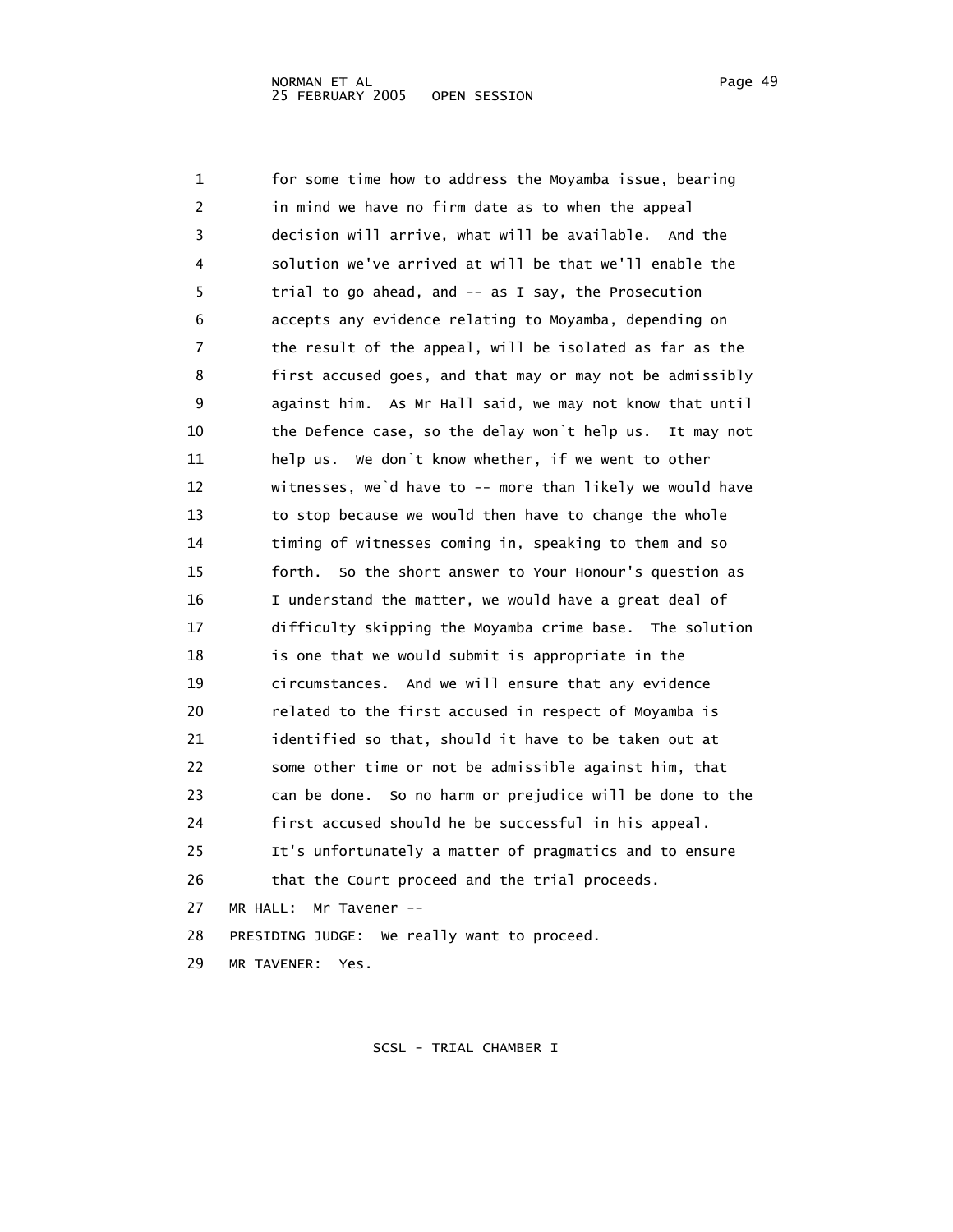1 for some time how to address the Moyamba issue, bearing
2 in mind we have no firm date as to when the appeal
3 decision will arrive, what will be available. And the
4 solution we've arrived at will be that we'll enable the
5 trial to go ahead, and -- as I say, the Prosecution
6 accepts any evidence relating to Moyamba, depending on
7 the result of the appeal, will be isolated as far as the
8 first accused goes, and that may or may not be admissibly
9 against him. As Mr Hall said, we may not know that until
10 the Defence case, so the delay won`t help us. It may not
11 help us. We don`t know whether, if we went to other
12 witnesses, we`d have to -- more than likely we would have
13 to stop because we would then have to change the whole
14 timing of witnesses coming in, speaking to them and so
15 forth. So the short answer to Your Honour's question as
16 I understand the matter, we would have a great deal of
17 difficulty skipping the Moyamba crime base. The solution
18 is one that we would submit is appropriate in the
19 circumstances. And we will ensure that any evidence
20 related to the first accused in respect of Moyamba is
21 identified so that, should it have to be taken out at
22 some other time or not be admissible against him, that
23 can be done. So no harm or prejudice will be done to the
24 first accused should he be successful in his appeal.
25 It's unfortunately a matter of pragmatics and to ensure
26 that the Court proceed and the trial proceeds.
27 MR HALL: Mr Tavener --
28 PRESIDING JUDGE: We really want to proceed.
29 MR TAVENER: Yes.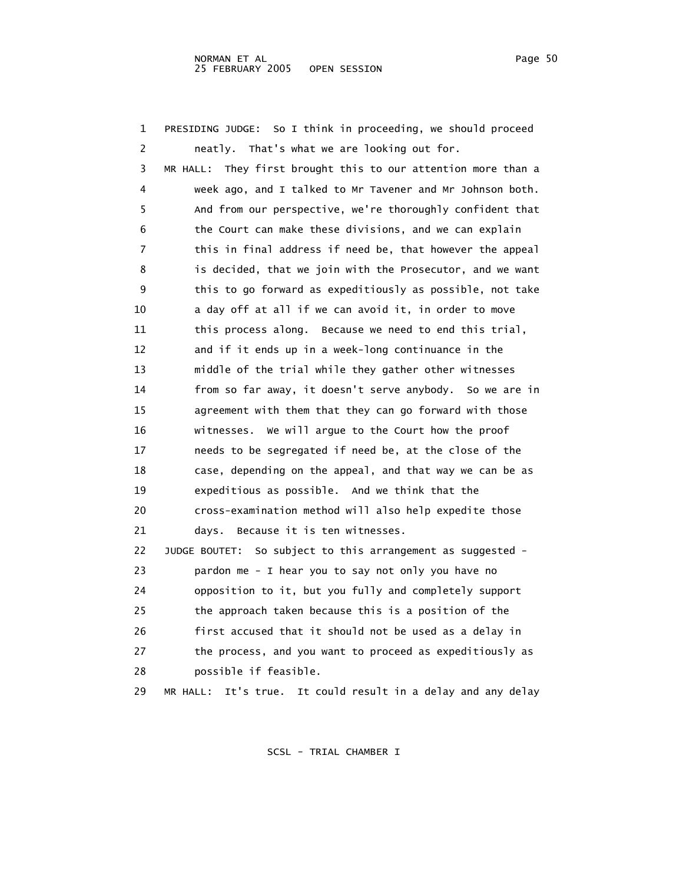PRESIDING JUDGE: So I think in proceeding, we should proceed neatly. That's what we are looking out for.

MR HALL: They first brought this to our attention more than a week ago, and I talked to Mr Tavener and Mr Johnson both. And from our perspective, we're thoroughly confident that the Court can make these divisions, and we can explain this in final address if need be, that however the appeal is decided, that we join with the Prosecutor, and we want this to go forward as expeditiously as possible, not take a day off at all if we can avoid it, in order to move this process along. Because we need to end this trial, and if it ends up in a week-long continuance in the middle of the trial while they gather other witnesses from so far away, it doesn't serve anybody. So we are in agreement with them that they can go forward with those witnesses. We will argue to the Court how the proof needs to be segregated if need be, at the close of the case, depending on the appeal, and that way we can be as expeditious as possible. And we think that the cross-examination method will also help expedite those days. Because it is ten witnesses.

JUDGE BOUTET: So subject to this arrangement as suggested - pardon me - I hear you to say not only you have no opposition to it, but you fully and completely support the approach taken because this is a position of the first accused that it should not be used as a delay in the process, and you want to proceed as expeditiously as possible if feasible.

MR HALL: It's true. It could result in a delay and any delay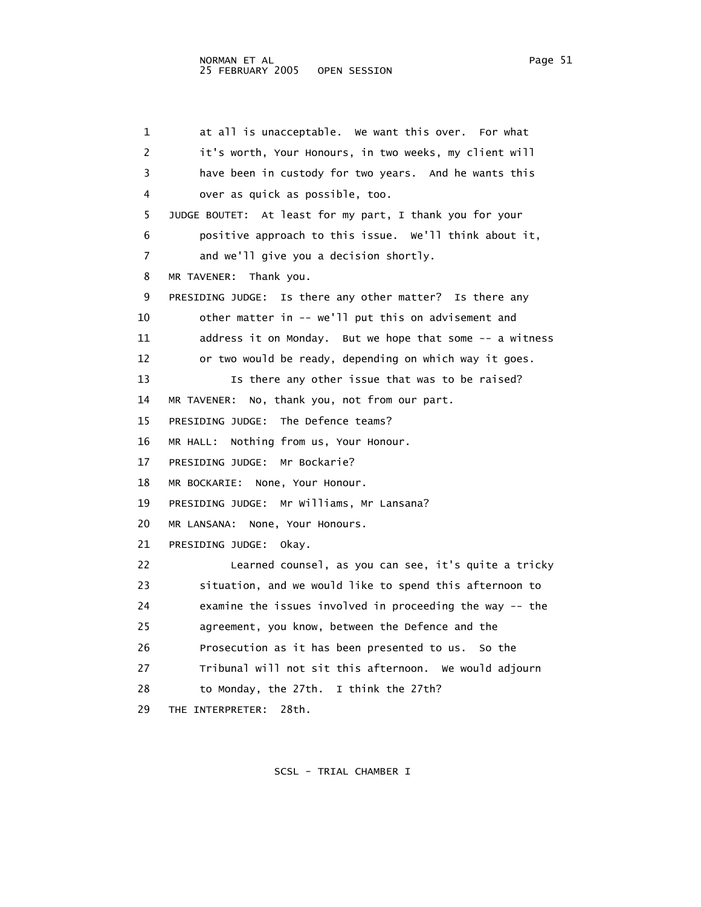1 at all is unacceptable. We want this over. For what
2 it's worth, Your Honours, in two weeks, my client will
3 have been in custody for two years. And he wants this
4 over as quick as possible, too.
5 JUDGE BOUTET: At least for my part, I thank you for your
6 positive approach to this issue. We'll think about it,
7 and we'll give you a decision shortly.
8 MR TAVENER: Thank you.
9 PRESIDING JUDGE: Is there any other matter? Is there any
10 other matter in -- we'll put this on advisement and
11 address it on Monday. But we hope that some -- a witness
12 or two would be ready, depending on which way it goes.
13 Is there any other issue that was to be raised?
14 MR TAVENER: No, thank you, not from our part.
15 PRESIDING JUDGE: The Defence teams?
16 MR HALL: Nothing from us, Your Honour.
17 PRESIDING JUDGE: Mr Bockarie?
18 MR BOCKARIE: None, Your Honour.
19 PRESIDING JUDGE: Mr Williams, Mr Lansana?
20 MR LANSANA: None, Your Honours.
21 PRESIDING JUDGE: Okay.
22 Learned counsel, as you can see, it's quite a tricky
23 situation, and we would like to spend this afternoon to
24 examine the issues involved in proceeding the way -- the
25 agreement, you know, between the Defence and the
26 Prosecution as it has been presented to us. So the
27 Tribunal will not sit this afternoon. We would adjourn
28 to Monday, the 27th. I think the 27th?
29 THE INTERPRETER: 28th.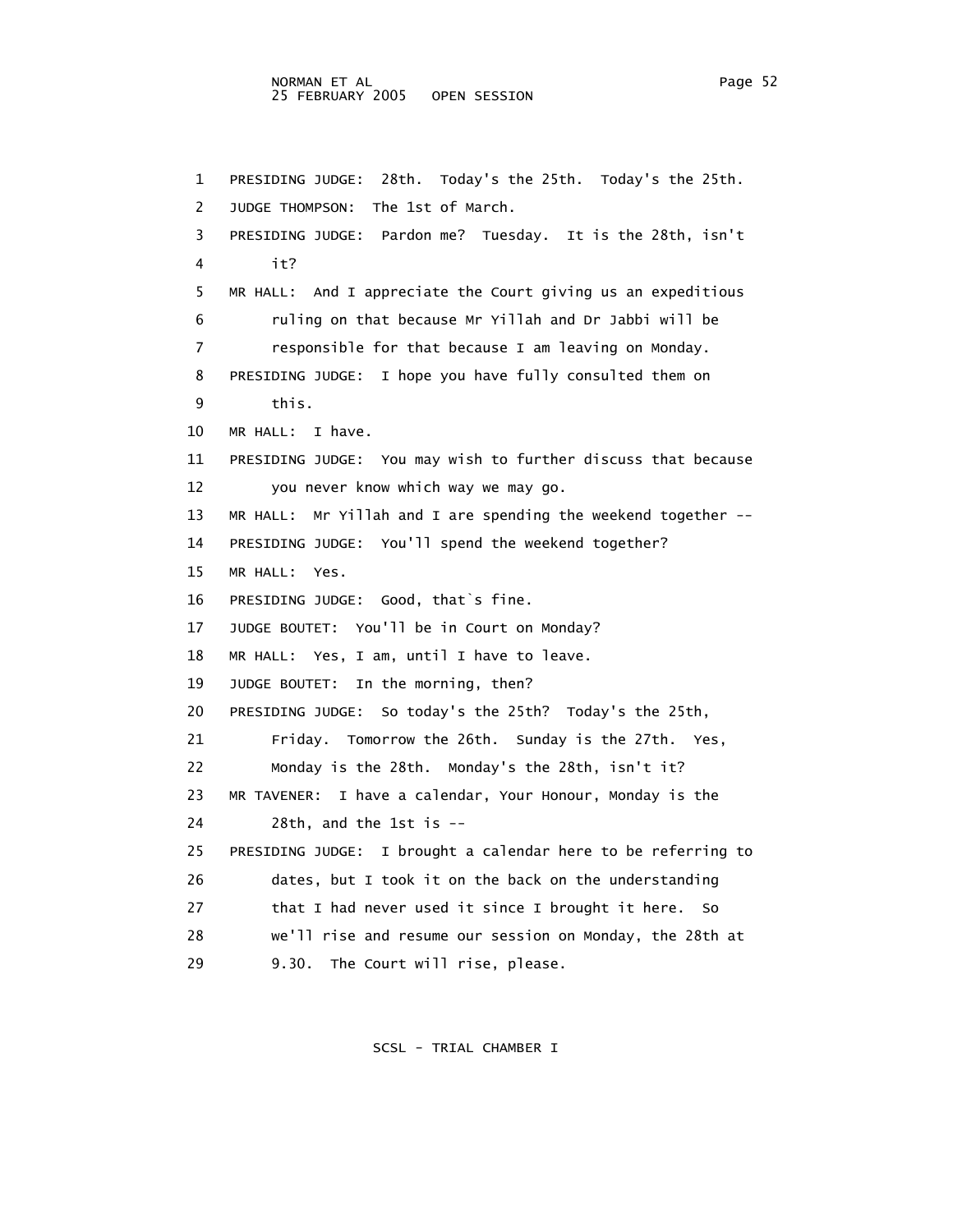1 PRESIDING JUDGE: 28th. Today's the 25th. Today's the 25th.

2 JUDGE THOMPSON: The 1st of March.

3 PRESIDING JUDGE: Pardon me? Tuesday. It is the 28th, isn't

4 it?

5 MR HALL: And I appreciate the Court giving us an expeditious

6 ruling on that because Mr Yillah and Dr Jabbi will be

7 responsible for that because I am leaving on Monday.

8 PRESIDING JUDGE: I hope you have fully consulted them on

9 this.

10 MR HALL: I have.

11 PRESIDING JUDGE: You may wish to further discuss that because

12 you never know which way we may go.

13 MR HALL: Mr Yillah and I are spending the weekend together --

14 PRESIDING JUDGE: You'll spend the weekend together?

15 MR HALL: Yes.

16 PRESIDING JUDGE: Good, that`s fine.

17 JUDGE BOUTET: You'll be in Court on Monday?

18 MR HALL: Yes, I am, until I have to leave.

19 JUDGE BOUTET: In the morning, then?

20 PRESIDING JUDGE: So today's the 25th? Today's the 25th,

21 Friday. Tomorrow the 26th. Sunday is the 27th. Yes,

22 Monday is the 28th. Monday's the 28th, isn't it?

23 MR TAVENER: I have a calendar, Your Honour, Monday is the

24 28th, and the 1st is --

25 PRESIDING JUDGE: I brought a calendar here to be referring to

26 dates, but I took it on the back on the understanding

27 that I had never used it since I brought it here. So

28 we'll rise and resume our session on Monday, the 28th at

29 9.30. The Court will rise, please.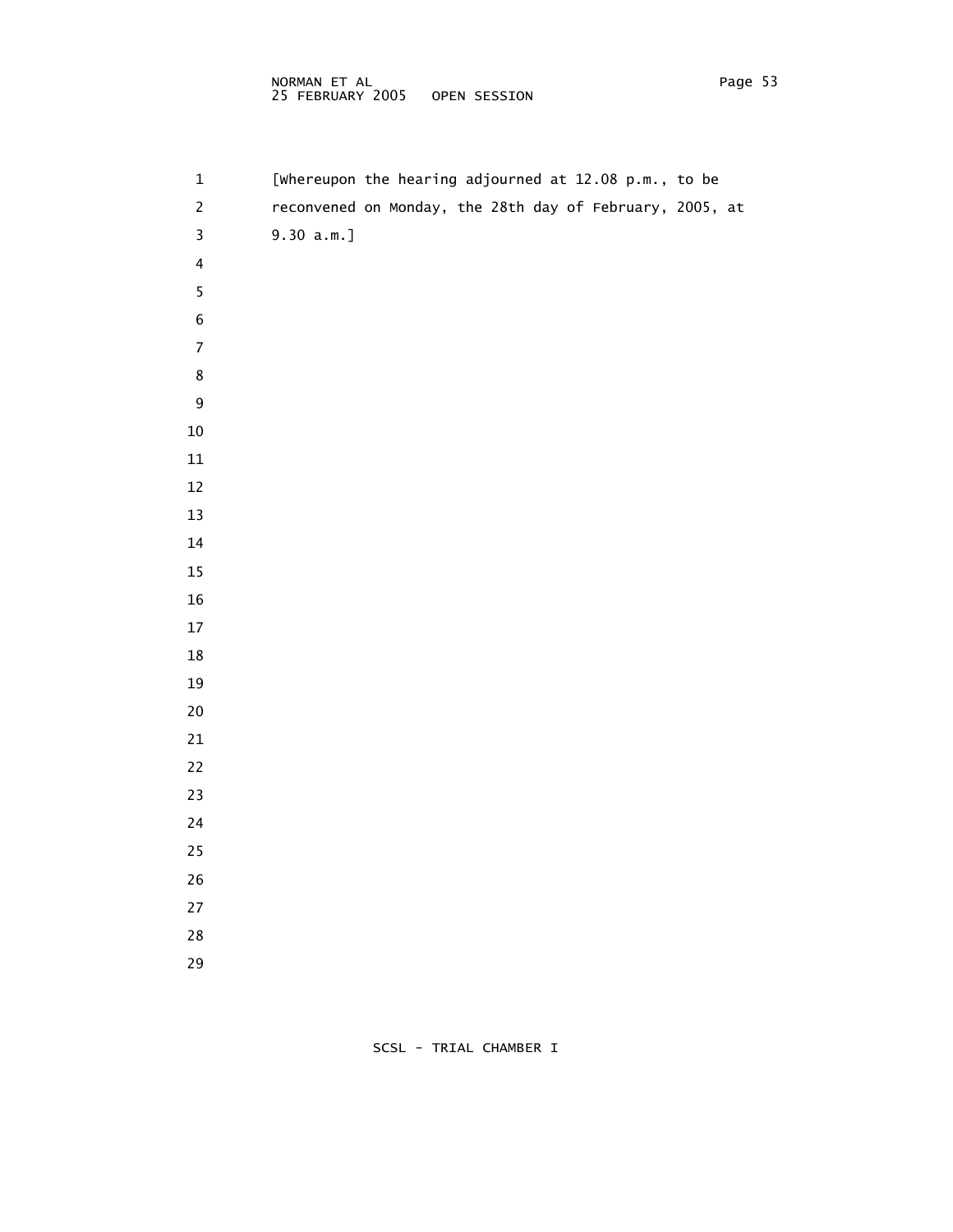[Whereupon the hearing adjourned at 12.08 p.m., to be reconvened on Monday, the 28th day of February, 2005, at 9.30 a.m.]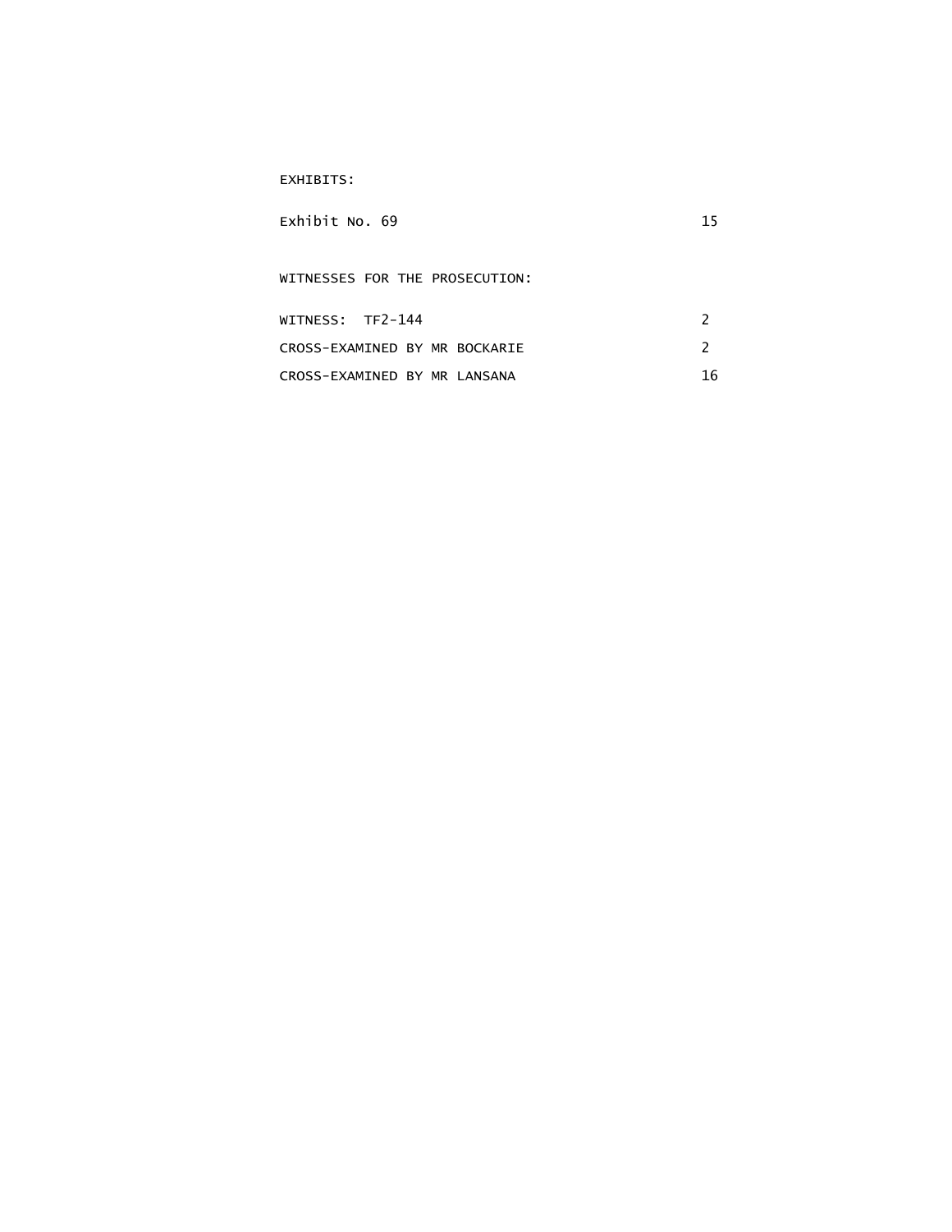EXHIBITS:

| | |
|---|---|
| Exhibit No. 69 | 15 |

WITNESSES FOR THE PROSECUTION:

| | |
|---|---|
| WITNESS: TF2-144 | 2 |
| CROSS-EXAMINED BY MR BOCKARIE | 2 |
| CROSS-EXAMINED BY MR LANSANA | 16 |